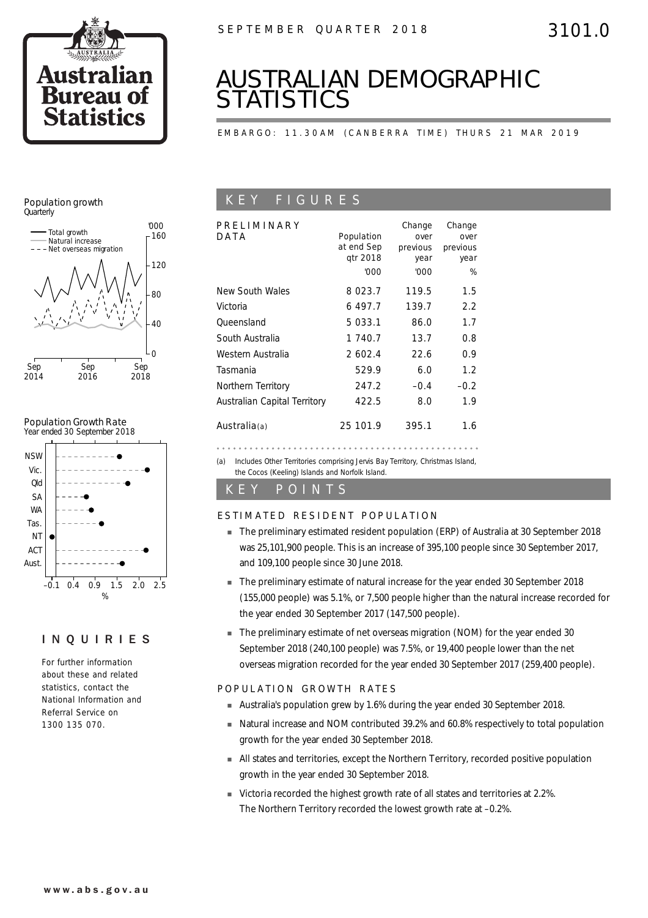SEPTEMBER QUARTER 2018

3101.0

# AUSTRALIAN DEMOGRAPHIC STATISTICS

EMBARGO: 11.30AM (CANBERRA TIME) THURS 21 MAR 2019

Population growth
Quarterly

Population Growth Rate
Year ended 30 September 2018

## INQUIRIES

For further information about these and related statistics, contact the National Information and Referral Service on 1300 135 070.

## KEY FIGURES

| PRELIMINARY DATA | Population at end Sep qtr 2018 | Change over previous year | Change over previous year |
|---|---|---|---|
| | '000 | '000 | % |
| New South Wales | 8 023.7 | 119.5 | 1.5 |
| Victoria | 6 497.7 | 139.7 | 2.2 |
| Queensland | 5 033.1 | 86.0 | 1.7 |
| South Australia | 1 740.7 | 13.7 | 0.8 |
| Western Australia | 2 602.4 | 22.6 | 0.9 |
| Tasmania | 529.9 | 6.0 | 1.2 |
| Northern Territory | 247.2 | –0.4 | –0.2 |
| Australian Capital Territory | 422.5 | 8.0 | 1.9 |
| Australia(a) | 25 101.9 | 395.1 | 1.6 |

(a) Includes Other Territories comprising Jervis Bay Territory, Christmas Island, the Cocos (Keeling) Islands and Norfolk Island.

## KEY POINTS

### ESTIMATED RESIDENT POPULATION

- The preliminary estimated resident population (ERP) of Australia at 30 September 2018 was 25,101,900 people. This is an increase of 395,100 people since 30 September 2017, and 109,100 people since 30 June 2018.
- The preliminary estimate of natural increase for the year ended 30 September 2018 (155,000 people) was 5.1%, or 7,500 people higher than the natural increase recorded for the year ended 30 September 2017 (147,500 people).
- The preliminary estimate of net overseas migration (NOM) for the year ended 30 September 2018 (240,100 people) was 7.5%, or 19,400 people lower than the net overseas migration recorded for the year ended 30 September 2017 (259,400 people).

### POPULATION GROWTH RATES

- Australia's population grew by 1.6% during the year ended 30 September 2018.
- Natural increase and NOM contributed 39.2% and 60.8% respectively to total population growth for the year ended 30 September 2018.
- All states and territories, except the Northern Territory, recorded positive population growth in the year ended 30 September 2018.
- Victoria recorded the highest growth rate of all states and territories at 2.2%. The Northern Territory recorded the lowest growth rate at –0.2%.

www.abs.gov.au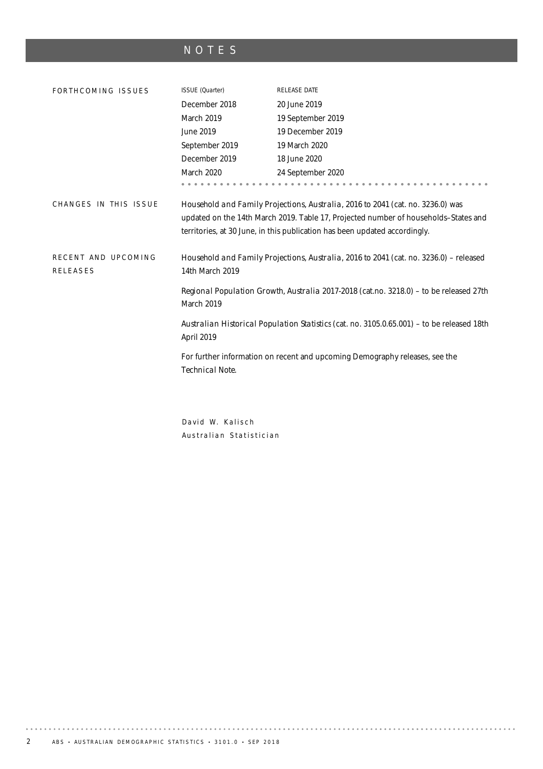# NOTES

## FORTHCOMING ISSUES

| ISSUE (Quarter) | RELEASE DATE |
|---|---|
| December 2018 | 20 June 2019 |
| March 2019 | 19 September 2019 |
| June 2019 | 19 December 2019 |
| September 2019 | 19 March 2020 |
| December 2019 | 18 June 2020 |
| March 2020 | 24 September 2020 |

## CHANGES IN THIS ISSUE

*Household and Family Projections, Australia*, 2016 to 2041 (cat. no. 3236.0) was updated on the 14th March 2019. Table 17, Projected number of households–States and territories, at 30 June, in this publication has been updated accordingly.

## RECENT AND UPCOMING RELEASES

*Household and Family Projections, Australia*, 2016 to 2041 (cat. no. 3236.0) – released 14th March 2019

*Regional Population Growth, Australia* 2017-2018 (cat.no. 3218.0) – to be released 27th March 2019

*Australian Historical Population Statistics* (cat. no. 3105.0.65.001) – to be released 18th April 2019

For further information on recent and upcoming Demography releases, see the *Technical Note*.

David W. Kalisch
Australian Statistician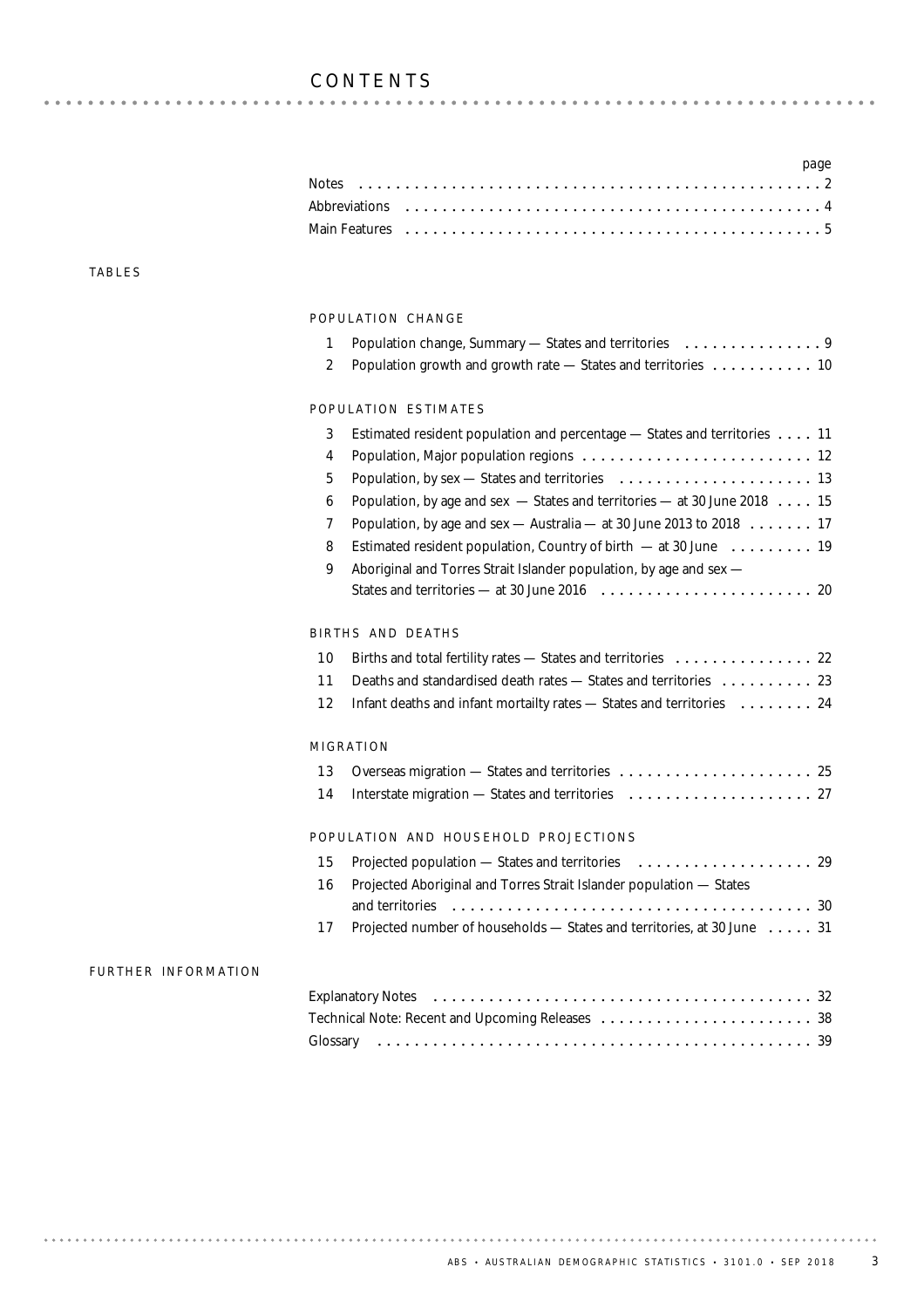# CONTENTS

| | page |
|---|---|
| Notes | 2 |
| Abbreviations | 4 |
| Main Features | 5 |

## TABLES

### POPULATION CHANGE

| | | |
|---|---|---|
| 1 | Population change, Summary — States and territories | 9 |
| 2 | Population growth and growth rate — States and territories | 10 |

### POPULATION ESTIMATES

| | | |
|---|---|---|
| 3 | Estimated resident population and percentage — States and territories | 11 |
| 4 | Population, Major population regions | 12 |
| 5 | Population, by sex — States and territories | 13 |
| 6 | Population, by age and sex — States and territories — at 30 June 2018 | 15 |
| 7 | Population, by age and sex — Australia — at 30 June 2013 to 2018 | 17 |
| 8 | Estimated resident population, Country of birth — at 30 June | 19 |
| 9 | Aboriginal and Torres Strait Islander population, by age and sex — States and territories — at 30 June 2016 | 20 |

### BIRTHS AND DEATHS

| | | |
|---|---|---|
| 10 | Births and total fertility rates — States and territories | 22 |
| 11 | Deaths and standardised death rates — States and territories | 23 |
| 12 | Infant deaths and infant mortailty rates — States and territories | 24 |

### MIGRATION

| | | |
|---|---|---|
| 13 | Overseas migration — States and territories | 25 |
| 14 | Interstate migration — States and territories | 27 |

### POPULATION AND HOUSEHOLD PROJECTIONS

| | | |
|---|---|---|
| 15 | Projected population — States and territories | 29 |
| 16 | Projected Aboriginal and Torres Strait Islander population — States and territories | 30 |
| 17 | Projected number of households — States and territories, at 30 June | 31 |

## FURTHER INFORMATION

| | |
|---|---|
| Explanatory Notes | 32 |
| Technical Note: Recent and Upcoming Releases | 38 |
| Glossary | 39 |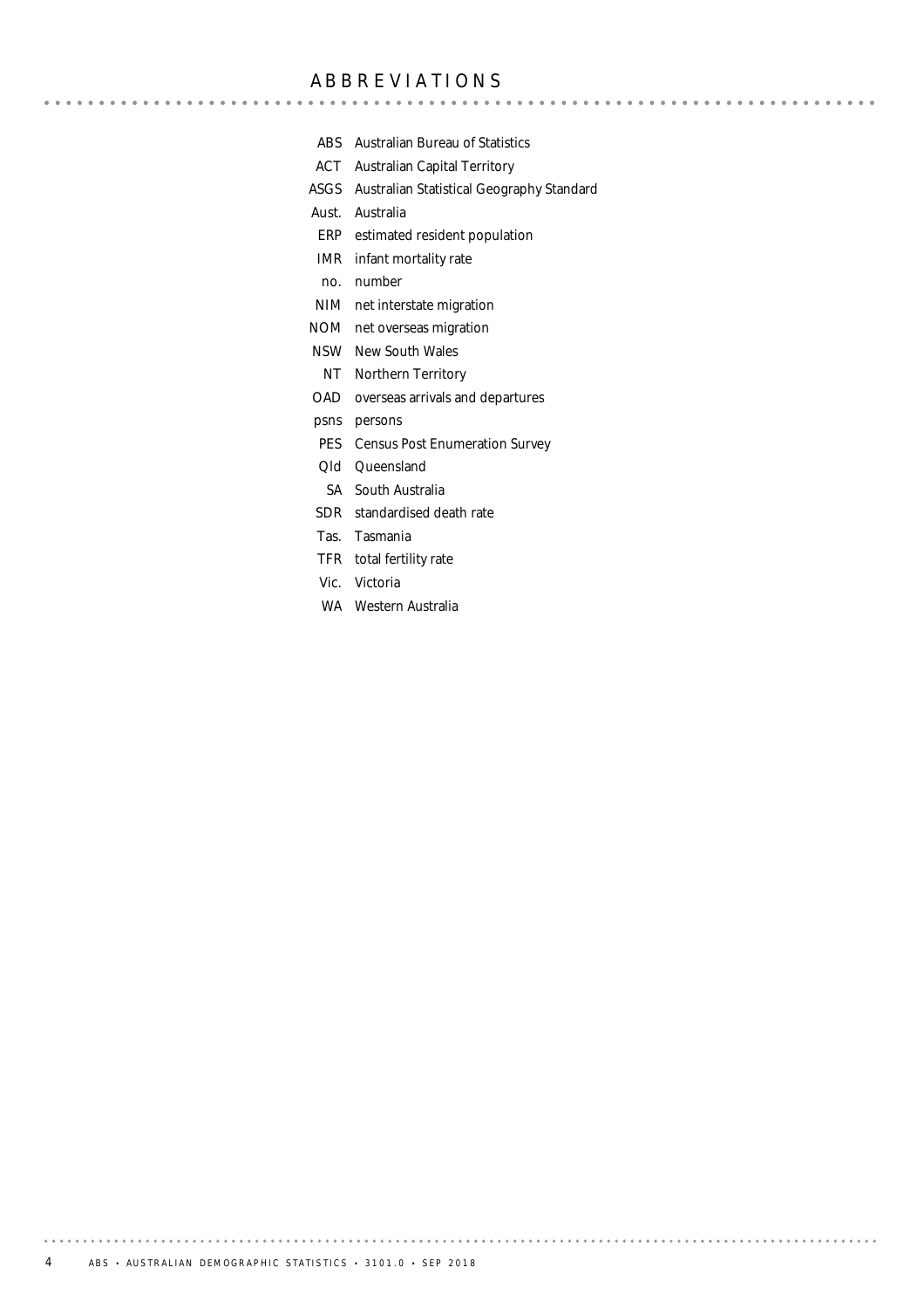# ABBREVIATIONS

| | |
|---|---|
| ABS | Australian Bureau of Statistics |
| ACT | Australian Capital Territory |
| ASGS | Australian Statistical Geography Standard |
| Aust. | Australia |
| ERP | estimated resident population |
| IMR | infant mortality rate |
| no. | number |
| NIM | net interstate migration |
| NOM | net overseas migration |
| NSW | New South Wales |
| NT | Northern Territory |
| OAD | overseas arrivals and departures |
| psns | persons |
| PES | Census Post Enumeration Survey |
| Qld | Queensland |
| SA | South Australia |
| SDR | standardised death rate |
| Tas. | Tasmania |
| TFR | total fertility rate |
| Vic. | Victoria |
| WA | Western Australia |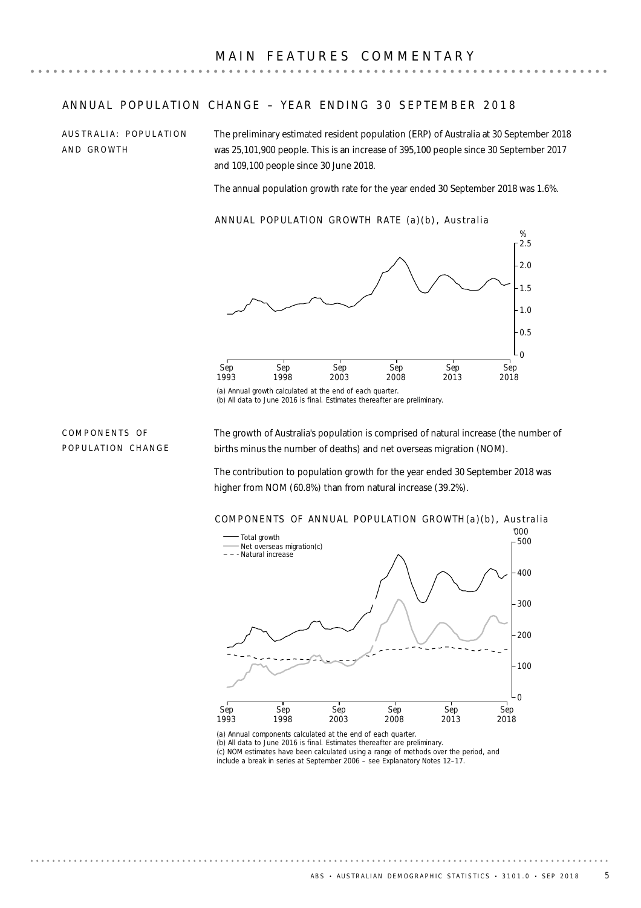# MAIN FEATURES COMMENTARY

## ANNUAL POPULATION CHANGE – YEAR ENDING 30 SEPTEMBER 2018

### AUSTRALIA: POPULATION AND GROWTH

The preliminary estimated resident population (ERP) of Australia at 30 September 2018 was 25,101,900 people. This is an increase of 395,100 people since 30 September 2017 and 109,100 people since 30 June 2018.

The annual population growth rate for the year ended 30 September 2018 was 1.6%.

ANNUAL POPULATION GROWTH RATE (a)(b), Australia

(a) Annual growth calculated at the end of each quarter.
(b) All data to June 2016 is final. Estimates thereafter are preliminary.

### COMPONENTS OF POPULATION CHANGE

The growth of Australia's population is comprised of natural increase (the number of births minus the number of deaths) and net overseas migration (NOM).

The contribution to population growth for the year ended 30 September 2018 was higher from NOM (60.8%) than from natural increase (39.2%).

COMPONENTS OF ANNUAL POPULATION GROWTH(a)(b), Australia

(a) Annual components calculated at the end of each quarter.
(b) All data to June 2016 is final. Estimates thereafter are preliminary.
(c) NOM estimates have been calculated using a range of methods over the period, and include a break in series at September 2006 – see Explanatory Notes 12–17.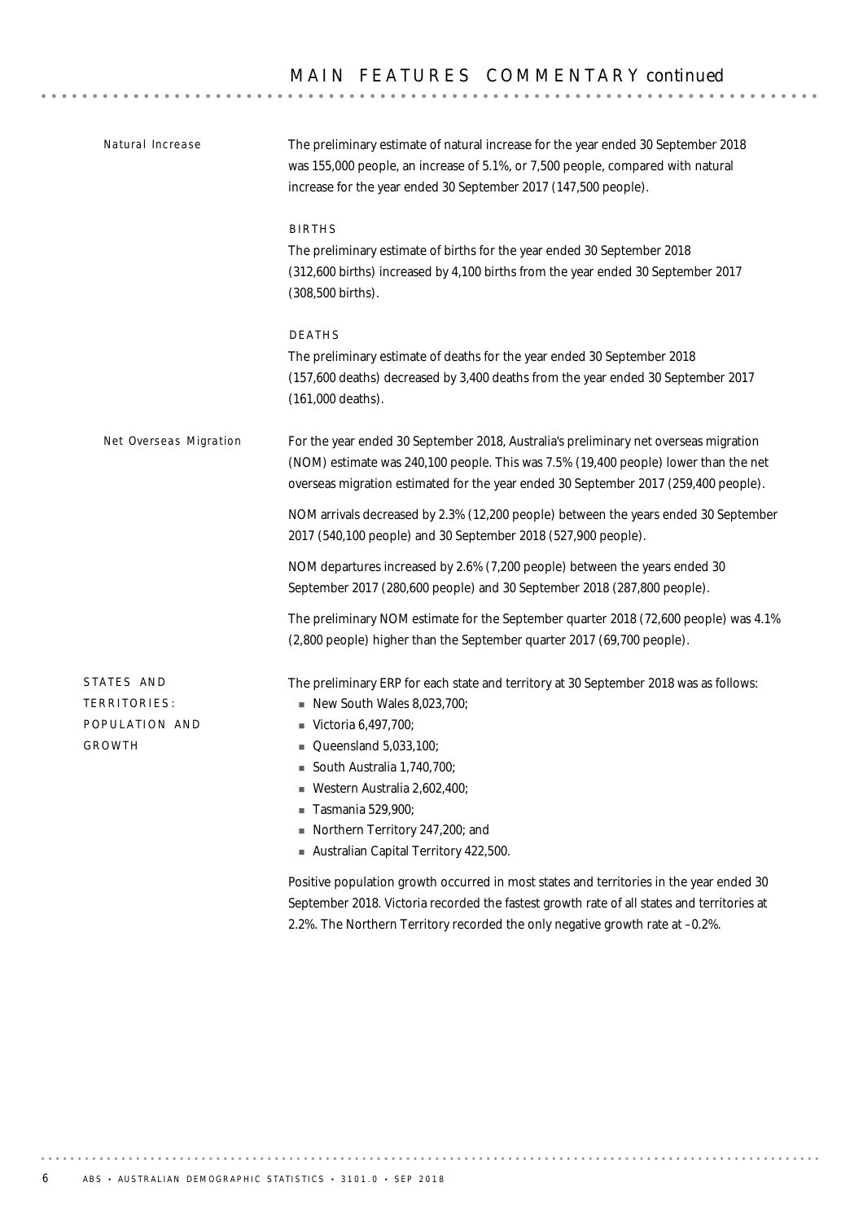## Natural Increase

The preliminary estimate of natural increase for the year ended 30 September 2018 was 155,000 people, an increase of 5.1%, or 7,500 people, compared with natural increase for the year ended 30 September 2017 (147,500 people).

### BIRTHS

The preliminary estimate of births for the year ended 30 September 2018 (312,600 births) increased by 4,100 births from the year ended 30 September 2017 (308,500 births).

### DEATHS

The preliminary estimate of deaths for the year ended 30 September 2018 (157,600 deaths) decreased by 3,400 deaths from the year ended 30 September 2017 (161,000 deaths).

## Net Overseas Migration

For the year ended 30 September 2018, Australia's preliminary net overseas migration (NOM) estimate was 240,100 people. This was 7.5% (19,400 people) lower than the net overseas migration estimated for the year ended 30 September 2017 (259,400 people).

NOM arrivals decreased by 2.3% (12,200 people) between the years ended 30 September 2017 (540,100 people) and 30 September 2018 (527,900 people).

NOM departures increased by 2.6% (7,200 people) between the years ended 30 September 2017 (280,600 people) and 30 September 2018 (287,800 people).

The preliminary NOM estimate for the September quarter 2018 (72,600 people) was 4.1% (2,800 people) higher than the September quarter 2017 (69,700 people).

## STATES AND TERRITORIES: POPULATION AND GROWTH

The preliminary ERP for each state and territory at 30 September 2018 was as follows:

- New South Wales 8,023,700;
- Victoria 6,497,700;
- Queensland 5,033,100;
- South Australia 1,740,700;
- Western Australia 2,602,400;
- Tasmania 529,900;
- Northern Territory 247,200; and
- Australian Capital Territory 422,500.

Positive population growth occurred in most states and territories in the year ended 30 September 2018. Victoria recorded the fastest growth rate of all states and territories at 2.2%. The Northern Territory recorded the only negative growth rate at –0.2%.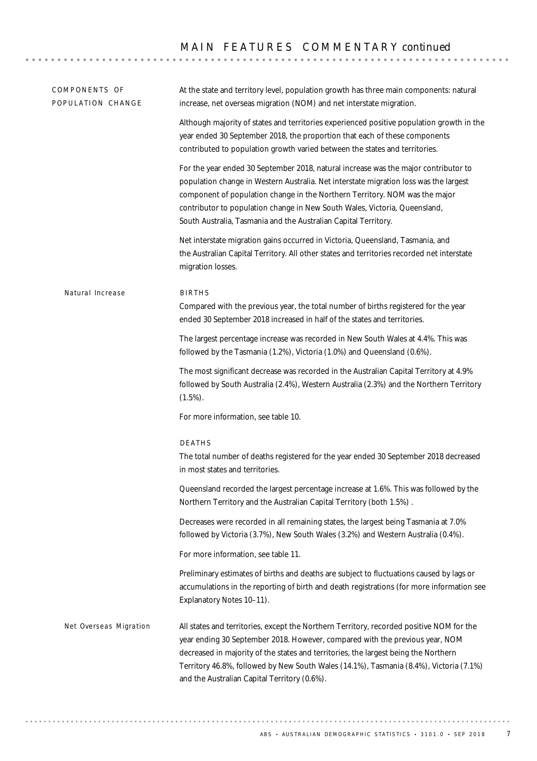## MAIN FEATURES COMMENTARY *continued*

### COMPONENTS OF POPULATION CHANGE

At the state and territory level, population growth has three main components: natural increase, net overseas migration (NOM) and net interstate migration.

Although majority of states and territories experienced positive population growth in the year ended 30 September 2018, the proportion that each of these components contributed to population growth varied between the states and territories.

For the year ended 30 September 2018, natural increase was the major contributor to population change in Western Australia. Net interstate migration loss was the largest component of population change in the Northern Territory. NOM was the major contributor to population change in New South Wales, Victoria, Queensland, South Australia, Tasmania and the Australian Capital Territory.

Net interstate migration gains occurred in Victoria, Queensland, Tasmania, and the Australian Capital Territory. All other states and territories recorded net interstate migration losses.

#### *Natural Increase*

##### BIRTHS

Compared with the previous year, the total number of births registered for the year ended 30 September 2018 increased in half of the states and territories.

The largest percentage increase was recorded in New South Wales at 4.4%. This was followed by the Tasmania (1.2%), Victoria (1.0%) and Queensland (0.6%).

The most significant decrease was recorded in the Australian Capital Territory at 4.9% followed by South Australia (2.4%), Western Australia (2.3%) and the Northern Territory (1.5%).

For more information, see table 10.

##### DEATHS

The total number of deaths registered for the year ended 30 September 2018 decreased in most states and territories.

Queensland recorded the largest percentage increase at 1.6%. This was followed by the Northern Territory and the Australian Capital Territory (both 1.5%) .

Decreases were recorded in all remaining states, the largest being Tasmania at 7.0% followed by Victoria (3.7%), New South Wales (3.2%) and Western Australia (0.4%).

For more information, see table 11.

Preliminary estimates of births and deaths are subject to fluctuations caused by lags or accumulations in the reporting of birth and death registrations (for more information see Explanatory Notes 10–11).

#### *Net Overseas Migration*

All states and territories, except the Northern Territory, recorded positive NOM for the year ending 30 September 2018. However, compared with the previous year, NOM decreased in majority of the states and territories, the largest being the Northern Territory 46.8%, followed by New South Wales (14.1%), Tasmania (8.4%), Victoria (7.1%) and the Australian Capital Territory (0.6%).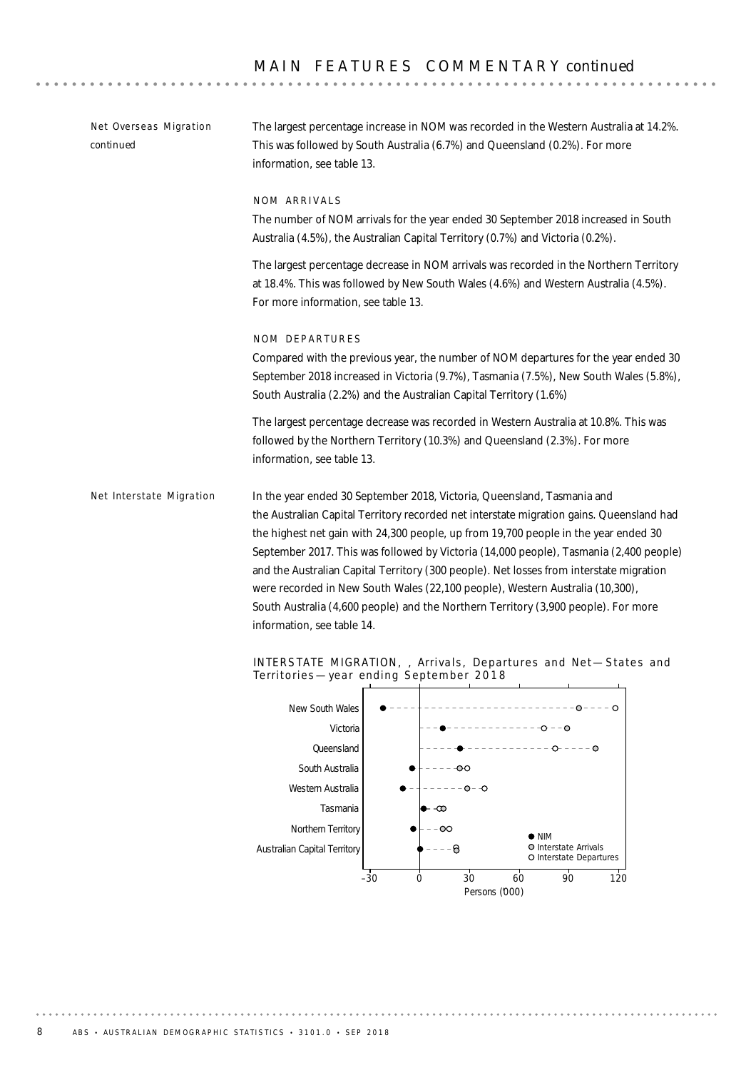## MAIN FEATURES COMMENTARY *continued*

*Net Overseas Migration continued*

The largest percentage increase in NOM was recorded in the Western Australia at 14.2%. This was followed by South Australia (6.7%) and Queensland (0.2%). For more information, see table 13.

### NOM ARRIVALS

The number of NOM arrivals for the year ended 30 September 2018 increased in South Australia (4.5%), the Australian Capital Territory (0.7%) and Victoria (0.2%).

The largest percentage decrease in NOM arrivals was recorded in the Northern Territory at 18.4%. This was followed by New South Wales (4.6%) and Western Australia (4.5%). For more information, see table 13.

### NOM DEPARTURES

Compared with the previous year, the number of NOM departures for the year ended 30 September 2018 increased in Victoria (9.7%), Tasmania (7.5%), New South Wales (5.8%), South Australia (2.2%) and the Australian Capital Territory (1.6%)

The largest percentage decrease was recorded in Western Australia at 10.8%. This was followed by the Northern Territory (10.3%) and Queensland (2.3%). For more information, see table 13.

*Net Interstate Migration*

In the year ended 30 September 2018, Victoria, Queensland, Tasmania and the Australian Capital Territory recorded net interstate migration gains. Queensland had the highest net gain with 24,300 people, up from 19,700 people in the year ended 30 September 2017. This was followed by Victoria (14,000 people), Tasmania (2,400 people) and the Australian Capital Territory (300 people). Net losses from interstate migration were recorded in New South Wales (22,100 people), Western Australia (10,300), South Australia (4,600 people) and the Northern Territory (3,900 people). For more information, see table 14.

INTERSTATE MIGRATION, , Arrivals, Departures and Net—States and Territories—year ending September 2018

Legend: ● NIM; ○ Interstate Arrivals; ○ Interstate Departures

Rows: New South Wales, Victoria, Queensland, South Australia, Western Australia, Tasmania, Northern Territory, Australian Capital Territory

X-axis: Persons ('000), from –30 to 120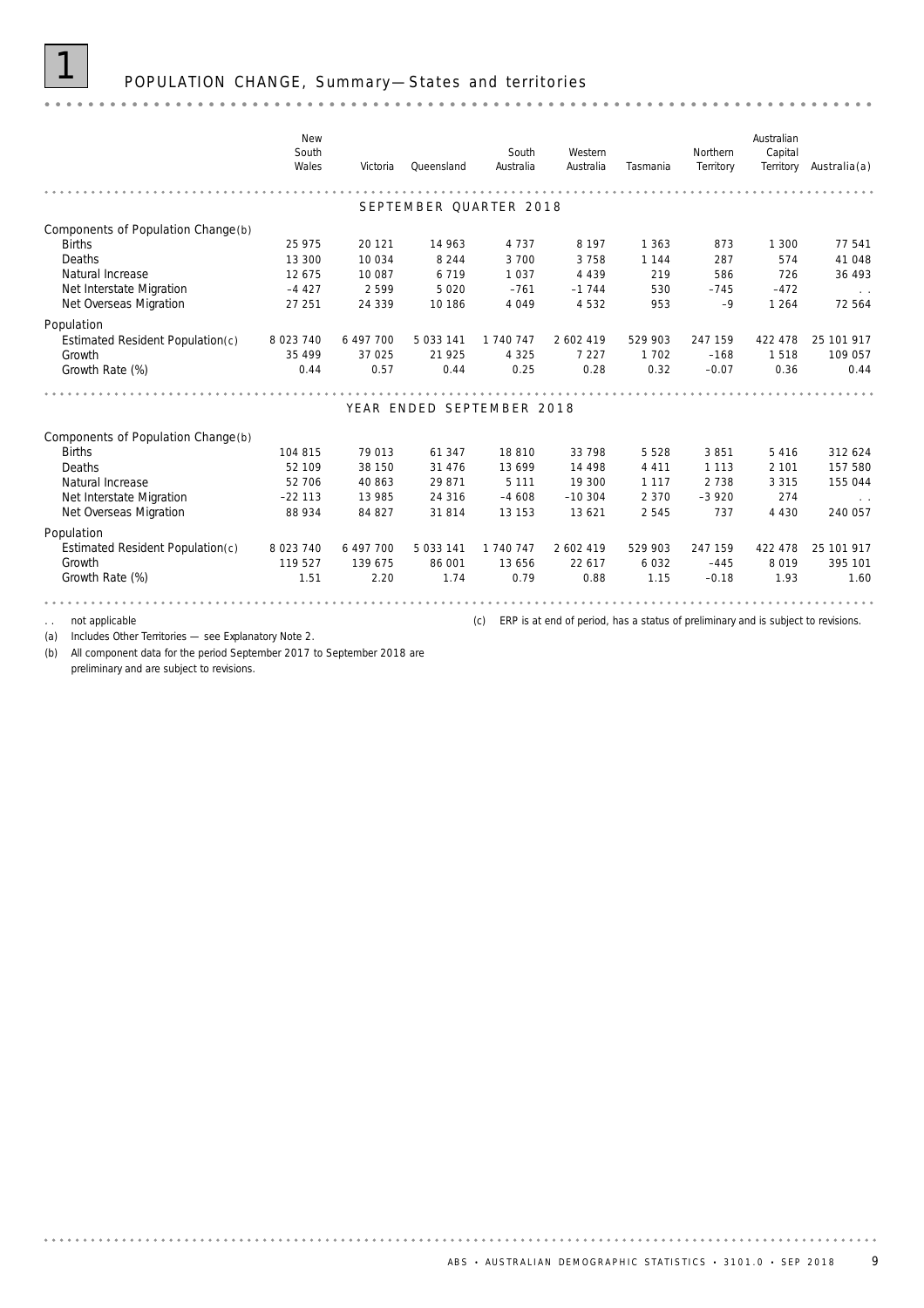# 1 POPULATION CHANGE, Summary—States and territories

| | New South Wales | Victoria | Queensland | South Australia | Western Australia | Tasmania | Northern Territory | Australian Capital Territory | Australia(a) |
|---|---|---|---|---|---|---|---|---|---|
| **SEPTEMBER QUARTER 2018** | | | | | | | | | |
| Components of Population Change(b) | | | | | | | | | |
| Births | 25 975 | 20 121 | 14 963 | 4 737 | 8 197 | 1 363 | 873 | 1 300 | 77 541 |
| Deaths | 13 300 | 10 034 | 8 244 | 3 700 | 3 758 | 1 144 | 287 | 574 | 41 048 |
| Natural Increase | 12 675 | 10 087 | 6 719 | 1 037 | 4 439 | 219 | 586 | 726 | 36 493 |
| Net Interstate Migration | –4 427 | 2 599 | 5 020 | –761 | –1 744 | 530 | –745 | –472 | . . |
| Net Overseas Migration | 27 251 | 24 339 | 10 186 | 4 049 | 4 532 | 953 | –9 | 1 264 | 72 564 |
| Population | | | | | | | | | |
| Estimated Resident Population(c) | 8 023 740 | 6 497 700 | 5 033 141 | 1 740 747 | 2 602 419 | 529 903 | 247 159 | 422 478 | 25 101 917 |
| Growth | 35 499 | 37 025 | 21 925 | 4 325 | 7 227 | 1 702 | –168 | 1 518 | 109 057 |
| Growth Rate (%) | 0.44 | 0.57 | 0.44 | 0.25 | 0.28 | 0.32 | –0.07 | 0.36 | 0.44 |
| **YEAR ENDED SEPTEMBER 2018** | | | | | | | | | |
| Components of Population Change(b) | | | | | | | | | |
| Births | 104 815 | 79 013 | 61 347 | 18 810 | 33 798 | 5 528 | 3 851 | 5 416 | 312 624 |
| Deaths | 52 109 | 38 150 | 31 476 | 13 699 | 14 498 | 4 411 | 1 113 | 2 101 | 157 580 |
| Natural Increase | 52 706 | 40 863 | 29 871 | 5 111 | 19 300 | 1 117 | 2 738 | 3 315 | 155 044 |
| Net Interstate Migration | –22 113 | 13 985 | 24 316 | –4 608 | –10 304 | 2 370 | –3 920 | 274 | . . |
| Net Overseas Migration | 88 934 | 84 827 | 31 814 | 13 153 | 13 621 | 2 545 | 737 | 4 430 | 240 057 |
| Population | | | | | | | | | |
| Estimated Resident Population(c) | 8 023 740 | 6 497 700 | 5 033 141 | 1 740 747 | 2 602 419 | 529 903 | 247 159 | 422 478 | 25 101 917 |
| Growth | 119 527 | 139 675 | 86 001 | 13 656 | 22 617 | 6 032 | –445 | 8 019 | 395 101 |
| Growth Rate (%) | 1.51 | 2.20 | 1.74 | 0.79 | 0.88 | 1.15 | –0.18 | 1.93 | 1.60 |

. . not applicable

(a) Includes Other Territories — see Explanatory Note 2.

(b) All component data for the period September 2017 to September 2018 are preliminary and are subject to revisions.

(c) ERP is at end of period, has a status of preliminary and is subject to revisions.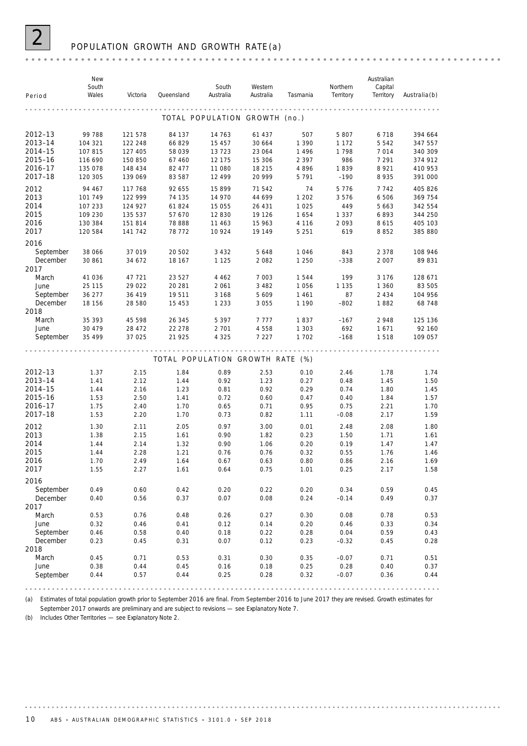## 2 POPULATION GROWTH AND GROWTH RATE(a)

| Period | New South Wales | Victoria | Queensland | South Australia | Western Australia | Tasmania | Northern Territory | Australian Capital Territory | Australia(b) |
|---|---|---|---|---|---|---|---|---|---|
| **TOTAL POPULATION GROWTH (no.)** | | | | | | | | | |
| 2012–13 | 99 788 | 121 578 | 84 137 | 14 763 | 61 437 | 507 | 5 807 | 6 718 | 394 664 |
| 2013–14 | 104 321 | 122 248 | 66 829 | 15 457 | 30 664 | 1 390 | 1 172 | 5 542 | 347 557 |
| 2014–15 | 107 815 | 127 405 | 58 039 | 13 723 | 23 064 | 1 496 | 1 798 | 7 014 | 340 309 |
| 2015–16 | 116 690 | 150 850 | 67 460 | 12 175 | 15 306 | 2 397 | 986 | 7 291 | 374 912 |
| 2016–17 | 135 078 | 148 434 | 82 477 | 11 080 | 18 215 | 4 896 | 1 839 | 8 921 | 410 953 |
| 2017–18 | 120 305 | 139 069 | 83 587 | 12 499 | 20 999 | 5 791 | –190 | 8 935 | 391 000 |
| 2012 | 94 467 | 117 768 | 92 655 | 15 899 | 71 542 | 74 | 5 776 | 7 742 | 405 826 |
| 2013 | 101 749 | 122 999 | 74 135 | 14 970 | 44 699 | 1 202 | 3 576 | 6 506 | 369 754 |
| 2014 | 107 233 | 124 927 | 61 824 | 15 055 | 26 431 | 1 025 | 449 | 5 663 | 342 554 |
| 2015 | 109 230 | 135 537 | 57 670 | 12 830 | 19 126 | 1 654 | 1 337 | 6 893 | 344 250 |
| 2016 | 130 384 | 151 814 | 78 888 | 11 463 | 15 963 | 4 116 | 2 093 | 8 615 | 405 103 |
| 2017 | 120 584 | 141 742 | 78 772 | 10 924 | 19 149 | 5 251 | 619 | 8 852 | 385 880 |
| 2016 | | | | | | | | | |
| September | 38 066 | 37 019 | 20 502 | 3 432 | 5 648 | 1 046 | 843 | 2 378 | 108 946 |
| December | 30 861 | 34 672 | 18 167 | 1 125 | 2 082 | 1 250 | –338 | 2 007 | 89 831 |
| 2017 | | | | | | | | | |
| March | 41 036 | 47 721 | 23 527 | 4 462 | 7 003 | 1 544 | 199 | 3 176 | 128 671 |
| June | 25 115 | 29 022 | 20 281 | 2 061 | 3 482 | 1 056 | 1 135 | 1 360 | 83 505 |
| September | 36 277 | 36 419 | 19 511 | 3 168 | 5 609 | 1 461 | 87 | 2 434 | 104 956 |
| December | 18 156 | 28 580 | 15 453 | 1 233 | 3 055 | 1 190 | –802 | 1 882 | 68 748 |
| 2018 | | | | | | | | | |
| March | 35 393 | 45 598 | 26 345 | 5 397 | 7 777 | 1 837 | –167 | 2 948 | 125 136 |
| June | 30 479 | 28 472 | 22 278 | 2 701 | 4 558 | 1 303 | 692 | 1 671 | 92 160 |
| September | 35 499 | 37 025 | 21 925 | 4 325 | 7 227 | 1 702 | –168 | 1 518 | 109 057 |
| **TOTAL POPULATION GROWTH RATE (%)** | | | | | | | | | |
| 2012–13 | 1.37 | 2.15 | 1.84 | 0.89 | 2.53 | 0.10 | 2.46 | 1.78 | 1.74 |
| 2013–14 | 1.41 | 2.12 | 1.44 | 0.92 | 1.23 | 0.27 | 0.48 | 1.45 | 1.50 |
| 2014–15 | 1.44 | 2.16 | 1.23 | 0.81 | 0.92 | 0.29 | 0.74 | 1.80 | 1.45 |
| 2015–16 | 1.53 | 2.50 | 1.41 | 0.72 | 0.60 | 0.47 | 0.40 | 1.84 | 1.57 |
| 2016–17 | 1.75 | 2.40 | 1.70 | 0.65 | 0.71 | 0.95 | 0.75 | 2.21 | 1.70 |
| 2017–18 | 1.53 | 2.20 | 1.70 | 0.73 | 0.82 | 1.11 | –0.08 | 2.17 | 1.59 |
| 2012 | 1.30 | 2.11 | 2.05 | 0.97 | 3.00 | 0.01 | 2.48 | 2.08 | 1.80 |
| 2013 | 1.38 | 2.15 | 1.61 | 0.90 | 1.82 | 0.23 | 1.50 | 1.71 | 1.61 |
| 2014 | 1.44 | 2.14 | 1.32 | 0.90 | 1.06 | 0.20 | 0.19 | 1.47 | 1.47 |
| 2015 | 1.44 | 2.28 | 1.21 | 0.76 | 0.76 | 0.32 | 0.55 | 1.76 | 1.46 |
| 2016 | 1.70 | 2.49 | 1.64 | 0.67 | 0.63 | 0.80 | 0.86 | 2.16 | 1.69 |
| 2017 | 1.55 | 2.27 | 1.61 | 0.64 | 0.75 | 1.01 | 0.25 | 2.17 | 1.58 |
| 2016 | | | | | | | | | |
| September | 0.49 | 0.60 | 0.42 | 0.20 | 0.22 | 0.20 | 0.34 | 0.59 | 0.45 |
| December | 0.40 | 0.56 | 0.37 | 0.07 | 0.08 | 0.24 | –0.14 | 0.49 | 0.37 |
| 2017 | | | | | | | | | |
| March | 0.53 | 0.76 | 0.48 | 0.26 | 0.27 | 0.30 | 0.08 | 0.78 | 0.53 |
| June | 0.32 | 0.46 | 0.41 | 0.12 | 0.14 | 0.20 | 0.46 | 0.33 | 0.34 |
| September | 0.46 | 0.58 | 0.40 | 0.18 | 0.22 | 0.28 | 0.04 | 0.59 | 0.43 |
| December | 0.23 | 0.45 | 0.31 | 0.07 | 0.12 | 0.23 | –0.32 | 0.45 | 0.28 |
| 2018 | | | | | | | | | |
| March | 0.45 | 0.71 | 0.53 | 0.31 | 0.30 | 0.35 | –0.07 | 0.71 | 0.51 |
| June | 0.38 | 0.44 | 0.45 | 0.16 | 0.18 | 0.25 | 0.28 | 0.40 | 0.37 |
| September | 0.44 | 0.57 | 0.44 | 0.25 | 0.28 | 0.32 | –0.07 | 0.36 | 0.44 |

(a) Estimates of total population growth prior to September 2016 are final. From September 2016 to June 2017 they are revised. Growth estimates for September 2017 onwards are preliminary and are subject to revisions — see Explanatory Note 7.

(b) Includes Other Territories — see Explanatory Note 2.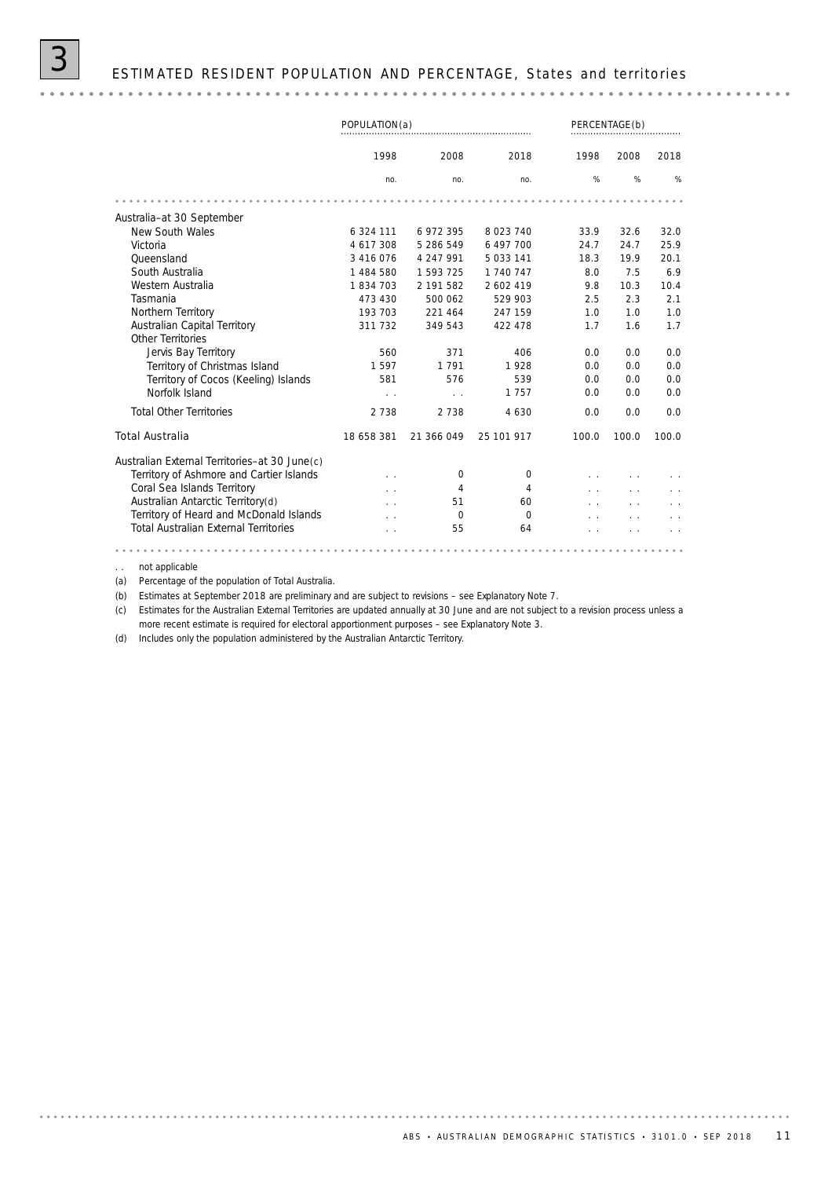# 3 ESTIMATED RESIDENT POPULATION AND PERCENTAGE, States and territories

| | POPULATION(a) | | | PERCENTAGE(b) | | |
|---|---|---|---|---|---|---|
| | 1998 | 2008 | 2018 | 1998 | 2008 | 2018 |
| | no. | no. | no. | % | % | % |
| **Australia–at 30 September** | | | | | | |
| New South Wales | 6 324 111 | 6 972 395 | 8 023 740 | 33.9 | 32.6 | 32.0 |
| Victoria | 4 617 308 | 5 286 549 | 6 497 700 | 24.7 | 24.7 | 25.9 |
| Queensland | 3 416 076 | 4 247 991 | 5 033 141 | 18.3 | 19.9 | 20.1 |
| South Australia | 1 484 580 | 1 593 725 | 1 740 747 | 8.0 | 7.5 | 6.9 |
| Western Australia | 1 834 703 | 2 191 582 | 2 602 419 | 9.8 | 10.3 | 10.4 |
| Tasmania | 473 430 | 500 062 | 529 903 | 2.5 | 2.3 | 2.1 |
| Northern Territory | 193 703 | 221 464 | 247 159 | 1.0 | 1.0 | 1.0 |
| Australian Capital Territory | 311 732 | 349 543 | 422 478 | 1.7 | 1.6 | 1.7 |
| Other Territories | | | | | | |
| Jervis Bay Territory | 560 | 371 | 406 | 0.0 | 0.0 | 0.0 |
| Territory of Christmas Island | 1 597 | 1 791 | 1 928 | 0.0 | 0.0 | 0.0 |
| Territory of Cocos (Keeling) Islands | 581 | 576 | 539 | 0.0 | 0.0 | 0.0 |
| Norfolk Island | . . | . . | 1 757 | 0.0 | 0.0 | 0.0 |
| Total Other Territories | 2 738 | 2 738 | 4 630 | 0.0 | 0.0 | 0.0 |
| **Total Australia** | 18 658 381 | 21 366 049 | 25 101 917 | 100.0 | 100.0 | 100.0 |
| **Australian External Territories–at 30 June(c)** | | | | | | |
| Territory of Ashmore and Cartier Islands | . . | 0 | 0 | . . | . . | . . |
| Coral Sea Islands Territory | . . | 4 | 4 | . . | . . | . . |
| Australian Antarctic Territory(d) | . . | 51 | 60 | . . | . . | . . |
| Territory of Heard and McDonald Islands | . . | 0 | 0 | . . | . . | . . |
| Total Australian External Territories | . . | 55 | 64 | . . | . . | . . |

. . not applicable

(a) Percentage of the population of Total Australia.

(b) Estimates at September 2018 are preliminary and are subject to revisions – see Explanatory Note 7.

(c) Estimates for the Australian External Territories are updated annually at 30 June and are not subject to a revision process unless a more recent estimate is required for electoral apportionment purposes – see Explanatory Note 3.

(d) Includes only the population administered by the Australian Antarctic Territory.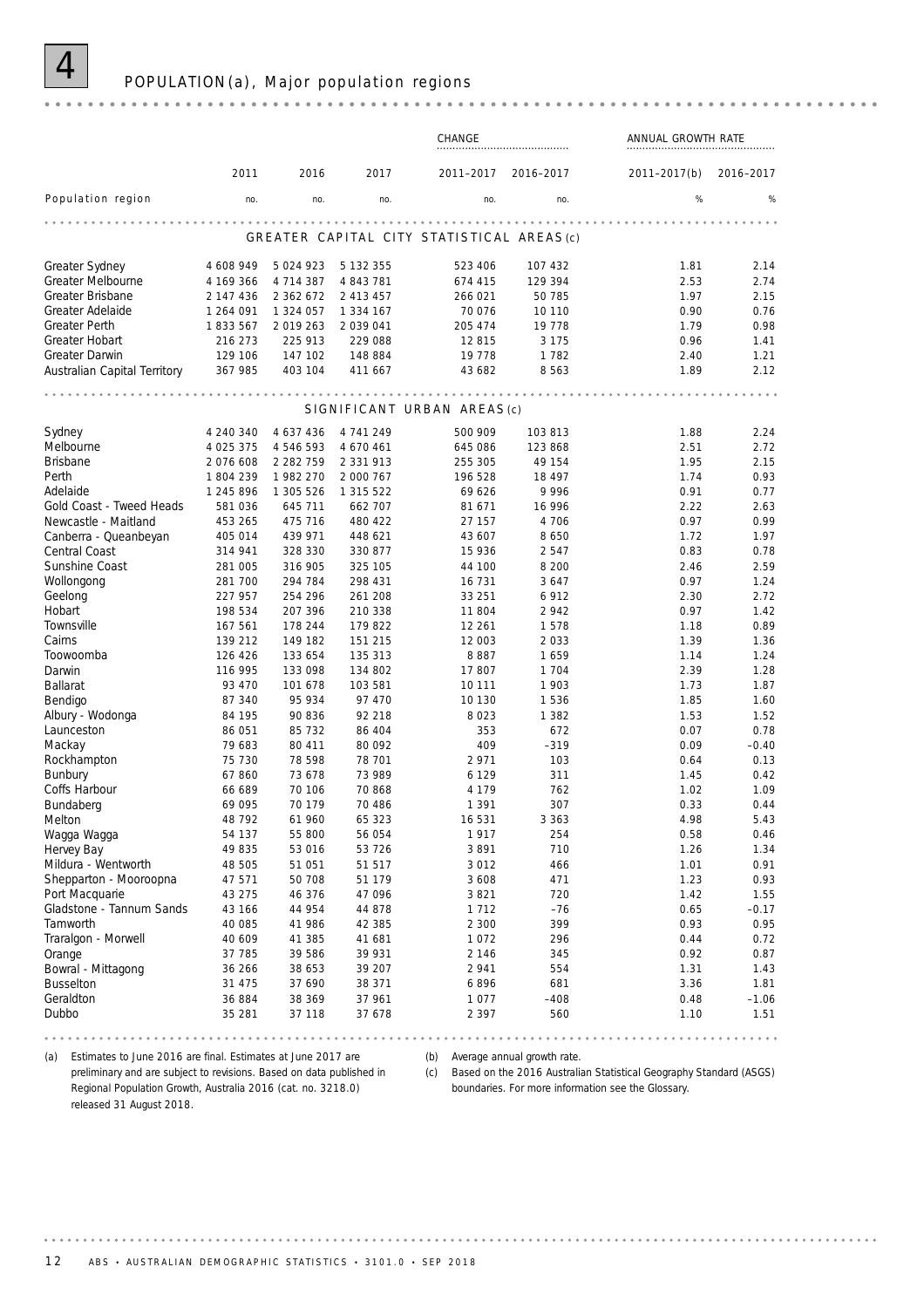# 4 POPULATION(a), Major population regions

| Population region | 2011 | 2016 | 2017 | CHANGE 2011–2017 | CHANGE 2016–2017 | ANNUAL GROWTH RATE 2011–2017(b) | ANNUAL GROWTH RATE 2016–2017 |
|---|---|---|---|---|---|---|---|
| | no. | no. | no. | no. | no. | % | % |
| **GREATER CAPITAL CITY STATISTICAL AREAS (c)** | | | | | | | |
| Greater Sydney | 4 608 949 | 5 024 923 | 5 132 355 | 523 406 | 107 432 | 1.81 | 2.14 |
| Greater Melbourne | 4 169 366 | 4 714 387 | 4 843 781 | 674 415 | 129 394 | 2.53 | 2.74 |
| Greater Brisbane | 2 147 436 | 2 362 672 | 2 413 457 | 266 021 | 50 785 | 1.97 | 2.15 |
| Greater Adelaide | 1 264 091 | 1 324 057 | 1 334 167 | 70 076 | 10 110 | 0.90 | 0.76 |
| Greater Perth | 1 833 567 | 2 019 263 | 2 039 041 | 205 474 | 19 778 | 1.79 | 0.98 |
| Greater Hobart | 216 273 | 225 913 | 229 088 | 12 815 | 3 175 | 0.96 | 1.41 |
| Greater Darwin | 129 106 | 147 102 | 148 884 | 19 778 | 1 782 | 2.40 | 1.21 |
| Australian Capital Territory | 367 985 | 403 104 | 411 667 | 43 682 | 8 563 | 1.89 | 2.12 |
| **SIGNIFICANT URBAN AREAS (c)** | | | | | | | |
| Sydney | 4 240 340 | 4 637 436 | 4 741 249 | 500 909 | 103 813 | 1.88 | 2.24 |
| Melbourne | 4 025 375 | 4 546 593 | 4 670 461 | 645 086 | 123 868 | 2.51 | 2.72 |
| Brisbane | 2 076 608 | 2 282 759 | 2 331 913 | 255 305 | 49 154 | 1.95 | 2.15 |
| Perth | 1 804 239 | 1 982 270 | 2 000 767 | 196 528 | 18 497 | 1.74 | 0.93 |
| Adelaide | 1 245 896 | 1 305 526 | 1 315 522 | 69 626 | 9 996 | 0.91 | 0.77 |
| Gold Coast - Tweed Heads | 581 036 | 645 711 | 662 707 | 81 671 | 16 996 | 2.22 | 2.63 |
| Newcastle - Maitland | 453 265 | 475 716 | 480 422 | 27 157 | 4 706 | 0.97 | 0.99 |
| Canberra - Queanbeyan | 405 014 | 439 971 | 448 621 | 43 607 | 8 650 | 1.72 | 1.97 |
| Central Coast | 314 941 | 328 330 | 330 877 | 15 936 | 2 547 | 0.83 | 0.78 |
| Sunshine Coast | 281 005 | 316 905 | 325 105 | 44 100 | 8 200 | 2.46 | 2.59 |
| Wollongong | 281 700 | 294 784 | 298 431 | 16 731 | 3 647 | 0.97 | 1.24 |
| Geelong | 227 957 | 254 296 | 261 208 | 33 251 | 6 912 | 2.30 | 2.72 |
| Hobart | 198 534 | 207 396 | 210 338 | 11 804 | 2 942 | 0.97 | 1.42 |
| Townsville | 167 561 | 178 244 | 179 822 | 12 261 | 1 578 | 1.18 | 0.89 |
| Cairns | 139 212 | 149 182 | 151 215 | 12 003 | 2 033 | 1.39 | 1.36 |
| Toowoomba | 126 426 | 133 654 | 135 313 | 8 887 | 1 659 | 1.14 | 1.24 |
| Darwin | 116 995 | 133 098 | 134 802 | 17 807 | 1 704 | 2.39 | 1.28 |
| Ballarat | 93 470 | 101 678 | 103 581 | 10 111 | 1 903 | 1.73 | 1.87 |
| Bendigo | 87 340 | 95 934 | 97 470 | 10 130 | 1 536 | 1.85 | 1.60 |
| Albury - Wodonga | 84 195 | 90 836 | 92 218 | 8 023 | 1 382 | 1.53 | 1.52 |
| Launceston | 86 051 | 85 732 | 86 404 | 353 | 672 | 0.07 | 0.78 |
| Mackay | 79 683 | 80 411 | 80 092 | 409 | –319 | 0.09 | –0.40 |
| Rockhampton | 75 730 | 78 598 | 78 701 | 2 971 | 103 | 0.64 | 0.13 |
| Bunbury | 67 860 | 73 678 | 73 989 | 6 129 | 311 | 1.45 | 0.42 |
| Coffs Harbour | 66 689 | 70 106 | 70 868 | 4 179 | 762 | 1.02 | 1.09 |
| Bundaberg | 69 095 | 70 179 | 70 486 | 1 391 | 307 | 0.33 | 0.44 |
| Melton | 48 792 | 61 960 | 65 323 | 16 531 | 3 363 | 4.98 | 5.43 |
| Wagga Wagga | 54 137 | 55 800 | 56 054 | 1 917 | 254 | 0.58 | 0.46 |
| Hervey Bay | 49 835 | 53 016 | 53 726 | 3 891 | 710 | 1.26 | 1.34 |
| Mildura - Wentworth | 48 505 | 51 051 | 51 517 | 3 012 | 466 | 1.01 | 0.91 |
| Shepparton - Mooroopna | 47 571 | 50 708 | 51 179 | 3 608 | 471 | 1.23 | 0.93 |
| Port Macquarie | 43 275 | 46 376 | 47 096 | 3 821 | 720 | 1.42 | 1.55 |
| Gladstone - Tannum Sands | 43 166 | 44 954 | 44 878 | 1 712 | –76 | 0.65 | –0.17 |
| Tamworth | 40 085 | 41 986 | 42 385 | 2 300 | 399 | 0.93 | 0.95 |
| Traralgon - Morwell | 40 609 | 41 385 | 41 681 | 1 072 | 296 | 0.44 | 0.72 |
| Orange | 37 785 | 39 586 | 39 931 | 2 146 | 345 | 0.92 | 0.87 |
| Bowral - Mittagong | 36 266 | 38 653 | 39 207 | 2 941 | 554 | 1.31 | 1.43 |
| Busselton | 31 475 | 37 690 | 38 371 | 6 896 | 681 | 3.36 | 1.81 |
| Geraldton | 36 884 | 38 369 | 37 961 | 1 077 | –408 | 0.48 | –1.06 |
| Dubbo | 35 281 | 37 118 | 37 678 | 2 397 | 560 | 1.10 | 1.51 |

(a) Estimates to June 2016 are final. Estimates at June 2017 are preliminary and are subject to revisions. Based on data published in Regional Population Growth, Australia 2016 (cat. no. 3218.0) released 31 August 2018.

(b) Average annual growth rate.

(c) Based on the 2016 Australian Statistical Geography Standard (ASGS) boundaries. For more information see the Glossary.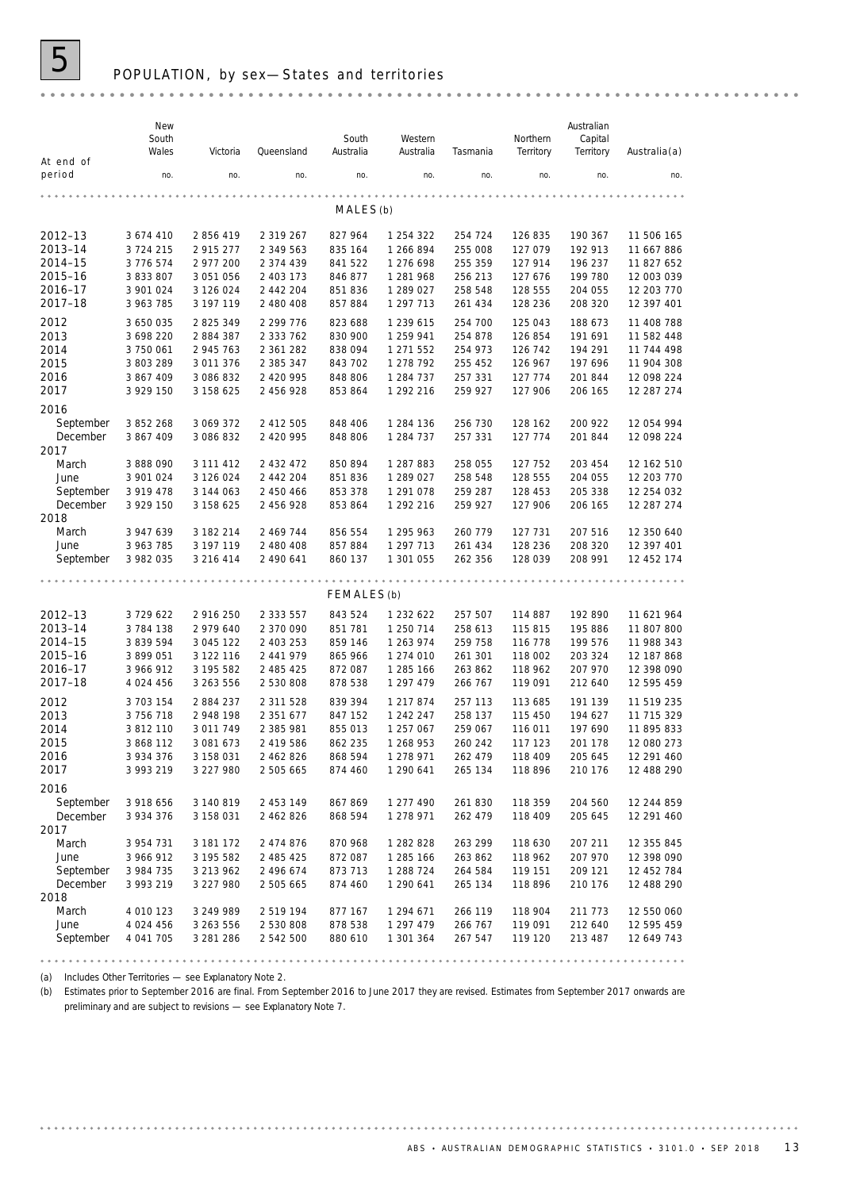# 5 POPULATION, by sex—States and territories

| At end of period | New South Wales | Victoria | Queensland | South Australia | Western Australia | Tasmania | Northern Territory | Australian Capital Territory | Australia(a) |
|---|---|---|---|---|---|---|---|---|---|
| | no. | no. | no. | no. | no. | no. | no. | no. | no. |
| **MALES (b)** | | | | | | | | | |
| 2012–13 | 3 674 410 | 2 856 419 | 2 319 267 | 827 964 | 1 254 322 | 254 724 | 126 835 | 190 367 | 11 506 165 |
| 2013–14 | 3 724 215 | 2 915 277 | 2 349 563 | 835 164 | 1 266 894 | 255 008 | 127 079 | 192 913 | 11 667 886 |
| 2014–15 | 3 776 574 | 2 977 200 | 2 374 439 | 841 522 | 1 276 698 | 255 359 | 127 914 | 196 237 | 11 827 652 |
| 2015–16 | 3 833 807 | 3 051 056 | 2 403 173 | 846 877 | 1 281 968 | 256 213 | 127 676 | 199 780 | 12 003 039 |
| 2016–17 | 3 901 024 | 3 126 024 | 2 442 204 | 851 836 | 1 289 027 | 258 548 | 128 555 | 204 055 | 12 203 770 |
| 2017–18 | 3 963 785 | 3 197 119 | 2 480 408 | 857 884 | 1 297 713 | 261 434 | 128 236 | 208 320 | 12 397 401 |
| 2012 | 3 650 035 | 2 825 349 | 2 299 776 | 823 688 | 1 239 615 | 254 700 | 125 043 | 188 673 | 11 408 788 |
| 2013 | 3 698 220 | 2 884 387 | 2 333 762 | 830 900 | 1 259 941 | 254 878 | 126 854 | 191 691 | 11 582 448 |
| 2014 | 3 750 061 | 2 945 763 | 2 361 282 | 838 094 | 1 271 552 | 254 973 | 126 742 | 194 291 | 11 744 498 |
| 2015 | 3 803 289 | 3 011 376 | 2 385 347 | 843 702 | 1 278 792 | 255 452 | 126 967 | 197 696 | 11 904 308 |
| 2016 | 3 867 409 | 3 086 832 | 2 420 995 | 848 806 | 1 284 737 | 257 331 | 127 774 | 201 844 | 12 098 224 |
| 2017 | 3 929 150 | 3 158 625 | 2 456 928 | 853 864 | 1 292 216 | 259 927 | 127 906 | 206 165 | 12 287 274 |
| **2016** | | | | | | | | | |
| September | 3 852 268 | 3 069 372 | 2 412 505 | 848 406 | 1 284 136 | 256 730 | 128 162 | 200 922 | 12 054 994 |
| December | 3 867 409 | 3 086 832 | 2 420 995 | 848 806 | 1 284 737 | 257 331 | 127 774 | 201 844 | 12 098 224 |
| **2017** | | | | | | | | | |
| March | 3 888 090 | 3 111 412 | 2 432 472 | 850 894 | 1 287 883 | 258 055 | 127 752 | 203 454 | 12 162 510 |
| June | 3 901 024 | 3 126 024 | 2 442 204 | 851 836 | 1 289 027 | 258 548 | 128 555 | 204 055 | 12 203 770 |
| September | 3 919 478 | 3 144 063 | 2 450 466 | 853 378 | 1 291 078 | 259 287 | 128 453 | 205 338 | 12 254 032 |
| December | 3 929 150 | 3 158 625 | 2 456 928 | 853 864 | 1 292 216 | 259 927 | 127 906 | 206 165 | 12 287 274 |
| **2018** | | | | | | | | | |
| March | 3 947 639 | 3 182 214 | 2 469 744 | 856 554 | 1 295 963 | 260 779 | 127 731 | 207 516 | 12 350 640 |
| June | 3 963 785 | 3 197 119 | 2 480 408 | 857 884 | 1 297 713 | 261 434 | 128 236 | 208 320 | 12 397 401 |
| September | 3 982 035 | 3 216 414 | 2 490 641 | 860 137 | 1 301 055 | 262 356 | 128 039 | 208 991 | 12 452 174 |
| **FEMALES (b)** | | | | | | | | | |
| 2012–13 | 3 729 622 | 2 916 250 | 2 333 557 | 843 524 | 1 232 622 | 257 507 | 114 887 | 192 890 | 11 621 964 |
| 2013–14 | 3 784 138 | 2 979 640 | 2 370 090 | 851 781 | 1 250 714 | 258 613 | 115 815 | 195 886 | 11 807 800 |
| 2014–15 | 3 839 594 | 3 045 122 | 2 403 253 | 859 146 | 1 263 974 | 259 758 | 116 778 | 199 576 | 11 988 343 |
| 2015–16 | 3 899 051 | 3 122 116 | 2 441 979 | 865 966 | 1 274 010 | 261 301 | 118 002 | 203 324 | 12 187 868 |
| 2016–17 | 3 966 912 | 3 195 582 | 2 485 425 | 872 087 | 1 285 166 | 263 862 | 118 962 | 207 970 | 12 398 090 |
| 2017–18 | 4 024 456 | 3 263 556 | 2 530 808 | 878 538 | 1 297 479 | 266 767 | 119 091 | 212 640 | 12 595 459 |
| 2012 | 3 703 154 | 2 884 237 | 2 311 528 | 839 394 | 1 217 874 | 257 113 | 113 685 | 191 139 | 11 519 235 |
| 2013 | 3 756 718 | 2 948 198 | 2 351 677 | 847 152 | 1 242 247 | 258 137 | 115 450 | 194 627 | 11 715 329 |
| 2014 | 3 812 110 | 3 011 749 | 2 385 981 | 855 013 | 1 257 067 | 259 067 | 116 011 | 197 690 | 11 895 833 |
| 2015 | 3 868 112 | 3 081 673 | 2 419 586 | 862 235 | 1 268 953 | 260 242 | 117 123 | 201 178 | 12 080 273 |
| 2016 | 3 934 376 | 3 158 031 | 2 462 826 | 868 594 | 1 278 971 | 262 479 | 118 409 | 205 645 | 12 291 460 |
| 2017 | 3 993 219 | 3 227 980 | 2 505 665 | 874 460 | 1 290 641 | 265 134 | 118 896 | 210 176 | 12 488 290 |
| **2016** | | | | | | | | | |
| September | 3 918 656 | 3 140 819 | 2 453 149 | 867 869 | 1 277 490 | 261 830 | 118 359 | 204 560 | 12 244 859 |
| December | 3 934 376 | 3 158 031 | 2 462 826 | 868 594 | 1 278 971 | 262 479 | 118 409 | 205 645 | 12 291 460 |
| **2017** | | | | | | | | | |
| March | 3 954 731 | 3 181 172 | 2 474 876 | 870 968 | 1 282 828 | 263 299 | 118 630 | 207 211 | 12 355 845 |
| June | 3 966 912 | 3 195 582 | 2 485 425 | 872 087 | 1 285 166 | 263 862 | 118 962 | 207 970 | 12 398 090 |
| September | 3 984 735 | 3 213 962 | 2 496 674 | 873 713 | 1 288 724 | 264 584 | 119 151 | 209 121 | 12 452 784 |
| December | 3 993 219 | 3 227 980 | 2 505 665 | 874 460 | 1 290 641 | 265 134 | 118 896 | 210 176 | 12 488 290 |
| **2018** | | | | | | | | | |
| March | 4 010 123 | 3 249 989 | 2 519 194 | 877 167 | 1 294 671 | 266 119 | 118 904 | 211 773 | 12 550 060 |
| June | 4 024 456 | 3 263 556 | 2 530 808 | 878 538 | 1 297 479 | 266 767 | 119 091 | 212 640 | 12 595 459 |
| September | 4 041 705 | 3 281 286 | 2 542 500 | 880 610 | 1 301 364 | 267 547 | 119 120 | 213 487 | 12 649 743 |

(a) Includes Other Territories — see Explanatory Note 2.

(b) Estimates prior to September 2016 are final. From September 2016 to June 2017 they are revised. Estimates from September 2017 onwards are preliminary and are subject to revisions — see Explanatory Note 7.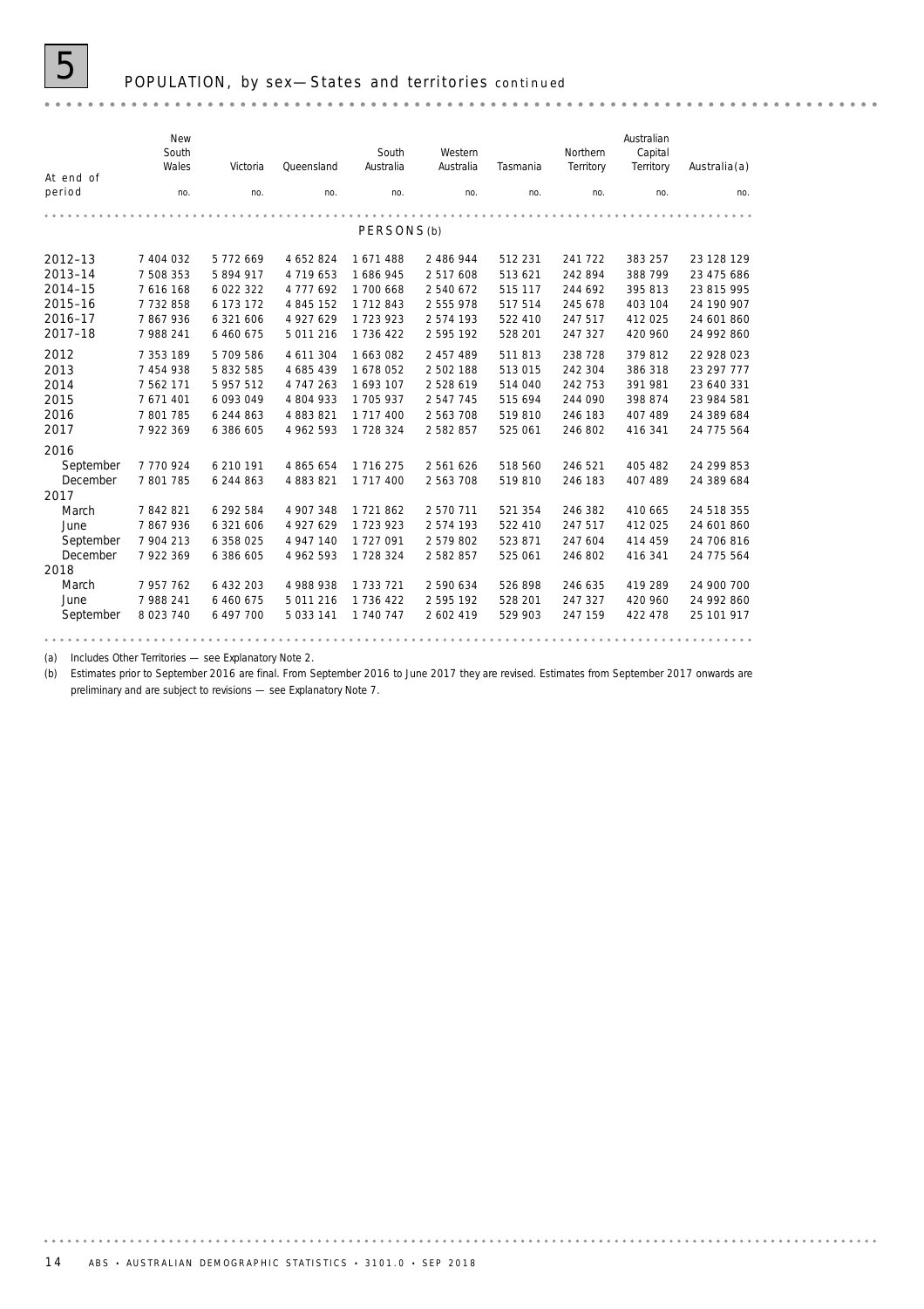## 5 POPULATION, by sex—States and territories *continued*

| At end of period | New South Wales | Victoria | Queensland | South Australia | Western Australia | Tasmania | Northern Territory | Australian Capital Territory | Australia(a) |
|---|---|---|---|---|---|---|---|---|---|
| | no. | no. | no. | no. | no. | no. | no. | no. | no. |
| **PERSONS (b)** | | | | | | | | | |
| 2012–13 | 7 404 032 | 5 772 669 | 4 652 824 | 1 671 488 | 2 486 944 | 512 231 | 241 722 | 383 257 | 23 128 129 |
| 2013–14 | 7 508 353 | 5 894 917 | 4 719 653 | 1 686 945 | 2 517 608 | 513 621 | 242 894 | 388 799 | 23 475 686 |
| 2014–15 | 7 616 168 | 6 022 322 | 4 777 692 | 1 700 668 | 2 540 672 | 515 117 | 244 692 | 395 813 | 23 815 995 |
| 2015–16 | 7 732 858 | 6 173 172 | 4 845 152 | 1 712 843 | 2 555 978 | 517 514 | 245 678 | 403 104 | 24 190 907 |
| 2016–17 | 7 867 936 | 6 321 606 | 4 927 629 | 1 723 923 | 2 574 193 | 522 410 | 247 517 | 412 025 | 24 601 860 |
| 2017–18 | 7 988 241 | 6 460 675 | 5 011 216 | 1 736 422 | 2 595 192 | 528 201 | 247 327 | 420 960 | 24 992 860 |
| 2012 | 7 353 189 | 5 709 586 | 4 611 304 | 1 663 082 | 2 457 489 | 511 813 | 238 728 | 379 812 | 22 928 023 |
| 2013 | 7 454 938 | 5 832 585 | 4 685 439 | 1 678 052 | 2 502 188 | 513 015 | 242 304 | 386 318 | 23 297 777 |
| 2014 | 7 562 171 | 5 957 512 | 4 747 263 | 1 693 107 | 2 528 619 | 514 040 | 242 753 | 391 981 | 23 640 331 |
| 2015 | 7 671 401 | 6 093 049 | 4 804 933 | 1 705 937 | 2 547 745 | 515 694 | 244 090 | 398 874 | 23 984 581 |
| 2016 | 7 801 785 | 6 244 863 | 4 883 821 | 1 717 400 | 2 563 708 | 519 810 | 246 183 | 407 489 | 24 389 684 |
| 2017 | 7 922 369 | 6 386 605 | 4 962 593 | 1 728 324 | 2 582 857 | 525 061 | 246 802 | 416 341 | 24 775 564 |
| **2016** | | | | | | | | | |
| September | 7 770 924 | 6 210 191 | 4 865 654 | 1 716 275 | 2 561 626 | 518 560 | 246 521 | 405 482 | 24 299 853 |
| December | 7 801 785 | 6 244 863 | 4 883 821 | 1 717 400 | 2 563 708 | 519 810 | 246 183 | 407 489 | 24 389 684 |
| **2017** | | | | | | | | | |
| March | 7 842 821 | 6 292 584 | 4 907 348 | 1 721 862 | 2 570 711 | 521 354 | 246 382 | 410 665 | 24 518 355 |
| June | 7 867 936 | 6 321 606 | 4 927 629 | 1 723 923 | 2 574 193 | 522 410 | 247 517 | 412 025 | 24 601 860 |
| September | 7 904 213 | 6 358 025 | 4 947 140 | 1 727 091 | 2 579 802 | 523 871 | 247 604 | 414 459 | 24 706 816 |
| December | 7 922 369 | 6 386 605 | 4 962 593 | 1 728 324 | 2 582 857 | 525 061 | 246 802 | 416 341 | 24 775 564 |
| **2018** | | | | | | | | | |
| March | 7 957 762 | 6 432 203 | 4 988 938 | 1 733 721 | 2 590 634 | 526 898 | 246 635 | 419 289 | 24 900 700 |
| June | 7 988 241 | 6 460 675 | 5 011 216 | 1 736 422 | 2 595 192 | 528 201 | 247 327 | 420 960 | 24 992 860 |
| September | 8 023 740 | 6 497 700 | 5 033 141 | 1 740 747 | 2 602 419 | 529 903 | 247 159 | 422 478 | 25 101 917 |

(a) Includes Other Territories — see Explanatory Note 2.

(b) Estimates prior to September 2016 are final. From September 2016 to June 2017 they are revised. Estimates from September 2017 onwards are preliminary and are subject to revisions — see Explanatory Note 7.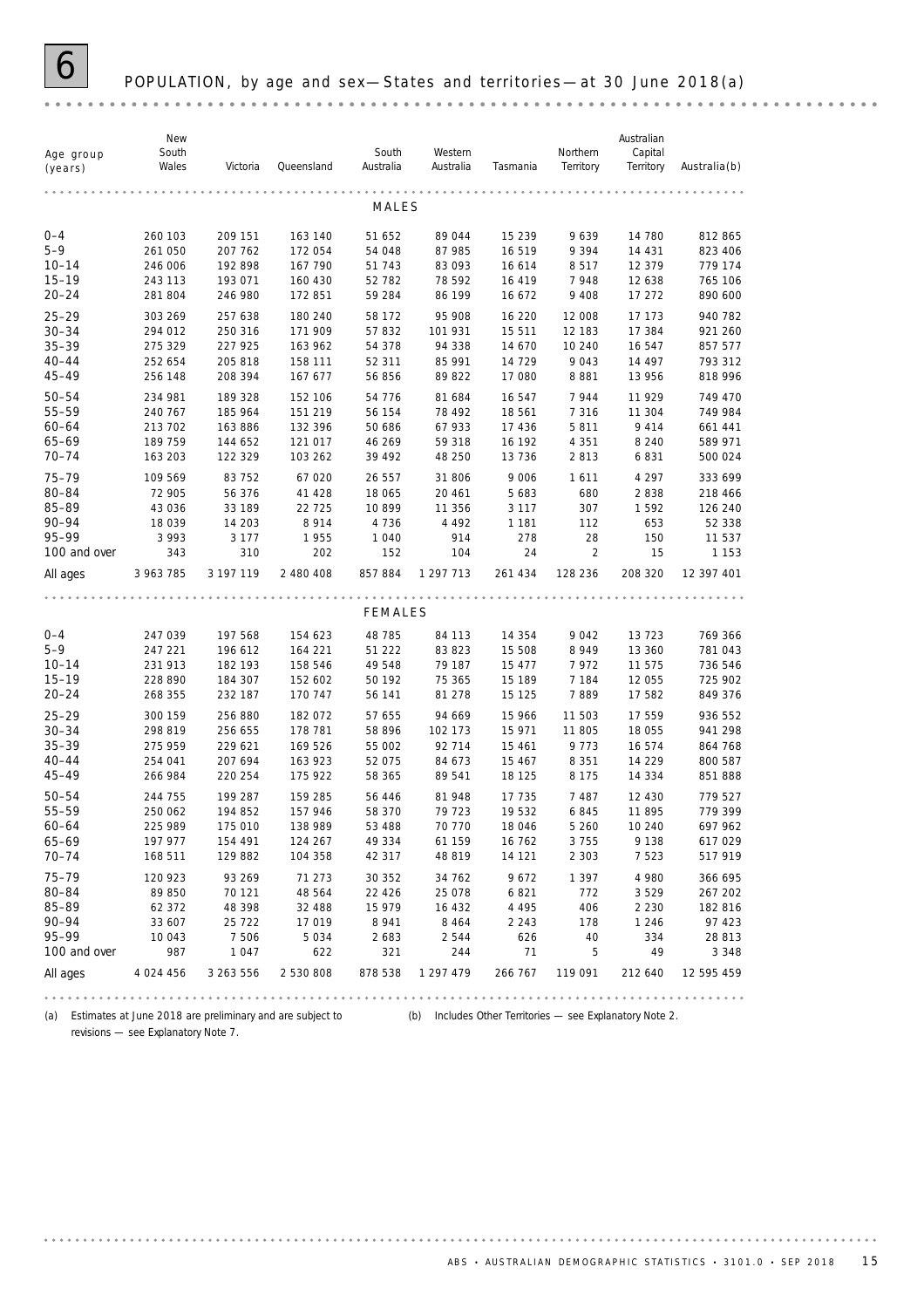# 6 POPULATION, by age and sex—States and territories—at 30 June 2018(a)

| Age group (years) | New South Wales | Victoria | Queensland | South Australia | Western Australia | Tasmania | Northern Territory | Australian Capital Territory | Australia(b) |
|---|---|---|---|---|---|---|---|---|---|
| **MALES** | | | | | | | | | |
| 0–4 | 260 103 | 209 151 | 163 140 | 51 652 | 89 044 | 15 239 | 9 639 | 14 780 | 812 865 |
| 5–9 | 261 050 | 207 762 | 172 054 | 54 048 | 87 985 | 16 519 | 9 394 | 14 431 | 823 406 |
| 10–14 | 246 006 | 192 898 | 167 790 | 51 743 | 83 093 | 16 614 | 8 517 | 12 379 | 779 174 |
| 15–19 | 243 113 | 193 071 | 160 430 | 52 782 | 78 592 | 16 419 | 7 948 | 12 638 | 765 106 |
| 20–24 | 281 804 | 246 980 | 172 851 | 59 284 | 86 199 | 16 672 | 9 408 | 17 272 | 890 600 |
| 25–29 | 303 269 | 257 638 | 180 240 | 58 172 | 95 908 | 16 220 | 12 008 | 17 173 | 940 782 |
| 30–34 | 294 012 | 250 316 | 171 909 | 57 832 | 101 931 | 15 511 | 12 183 | 17 384 | 921 260 |
| 35–39 | 275 329 | 227 925 | 163 962 | 54 378 | 94 338 | 14 670 | 10 240 | 16 547 | 857 577 |
| 40–44 | 252 654 | 205 818 | 158 111 | 52 311 | 85 991 | 14 729 | 9 043 | 14 497 | 793 312 |
| 45–49 | 256 148 | 208 394 | 167 677 | 56 856 | 89 822 | 17 080 | 8 881 | 13 956 | 818 996 |
| 50–54 | 234 981 | 189 328 | 152 106 | 54 776 | 81 684 | 16 547 | 7 944 | 11 929 | 749 470 |
| 55–59 | 240 767 | 185 964 | 151 219 | 56 154 | 78 492 | 18 561 | 7 316 | 11 304 | 749 984 |
| 60–64 | 213 702 | 163 886 | 132 396 | 50 686 | 67 933 | 17 436 | 5 811 | 9 414 | 661 441 |
| 65–69 | 189 759 | 144 652 | 121 017 | 46 269 | 59 318 | 16 192 | 4 351 | 8 240 | 589 971 |
| 70–74 | 163 203 | 122 329 | 103 262 | 39 492 | 48 250 | 13 736 | 2 813 | 6 831 | 500 024 |
| 75–79 | 109 569 | 83 752 | 67 020 | 26 557 | 31 806 | 9 006 | 1 611 | 4 297 | 333 699 |
| 80–84 | 72 905 | 56 376 | 41 428 | 18 065 | 20 461 | 5 683 | 680 | 2 838 | 218 466 |
| 85–89 | 43 036 | 33 189 | 22 725 | 10 899 | 11 356 | 3 117 | 307 | 1 592 | 126 240 |
| 90–94 | 18 039 | 14 203 | 8 914 | 4 736 | 4 492 | 1 181 | 112 | 653 | 52 338 |
| 95–99 | 3 993 | 3 177 | 1 955 | 1 040 | 914 | 278 | 28 | 150 | 11 537 |
| 100 and over | 343 | 310 | 202 | 152 | 104 | 24 | 2 | 15 | 1 153 |
| All ages | 3 963 785 | 3 197 119 | 2 480 408 | 857 884 | 1 297 713 | 261 434 | 128 236 | 208 320 | 12 397 401 |
| **FEMALES** | | | | | | | | | |
| 0–4 | 247 039 | 197 568 | 154 623 | 48 785 | 84 113 | 14 354 | 9 042 | 13 723 | 769 366 |
| 5–9 | 247 221 | 196 612 | 164 221 | 51 222 | 83 823 | 15 508 | 8 949 | 13 360 | 781 043 |
| 10–14 | 231 913 | 182 193 | 158 546 | 49 548 | 79 187 | 15 477 | 7 972 | 11 575 | 736 546 |
| 15–19 | 228 890 | 184 307 | 152 602 | 50 192 | 75 365 | 15 189 | 7 184 | 12 055 | 725 902 |
| 20–24 | 268 355 | 232 187 | 170 747 | 56 141 | 81 278 | 15 125 | 7 889 | 17 582 | 849 376 |
| 25–29 | 300 159 | 256 880 | 182 072 | 57 655 | 94 669 | 15 966 | 11 503 | 17 559 | 936 552 |
| 30–34 | 298 819 | 256 655 | 178 781 | 58 896 | 102 173 | 15 971 | 11 805 | 18 055 | 941 298 |
| 35–39 | 275 959 | 229 621 | 169 526 | 55 002 | 92 714 | 15 461 | 9 773 | 16 574 | 864 768 |
| 40–44 | 254 041 | 207 694 | 163 923 | 52 075 | 84 673 | 15 467 | 8 351 | 14 229 | 800 587 |
| 45–49 | 266 984 | 220 254 | 175 922 | 58 365 | 89 541 | 18 125 | 8 175 | 14 334 | 851 888 |
| 50–54 | 244 755 | 199 287 | 159 285 | 56 446 | 81 948 | 17 735 | 7 487 | 12 430 | 779 527 |
| 55–59 | 250 062 | 194 852 | 157 946 | 58 370 | 79 723 | 19 532 | 6 845 | 11 895 | 779 399 |
| 60–64 | 225 989 | 175 010 | 138 989 | 53 488 | 70 770 | 18 046 | 5 260 | 10 240 | 697 962 |
| 65–69 | 197 977 | 154 491 | 124 267 | 49 334 | 61 159 | 16 762 | 3 755 | 9 138 | 617 029 |
| 70–74 | 168 511 | 129 882 | 104 358 | 42 317 | 48 819 | 14 121 | 2 303 | 7 523 | 517 919 |
| 75–79 | 120 923 | 93 269 | 71 273 | 30 352 | 34 762 | 9 672 | 1 397 | 4 980 | 366 695 |
| 80–84 | 89 850 | 70 121 | 48 564 | 22 426 | 25 078 | 6 821 | 772 | 3 529 | 267 202 |
| 85–89 | 62 372 | 48 398 | 32 488 | 15 979 | 16 432 | 4 495 | 406 | 2 230 | 182 816 |
| 90–94 | 33 607 | 25 722 | 17 019 | 8 941 | 8 464 | 2 243 | 178 | 1 246 | 97 423 |
| 95–99 | 10 043 | 7 506 | 5 034 | 2 683 | 2 544 | 626 | 40 | 334 | 28 813 |
| 100 and over | 987 | 1 047 | 622 | 321 | 244 | 71 | 5 | 49 | 3 348 |
| All ages | 4 024 456 | 3 263 556 | 2 530 808 | 878 538 | 1 297 479 | 266 767 | 119 091 | 212 640 | 12 595 459 |

(a) Estimates at June 2018 are preliminary and are subject to revisions — see Explanatory Note 7.

(b) Includes Other Territories — see Explanatory Note 2.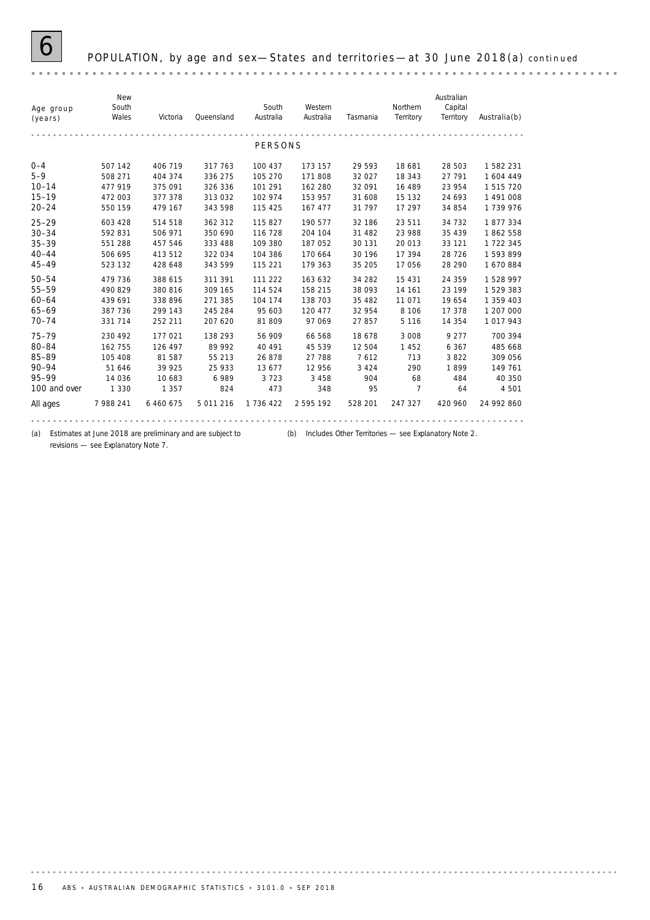# 6 POPULATION, by age and sex—States and territories—at 30 June 2018(a) *continued*

| Age group (years) | New South Wales | Victoria | Queensland | South Australia | Western Australia | Tasmania | Northern Territory | Australian Capital Territory | Australia(b) |
|---|---|---|---|---|---|---|---|---|---|
| | | | | | **PERSONS** | | | | |
| 0–4 | 507 142 | 406 719 | 317 763 | 100 437 | 173 157 | 29 593 | 18 681 | 28 503 | 1 582 231 |
| 5–9 | 508 271 | 404 374 | 336 275 | 105 270 | 171 808 | 32 027 | 18 343 | 27 791 | 1 604 449 |
| 10–14 | 477 919 | 375 091 | 326 336 | 101 291 | 162 280 | 32 091 | 16 489 | 23 954 | 1 515 720 |
| 15–19 | 472 003 | 377 378 | 313 032 | 102 974 | 153 957 | 31 608 | 15 132 | 24 693 | 1 491 008 |
| 20–24 | 550 159 | 479 167 | 343 598 | 115 425 | 167 477 | 31 797 | 17 297 | 34 854 | 1 739 976 |
| 25–29 | 603 428 | 514 518 | 362 312 | 115 827 | 190 577 | 32 186 | 23 511 | 34 732 | 1 877 334 |
| 30–34 | 592 831 | 506 971 | 350 690 | 116 728 | 204 104 | 31 482 | 23 988 | 35 439 | 1 862 558 |
| 35–39 | 551 288 | 457 546 | 333 488 | 109 380 | 187 052 | 30 131 | 20 013 | 33 121 | 1 722 345 |
| 40–44 | 506 695 | 413 512 | 322 034 | 104 386 | 170 664 | 30 196 | 17 394 | 28 726 | 1 593 899 |
| 45–49 | 523 132 | 428 648 | 343 599 | 115 221 | 179 363 | 35 205 | 17 056 | 28 290 | 1 670 884 |
| 50–54 | 479 736 | 388 615 | 311 391 | 111 222 | 163 632 | 34 282 | 15 431 | 24 359 | 1 528 997 |
| 55–59 | 490 829 | 380 816 | 309 165 | 114 524 | 158 215 | 38 093 | 14 161 | 23 199 | 1 529 383 |
| 60–64 | 439 691 | 338 896 | 271 385 | 104 174 | 138 703 | 35 482 | 11 071 | 19 654 | 1 359 403 |
| 65–69 | 387 736 | 299 143 | 245 284 | 95 603 | 120 477 | 32 954 | 8 106 | 17 378 | 1 207 000 |
| 70–74 | 331 714 | 252 211 | 207 620 | 81 809 | 97 069 | 27 857 | 5 116 | 14 354 | 1 017 943 |
| 75–79 | 230 492 | 177 021 | 138 293 | 56 909 | 66 568 | 18 678 | 3 008 | 9 277 | 700 394 |
| 80–84 | 162 755 | 126 497 | 89 992 | 40 491 | 45 539 | 12 504 | 1 452 | 6 367 | 485 668 |
| 85–89 | 105 408 | 81 587 | 55 213 | 26 878 | 27 788 | 7 612 | 713 | 3 822 | 309 056 |
| 90–94 | 51 646 | 39 925 | 25 933 | 13 677 | 12 956 | 3 424 | 290 | 1 899 | 149 761 |
| 95–99 | 14 036 | 10 683 | 6 989 | 3 723 | 3 458 | 904 | 68 | 484 | 40 350 |
| 100 and over | 1 330 | 1 357 | 824 | 473 | 348 | 95 | 7 | 64 | 4 501 |
| All ages | 7 988 241 | 6 460 675 | 5 011 216 | 1 736 422 | 2 595 192 | 528 201 | 247 327 | 420 960 | 24 992 860 |

(a) Estimates at June 2018 are preliminary and are subject to revisions — see Explanatory Note 7.

(b) Includes Other Territories — see Explanatory Note 2.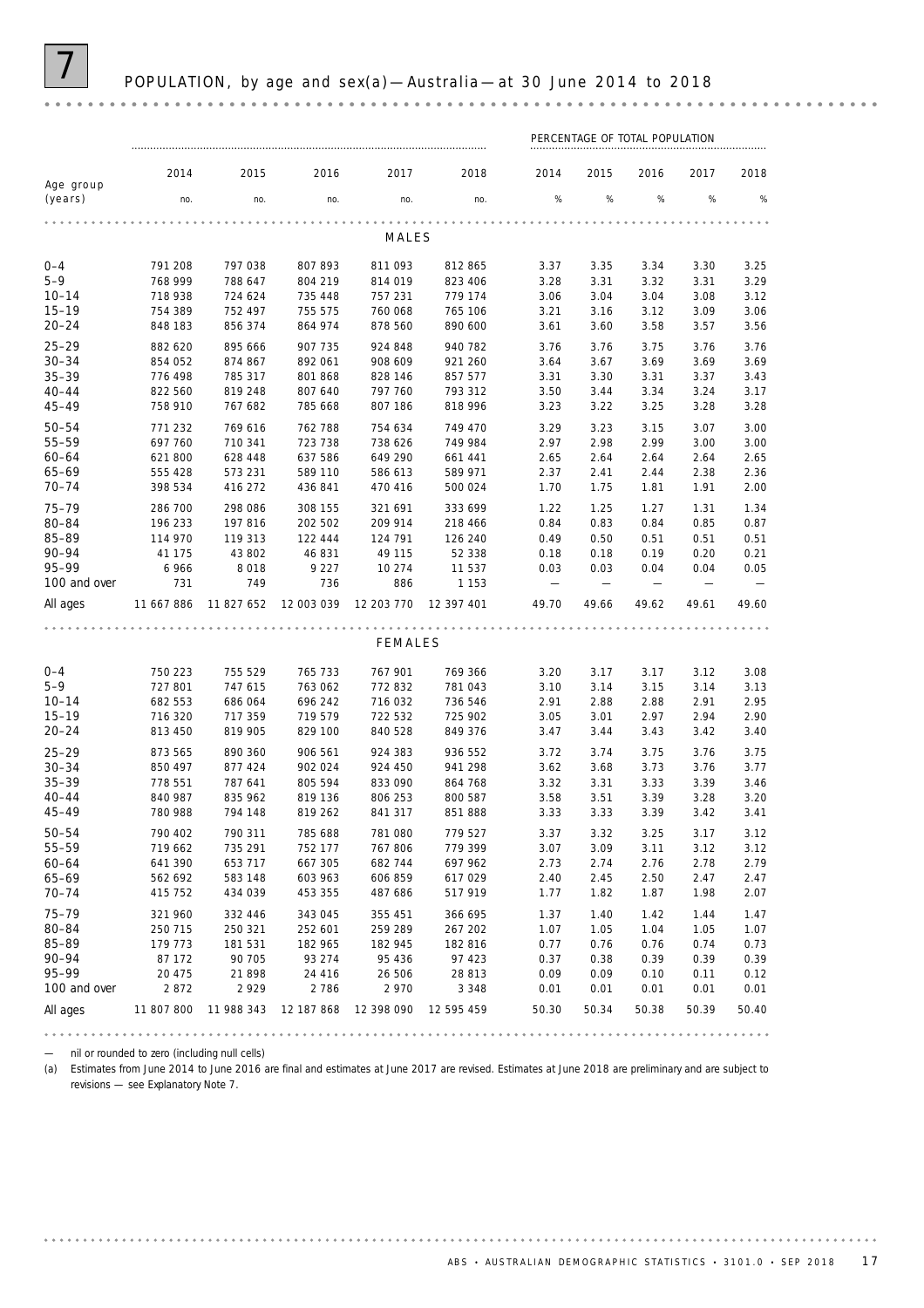# 7 POPULATION, by age and sex(a) — Australia — at 30 June 2014 to 2018

| Age group (years) | 2014 | 2015 | 2016 | 2017 | 2018 | PERCENTAGE OF TOTAL POPULATION 2014 | 2015 | 2016 | 2017 | 2018 |
|---|---|---|---|---|---|---|---|---|---|---|
| | no. | no. | no. | no. | no. | % | % | % | % | % |
| **MALES** | | | | | | | | | | |
| 0–4 | 791 208 | 797 038 | 807 893 | 811 093 | 812 865 | 3.37 | 3.35 | 3.34 | 3.30 | 3.25 |
| 5–9 | 768 999 | 788 647 | 804 219 | 814 019 | 823 406 | 3.28 | 3.31 | 3.32 | 3.31 | 3.29 |
| 10–14 | 718 938 | 724 624 | 735 448 | 757 231 | 779 174 | 3.06 | 3.04 | 3.04 | 3.08 | 3.12 |
| 15–19 | 754 389 | 752 497 | 755 575 | 760 068 | 765 106 | 3.21 | 3.16 | 3.12 | 3.09 | 3.06 |
| 20–24 | 848 183 | 856 374 | 864 974 | 878 560 | 890 600 | 3.61 | 3.60 | 3.58 | 3.57 | 3.56 |
| 25–29 | 882 620 | 895 666 | 907 735 | 924 848 | 940 782 | 3.76 | 3.76 | 3.75 | 3.76 | 3.76 |
| 30–34 | 854 052 | 874 867 | 892 061 | 908 609 | 921 260 | 3.64 | 3.67 | 3.69 | 3.69 | 3.69 |
| 35–39 | 776 498 | 785 317 | 801 868 | 828 146 | 857 577 | 3.31 | 3.30 | 3.31 | 3.37 | 3.43 |
| 40–44 | 822 560 | 819 248 | 807 640 | 797 760 | 793 312 | 3.50 | 3.44 | 3.34 | 3.24 | 3.17 |
| 45–49 | 758 910 | 767 682 | 785 668 | 807 186 | 818 996 | 3.23 | 3.22 | 3.25 | 3.28 | 3.28 |
| 50–54 | 771 232 | 769 616 | 762 788 | 754 634 | 749 470 | 3.29 | 3.23 | 3.15 | 3.07 | 3.00 |
| 55–59 | 697 760 | 710 341 | 723 738 | 738 626 | 749 984 | 2.97 | 2.98 | 2.99 | 3.00 | 3.00 |
| 60–64 | 621 800 | 628 448 | 637 586 | 649 290 | 661 441 | 2.65 | 2.64 | 2.64 | 2.64 | 2.65 |
| 65–69 | 555 428 | 573 231 | 589 110 | 586 613 | 589 971 | 2.37 | 2.41 | 2.44 | 2.38 | 2.36 |
| 70–74 | 398 534 | 416 272 | 436 841 | 470 416 | 500 024 | 1.70 | 1.75 | 1.81 | 1.91 | 2.00 |
| 75–79 | 286 700 | 298 086 | 308 155 | 321 691 | 333 699 | 1.22 | 1.25 | 1.27 | 1.31 | 1.34 |
| 80–84 | 196 233 | 197 816 | 202 502 | 209 914 | 218 466 | 0.84 | 0.83 | 0.84 | 0.85 | 0.87 |
| 85–89 | 114 970 | 119 313 | 122 444 | 124 791 | 126 240 | 0.49 | 0.50 | 0.51 | 0.51 | 0.51 |
| 90–94 | 41 175 | 43 802 | 46 831 | 49 115 | 52 338 | 0.18 | 0.18 | 0.19 | 0.20 | 0.21 |
| 95–99 | 6 966 | 8 018 | 9 227 | 10 274 | 11 537 | 0.03 | 0.03 | 0.04 | 0.04 | 0.05 |
| 100 and over | 731 | 749 | 736 | 886 | 1 153 | — | — | — | — | — |
| All ages | 11 667 886 | 11 827 652 | 12 003 039 | 12 203 770 | 12 397 401 | 49.70 | 49.66 | 49.62 | 49.61 | 49.60 |
| **FEMALES** | | | | | | | | | | |
| 0–4 | 750 223 | 755 529 | 765 733 | 767 901 | 769 366 | 3.20 | 3.17 | 3.17 | 3.12 | 3.08 |
| 5–9 | 727 801 | 747 615 | 763 062 | 772 832 | 781 043 | 3.10 | 3.14 | 3.15 | 3.14 | 3.13 |
| 10–14 | 682 553 | 686 064 | 696 242 | 716 032 | 736 546 | 2.91 | 2.88 | 2.88 | 2.91 | 2.95 |
| 15–19 | 716 320 | 717 359 | 719 579 | 722 532 | 725 902 | 3.05 | 3.01 | 2.97 | 2.94 | 2.90 |
| 20–24 | 813 450 | 819 905 | 829 100 | 840 528 | 849 376 | 3.47 | 3.44 | 3.43 | 3.42 | 3.40 |
| 25–29 | 873 565 | 890 360 | 906 561 | 924 383 | 936 552 | 3.72 | 3.74 | 3.75 | 3.76 | 3.75 |
| 30–34 | 850 497 | 877 424 | 902 024 | 924 450 | 941 298 | 3.62 | 3.68 | 3.73 | 3.76 | 3.77 |
| 35–39 | 778 551 | 787 641 | 805 594 | 833 090 | 864 768 | 3.32 | 3.31 | 3.33 | 3.39 | 3.46 |
| 40–44 | 840 987 | 835 962 | 819 136 | 806 253 | 800 587 | 3.58 | 3.51 | 3.39 | 3.28 | 3.20 |
| 45–49 | 780 988 | 794 148 | 819 262 | 841 317 | 851 888 | 3.33 | 3.33 | 3.39 | 3.42 | 3.41 |
| 50–54 | 790 402 | 790 311 | 785 688 | 781 080 | 779 527 | 3.37 | 3.32 | 3.25 | 3.17 | 3.12 |
| 55–59 | 719 662 | 735 291 | 752 177 | 767 806 | 779 399 | 3.07 | 3.09 | 3.11 | 3.12 | 3.12 |
| 60–64 | 641 390 | 653 717 | 667 305 | 682 744 | 697 962 | 2.73 | 2.74 | 2.76 | 2.78 | 2.79 |
| 65–69 | 562 692 | 583 148 | 603 963 | 606 859 | 617 029 | 2.40 | 2.45 | 2.50 | 2.47 | 2.47 |
| 70–74 | 415 752 | 434 039 | 453 355 | 487 686 | 517 919 | 1.77 | 1.82 | 1.87 | 1.98 | 2.07 |
| 75–79 | 321 960 | 332 446 | 343 045 | 355 451 | 366 695 | 1.37 | 1.40 | 1.42 | 1.44 | 1.47 |
| 80–84 | 250 715 | 250 321 | 252 601 | 259 289 | 267 202 | 1.07 | 1.05 | 1.04 | 1.05 | 1.07 |
| 85–89 | 179 773 | 181 531 | 182 965 | 182 945 | 182 816 | 0.77 | 0.76 | 0.76 | 0.74 | 0.73 |
| 90–94 | 87 172 | 90 705 | 93 274 | 95 436 | 97 423 | 0.37 | 0.38 | 0.39 | 0.39 | 0.39 |
| 95–99 | 20 475 | 21 898 | 24 416 | 26 506 | 28 813 | 0.09 | 0.09 | 0.10 | 0.11 | 0.12 |
| 100 and over | 2 872 | 2 929 | 2 786 | 2 970 | 3 348 | 0.01 | 0.01 | 0.01 | 0.01 | 0.01 |
| All ages | 11 807 800 | 11 988 343 | 12 187 868 | 12 398 090 | 12 595 459 | 50.30 | 50.34 | 50.38 | 50.39 | 50.40 |

— nil or rounded to zero (including null cells)

(a) Estimates from June 2014 to June 2016 are final and estimates at June 2017 are revised. Estimates at June 2018 are preliminary and are subject to revisions — see Explanatory Note 7.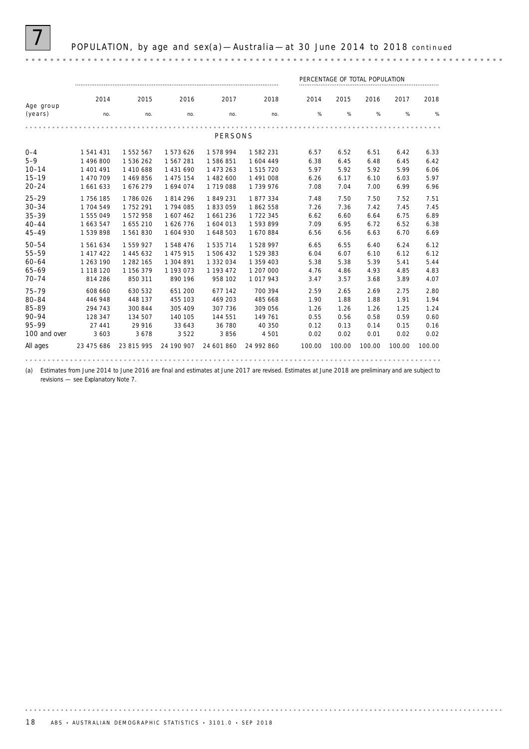# 7 POPULATION, by age and sex(a) — Australia — at 30 June 2014 to 2018 *continued*

| Age group (years) | 2014 | 2015 | 2016 | 2017 | 2018 | PERCENTAGE OF TOTAL POPULATION 2014 | 2015 | 2016 | 2017 | 2018 |
|---|---|---|---|---|---|---|---|---|---|---|
| | no. | no. | no. | no. | no. | % | % | % | % | % |
| **PERSONS** | | | | | | | | | | |
| 0–4 | 1 541 431 | 1 552 567 | 1 573 626 | 1 578 994 | 1 582 231 | 6.57 | 6.52 | 6.51 | 6.42 | 6.33 |
| 5–9 | 1 496 800 | 1 536 262 | 1 567 281 | 1 586 851 | 1 604 449 | 6.38 | 6.45 | 6.48 | 6.45 | 6.42 |
| 10–14 | 1 401 491 | 1 410 688 | 1 431 690 | 1 473 263 | 1 515 720 | 5.97 | 5.92 | 5.92 | 5.99 | 6.06 |
| 15–19 | 1 470 709 | 1 469 856 | 1 475 154 | 1 482 600 | 1 491 008 | 6.26 | 6.17 | 6.10 | 6.03 | 5.97 |
| 20–24 | 1 661 633 | 1 676 279 | 1 694 074 | 1 719 088 | 1 739 976 | 7.08 | 7.04 | 7.00 | 6.99 | 6.96 |
| 25–29 | 1 756 185 | 1 786 026 | 1 814 296 | 1 849 231 | 1 877 334 | 7.48 | 7.50 | 7.50 | 7.52 | 7.51 |
| 30–34 | 1 704 549 | 1 752 291 | 1 794 085 | 1 833 059 | 1 862 558 | 7.26 | 7.36 | 7.42 | 7.45 | 7.45 |
| 35–39 | 1 555 049 | 1 572 958 | 1 607 462 | 1 661 236 | 1 722 345 | 6.62 | 6.60 | 6.64 | 6.75 | 6.89 |
| 40–44 | 1 663 547 | 1 655 210 | 1 626 776 | 1 604 013 | 1 593 899 | 7.09 | 6.95 | 6.72 | 6.52 | 6.38 |
| 45–49 | 1 539 898 | 1 561 830 | 1 604 930 | 1 648 503 | 1 670 884 | 6.56 | 6.56 | 6.63 | 6.70 | 6.69 |
| 50–54 | 1 561 634 | 1 559 927 | 1 548 476 | 1 535 714 | 1 528 997 | 6.65 | 6.55 | 6.40 | 6.24 | 6.12 |
| 55–59 | 1 417 422 | 1 445 632 | 1 475 915 | 1 506 432 | 1 529 383 | 6.04 | 6.07 | 6.10 | 6.12 | 6.12 |
| 60–64 | 1 263 190 | 1 282 165 | 1 304 891 | 1 332 034 | 1 359 403 | 5.38 | 5.38 | 5.39 | 5.41 | 5.44 |
| 65–69 | 1 118 120 | 1 156 379 | 1 193 073 | 1 193 472 | 1 207 000 | 4.76 | 4.86 | 4.93 | 4.85 | 4.83 |
| 70–74 | 814 286 | 850 311 | 890 196 | 958 102 | 1 017 943 | 3.47 | 3.57 | 3.68 | 3.89 | 4.07 |
| 75–79 | 608 660 | 630 532 | 651 200 | 677 142 | 700 394 | 2.59 | 2.65 | 2.69 | 2.75 | 2.80 |
| 80–84 | 446 948 | 448 137 | 455 103 | 469 203 | 485 668 | 1.90 | 1.88 | 1.88 | 1.91 | 1.94 |
| 85–89 | 294 743 | 300 844 | 305 409 | 307 736 | 309 056 | 1.26 | 1.26 | 1.26 | 1.25 | 1.24 |
| 90–94 | 128 347 | 134 507 | 140 105 | 144 551 | 149 761 | 0.55 | 0.56 | 0.58 | 0.59 | 0.60 |
| 95–99 | 27 441 | 29 916 | 33 643 | 36 780 | 40 350 | 0.12 | 0.13 | 0.14 | 0.15 | 0.16 |
| 100 and over | 3 603 | 3 678 | 3 522 | 3 856 | 4 501 | 0.02 | 0.02 | 0.01 | 0.02 | 0.02 |
| All ages | 23 475 686 | 23 815 995 | 24 190 907 | 24 601 860 | 24 992 860 | 100.00 | 100.00 | 100.00 | 100.00 | 100.00 |

(a) Estimates from June 2014 to June 2016 are final and estimates at June 2017 are revised. Estimates at June 2018 are preliminary and are subject to revisions — see Explanatory Note 7.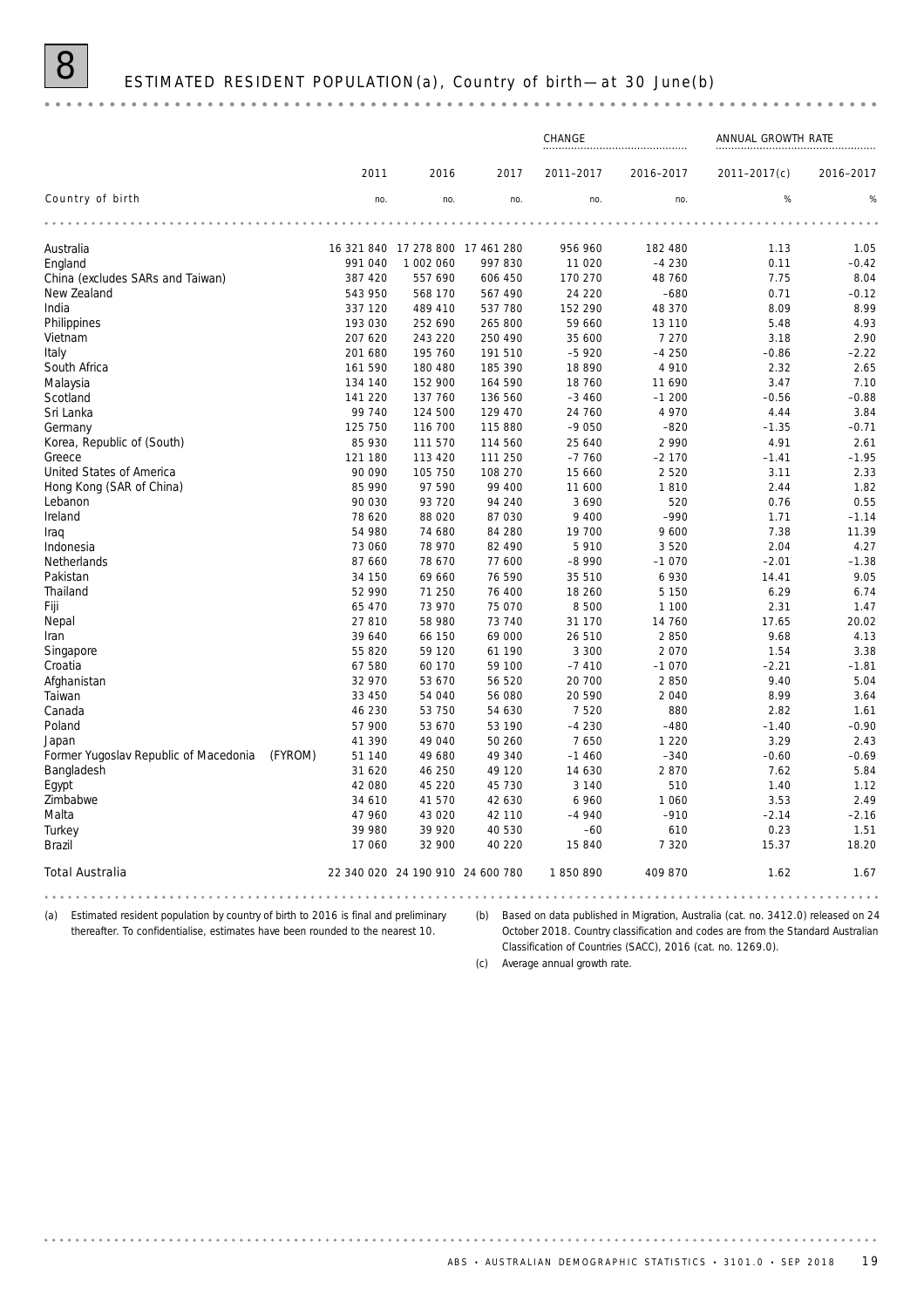# 8 ESTIMATED RESIDENT POPULATION(a), Country of birth—at 30 June(b)

| | | | | CHANGE | | ANNUAL GROWTH RATE | |
|---|---|---|---|---|---|---|---|
| | 2011 | 2016 | 2017 | 2011–2017 | 2016–2017 | 2011–2017(c) | 2016–2017 |
| Country of birth | no. | no. | no. | no. | no. | % | % |
| Australia | 16 321 840 | 17 278 800 | 17 461 280 | 956 960 | 182 480 | 1.13 | 1.05 |
| England | 991 040 | 1 002 060 | 997 830 | 11 020 | –4 230 | 0.11 | –0.42 |
| China (excludes SARs and Taiwan) | 387 420 | 557 690 | 606 450 | 170 270 | 48 760 | 7.75 | 8.04 |
| New Zealand | 543 950 | 568 170 | 567 490 | 24 220 | –680 | 0.71 | –0.12 |
| India | 337 120 | 489 410 | 537 780 | 152 290 | 48 370 | 8.09 | 8.99 |
| Philippines | 193 030 | 252 690 | 265 800 | 59 660 | 13 110 | 5.48 | 4.93 |
| Vietnam | 207 620 | 243 220 | 250 490 | 35 600 | 7 270 | 3.18 | 2.90 |
| Italy | 201 680 | 195 760 | 191 510 | –5 920 | –4 250 | –0.86 | –2.22 |
| South Africa | 161 590 | 180 480 | 185 390 | 18 890 | 4 910 | 2.32 | 2.65 |
| Malaysia | 134 140 | 152 900 | 164 590 | 18 760 | 11 690 | 3.47 | 7.10 |
| Scotland | 141 220 | 137 760 | 136 560 | –3 460 | –1 200 | –0.56 | –0.88 |
| Sri Lanka | 99 740 | 124 500 | 129 470 | 24 760 | 4 970 | 4.44 | 3.84 |
| Germany | 125 750 | 116 700 | 115 880 | –9 050 | –820 | –1.35 | –0.71 |
| Korea, Republic of (South) | 85 930 | 111 570 | 114 560 | 25 640 | 2 990 | 4.91 | 2.61 |
| Greece | 121 180 | 113 420 | 111 250 | –7 760 | –2 170 | –1.41 | –1.95 |
| United States of America | 90 090 | 105 750 | 108 270 | 15 660 | 2 520 | 3.11 | 2.33 |
| Hong Kong (SAR of China) | 85 990 | 97 590 | 99 400 | 11 600 | 1 810 | 2.44 | 1.82 |
| Lebanon | 90 030 | 93 720 | 94 240 | 3 690 | 520 | 0.76 | 0.55 |
| Ireland | 78 620 | 88 020 | 87 030 | 9 400 | –990 | 1.71 | –1.14 |
| Iraq | 54 980 | 74 680 | 84 280 | 19 700 | 9 600 | 7.38 | 11.39 |
| Indonesia | 73 060 | 78 970 | 82 490 | 5 910 | 3 520 | 2.04 | 4.27 |
| Netherlands | 87 660 | 78 670 | 77 600 | –8 990 | –1 070 | –2.01 | –1.38 |
| Pakistan | 34 150 | 69 660 | 76 590 | 35 510 | 6 930 | 14.41 | 9.05 |
| Thailand | 52 990 | 71 250 | 76 400 | 18 260 | 5 150 | 6.29 | 6.74 |
| Fiji | 65 470 | 73 970 | 75 070 | 8 500 | 1 100 | 2.31 | 1.47 |
| Nepal | 27 810 | 58 980 | 73 740 | 31 170 | 14 760 | 17.65 | 20.02 |
| Iran | 39 640 | 66 150 | 69 000 | 26 510 | 2 850 | 9.68 | 4.13 |
| Singapore | 55 820 | 59 120 | 61 190 | 3 300 | 2 070 | 1.54 | 3.38 |
| Croatia | 67 580 | 60 170 | 59 100 | –7 410 | –1 070 | –2.21 | –1.81 |
| Afghanistan | 32 970 | 53 670 | 56 520 | 20 700 | 2 850 | 9.40 | 5.04 |
| Taiwan | 33 450 | 54 040 | 56 080 | 20 590 | 2 040 | 8.99 | 3.64 |
| Canada | 46 230 | 53 750 | 54 630 | 7 520 | 880 | 2.82 | 1.61 |
| Poland | 57 900 | 53 670 | 53 190 | –4 230 | –480 | –1.40 | –0.90 |
| Japan | 41 390 | 49 040 | 50 260 | 7 650 | 1 220 | 3.29 | 2.43 |
| Former Yugoslav Republic of Macedonia (FYROM) | 51 140 | 49 680 | 49 340 | –1 460 | –340 | –0.60 | –0.69 |
| Bangladesh | 31 620 | 46 250 | 49 120 | 14 630 | 2 870 | 7.62 | 5.84 |
| Egypt | 42 080 | 45 220 | 45 730 | 3 140 | 510 | 1.40 | 1.12 |
| Zimbabwe | 34 610 | 41 570 | 42 630 | 6 960 | 1 060 | 3.53 | 2.49 |
| Malta | 47 960 | 43 020 | 42 110 | –4 940 | –910 | –2.14 | –2.16 |
| Turkey | 39 980 | 39 920 | 40 530 | –60 | 610 | 0.23 | 1.51 |
| Brazil | 17 060 | 32 900 | 40 220 | 15 840 | 7 320 | 15.37 | 18.20 |
| Total Australia | 22 340 020 | 24 190 910 | 24 600 780 | 1 850 890 | 409 870 | 1.62 | 1.67 |

(a) Estimated resident population by country of birth to 2016 is final and preliminary thereafter. To confidentialise, estimates have been rounded to the nearest 10.

(b) Based on data published in Migration, Australia (cat. no. 3412.0) released on 24 October 2018. Country classification and codes are from the Standard Australian Classification of Countries (SACC), 2016 (cat. no. 1269.0).

(c) Average annual growth rate.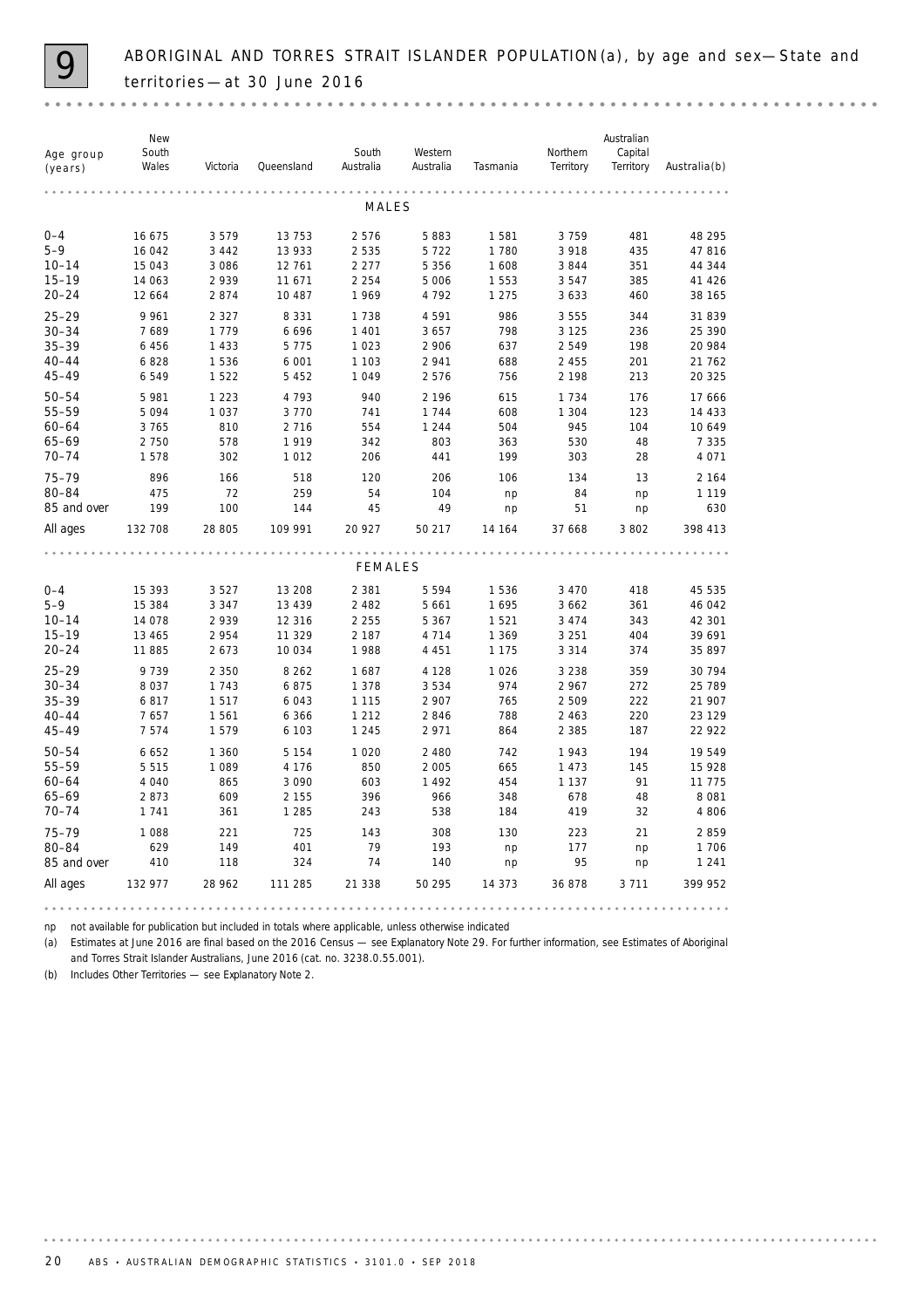# 9 ABORIGINAL AND TORRES STRAIT ISLANDER POPULATION(a), by age and sex—State and territories—at 30 June 2016

| Age group (years) | New South Wales | Victoria | Queensland | South Australia | Western Australia | Tasmania | Northern Territory | Australian Capital Territory | Australia(b) |
|---|---|---|---|---|---|---|---|---|---|
| | | | | | MALES | | | | |
| 0–4 | 16 675 | 3 579 | 13 753 | 2 576 | 5 883 | 1 581 | 3 759 | 481 | 48 295 |
| 5–9 | 16 042 | 3 442 | 13 933 | 2 535 | 5 722 | 1 780 | 3 918 | 435 | 47 816 |
| 10–14 | 15 043 | 3 086 | 12 761 | 2 277 | 5 356 | 1 608 | 3 844 | 351 | 44 344 |
| 15–19 | 14 063 | 2 939 | 11 671 | 2 254 | 5 006 | 1 553 | 3 547 | 385 | 41 426 |
| 20–24 | 12 664 | 2 874 | 10 487 | 1 969 | 4 792 | 1 275 | 3 633 | 460 | 38 165 |
| 25–29 | 9 961 | 2 327 | 8 331 | 1 738 | 4 591 | 986 | 3 555 | 344 | 31 839 |
| 30–34 | 7 689 | 1 779 | 6 696 | 1 401 | 3 657 | 798 | 3 125 | 236 | 25 390 |
| 35–39 | 6 456 | 1 433 | 5 775 | 1 023 | 2 906 | 637 | 2 549 | 198 | 20 984 |
| 40–44 | 6 828 | 1 536 | 6 001 | 1 103 | 2 941 | 688 | 2 455 | 201 | 21 762 |
| 45–49 | 6 549 | 1 522 | 5 452 | 1 049 | 2 576 | 756 | 2 198 | 213 | 20 325 |
| 50–54 | 5 981 | 1 223 | 4 793 | 940 | 2 196 | 615 | 1 734 | 176 | 17 666 |
| 55–59 | 5 094 | 1 037 | 3 770 | 741 | 1 744 | 608 | 1 304 | 123 | 14 433 |
| 60–64 | 3 765 | 810 | 2 716 | 554 | 1 244 | 504 | 945 | 104 | 10 649 |
| 65–69 | 2 750 | 578 | 1 919 | 342 | 803 | 363 | 530 | 48 | 7 335 |
| 70–74 | 1 578 | 302 | 1 012 | 206 | 441 | 199 | 303 | 28 | 4 071 |
| 75–79 | 896 | 166 | 518 | 120 | 206 | 106 | 134 | 13 | 2 164 |
| 80–84 | 475 | 72 | 259 | 54 | 104 | np | 84 | np | 1 119 |
| 85 and over | 199 | 100 | 144 | 45 | 49 | np | 51 | np | 630 |
| All ages | 132 708 | 28 805 | 109 991 | 20 927 | 50 217 | 14 164 | 37 668 | 3 802 | 398 413 |
| | | | | | FEMALES | | | | |
| 0–4 | 15 393 | 3 527 | 13 208 | 2 381 | 5 594 | 1 536 | 3 470 | 418 | 45 535 |
| 5–9 | 15 384 | 3 347 | 13 439 | 2 482 | 5 661 | 1 695 | 3 662 | 361 | 46 042 |
| 10–14 | 14 078 | 2 939 | 12 316 | 2 255 | 5 367 | 1 521 | 3 474 | 343 | 42 301 |
| 15–19 | 13 465 | 2 954 | 11 329 | 2 187 | 4 714 | 1 369 | 3 251 | 404 | 39 691 |
| 20–24 | 11 885 | 2 673 | 10 034 | 1 988 | 4 451 | 1 175 | 3 314 | 374 | 35 897 |
| 25–29 | 9 739 | 2 350 | 8 262 | 1 687 | 4 128 | 1 026 | 3 238 | 359 | 30 794 |
| 30–34 | 8 037 | 1 743 | 6 875 | 1 378 | 3 534 | 974 | 2 967 | 272 | 25 789 |
| 35–39 | 6 817 | 1 517 | 6 043 | 1 115 | 2 907 | 765 | 2 509 | 222 | 21 907 |
| 40–44 | 7 657 | 1 561 | 6 366 | 1 212 | 2 846 | 788 | 2 463 | 220 | 23 129 |
| 45–49 | 7 574 | 1 579 | 6 103 | 1 245 | 2 971 | 864 | 2 385 | 187 | 22 922 |
| 50–54 | 6 652 | 1 360 | 5 154 | 1 020 | 2 480 | 742 | 1 943 | 194 | 19 549 |
| 55–59 | 5 515 | 1 089 | 4 176 | 850 | 2 005 | 665 | 1 473 | 145 | 15 928 |
| 60–64 | 4 040 | 865 | 3 090 | 603 | 1 492 | 454 | 1 137 | 91 | 11 775 |
| 65–69 | 2 873 | 609 | 2 155 | 396 | 966 | 348 | 678 | 48 | 8 081 |
| 70–74 | 1 741 | 361 | 1 285 | 243 | 538 | 184 | 419 | 32 | 4 806 |
| 75–79 | 1 088 | 221 | 725 | 143 | 308 | 130 | 223 | 21 | 2 859 |
| 80–84 | 629 | 149 | 401 | 79 | 193 | np | 177 | np | 1 706 |
| 85 and over | 410 | 118 | 324 | 74 | 140 | np | 95 | np | 1 241 |
| All ages | 132 977 | 28 962 | 111 285 | 21 338 | 50 295 | 14 373 | 36 878 | 3 711 | 399 952 |

np not available for publication but included in totals where applicable, unless otherwise indicated

(a) Estimates at June 2016 are final based on the 2016 Census — see Explanatory Note 29. For further information, see Estimates of Aboriginal and Torres Strait Islander Australians, June 2016 (cat. no. 3238.0.55.001).

(b) Includes Other Territories — see Explanatory Note 2.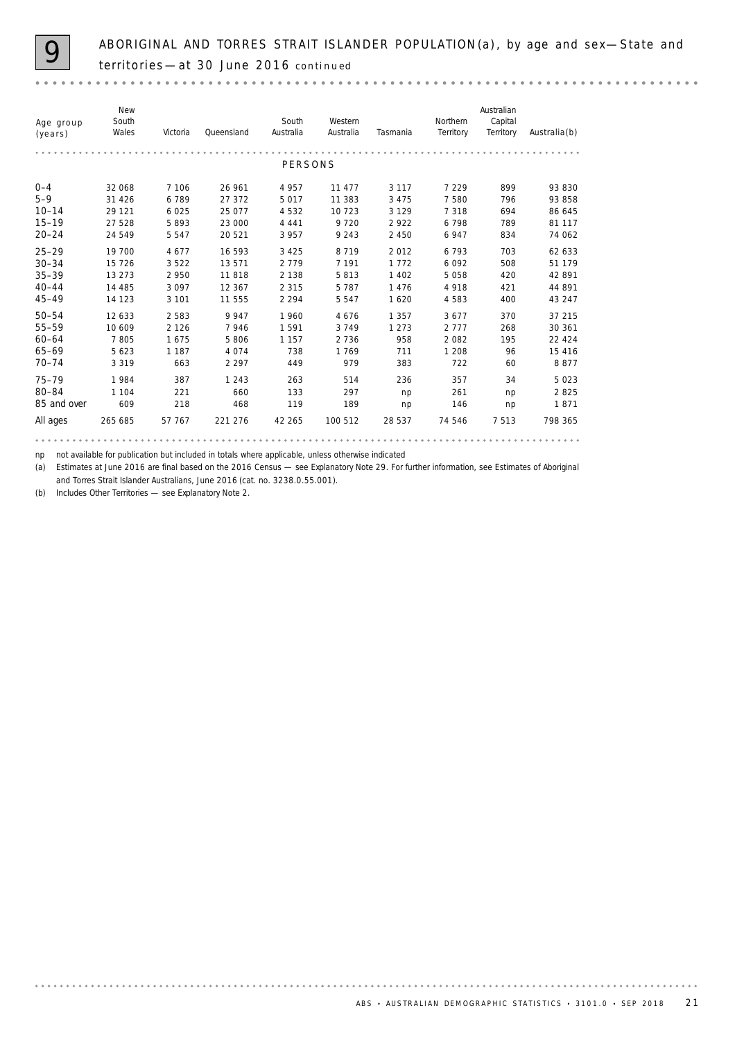# 9 ABORIGINAL AND TORRES STRAIT ISLANDER POPULATION(a), by age and sex—State and territories—at 30 June 2016 continued

| Age group (years) | New South Wales | Victoria | Queensland | South Australia | Western Australia | Tasmania | Northern Territory | Australian Capital Territory | Australia(b) |
|---|---|---|---|---|---|---|---|---|---|
| **PERSONS** | | | | | | | | | |
| 0–4 | 32 068 | 7 106 | 26 961 | 4 957 | 11 477 | 3 117 | 7 229 | 899 | 93 830 |
| 5–9 | 31 426 | 6 789 | 27 372 | 5 017 | 11 383 | 3 475 | 7 580 | 796 | 93 858 |
| 10–14 | 29 121 | 6 025 | 25 077 | 4 532 | 10 723 | 3 129 | 7 318 | 694 | 86 645 |
| 15–19 | 27 528 | 5 893 | 23 000 | 4 441 | 9 720 | 2 922 | 6 798 | 789 | 81 117 |
| 20–24 | 24 549 | 5 547 | 20 521 | 3 957 | 9 243 | 2 450 | 6 947 | 834 | 74 062 |
| 25–29 | 19 700 | 4 677 | 16 593 | 3 425 | 8 719 | 2 012 | 6 793 | 703 | 62 633 |
| 30–34 | 15 726 | 3 522 | 13 571 | 2 779 | 7 191 | 1 772 | 6 092 | 508 | 51 179 |
| 35–39 | 13 273 | 2 950 | 11 818 | 2 138 | 5 813 | 1 402 | 5 058 | 420 | 42 891 |
| 40–44 | 14 485 | 3 097 | 12 367 | 2 315 | 5 787 | 1 476 | 4 918 | 421 | 44 891 |
| 45–49 | 14 123 | 3 101 | 11 555 | 2 294 | 5 547 | 1 620 | 4 583 | 400 | 43 247 |
| 50–54 | 12 633 | 2 583 | 9 947 | 1 960 | 4 676 | 1 357 | 3 677 | 370 | 37 215 |
| 55–59 | 10 609 | 2 126 | 7 946 | 1 591 | 3 749 | 1 273 | 2 777 | 268 | 30 361 |
| 60–64 | 7 805 | 1 675 | 5 806 | 1 157 | 2 736 | 958 | 2 082 | 195 | 22 424 |
| 65–69 | 5 623 | 1 187 | 4 074 | 738 | 1 769 | 711 | 1 208 | 96 | 15 416 |
| 70–74 | 3 319 | 663 | 2 297 | 449 | 979 | 383 | 722 | 60 | 8 877 |
| 75–79 | 1 984 | 387 | 1 243 | 263 | 514 | 236 | 357 | 34 | 5 023 |
| 80–84 | 1 104 | 221 | 660 | 133 | 297 | np | 261 | np | 2 825 |
| 85 and over | 609 | 218 | 468 | 119 | 189 | np | 146 | np | 1 871 |
| All ages | 265 685 | 57 767 | 221 276 | 42 265 | 100 512 | 28 537 | 74 546 | 7 513 | 798 365 |

np not available for publication but included in totals where applicable, unless otherwise indicated

(a) Estimates at June 2016 are final based on the 2016 Census — see Explanatory Note 29. For further information, see Estimates of Aboriginal and Torres Strait Islander Australians, June 2016 (cat. no. 3238.0.55.001).

(b) Includes Other Territories — see Explanatory Note 2.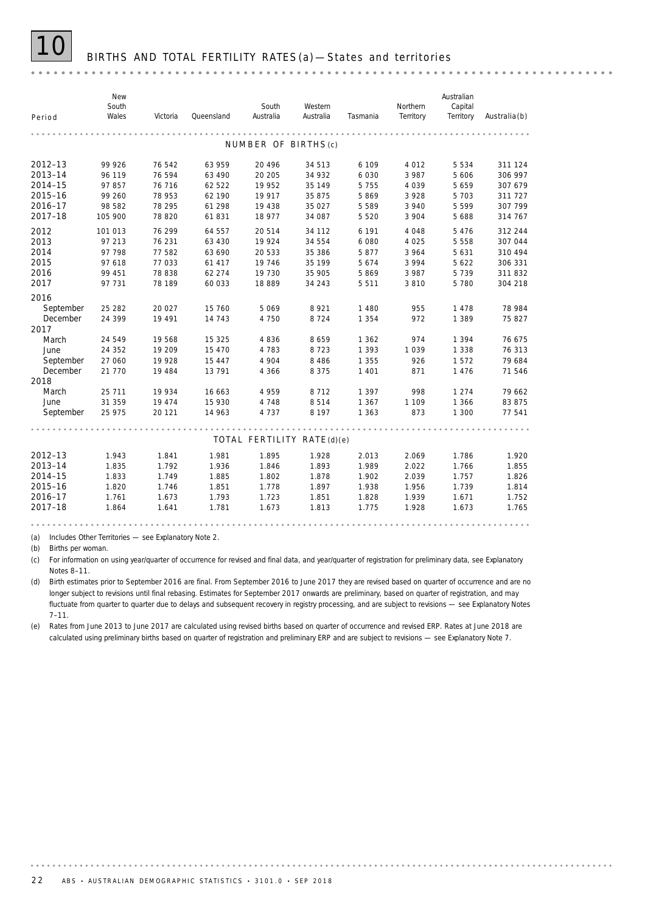# 10 BIRTHS AND TOTAL FERTILITY RATES(a)—States and territories

| Period | New South Wales | Victoria | Queensland | South Australia | Western Australia | Tasmania | Northern Territory | Australian Capital Territory | Australia(b) |
|---|---|---|---|---|---|---|---|---|---|
| **NUMBER OF BIRTHS(c)** | | | | | | | | | |
| 2012–13 | 99 926 | 76 542 | 63 959 | 20 496 | 34 513 | 6 109 | 4 012 | 5 534 | 311 124 |
| 2013–14 | 96 119 | 76 594 | 63 490 | 20 205 | 34 932 | 6 030 | 3 987 | 5 606 | 306 997 |
| 2014–15 | 97 857 | 76 716 | 62 522 | 19 952 | 35 149 | 5 755 | 4 039 | 5 659 | 307 679 |
| 2015–16 | 99 260 | 78 953 | 62 190 | 19 917 | 35 875 | 5 869 | 3 928 | 5 703 | 311 727 |
| 2016–17 | 98 582 | 78 295 | 61 298 | 19 438 | 35 027 | 5 589 | 3 940 | 5 599 | 307 799 |
| 2017–18 | 105 900 | 78 820 | 61 831 | 18 977 | 34 087 | 5 520 | 3 904 | 5 688 | 314 767 |
| 2012 | 101 013 | 76 299 | 64 557 | 20 514 | 34 112 | 6 191 | 4 048 | 5 476 | 312 244 |
| 2013 | 97 213 | 76 231 | 63 430 | 19 924 | 34 554 | 6 080 | 4 025 | 5 558 | 307 044 |
| 2014 | 97 798 | 77 582 | 63 690 | 20 533 | 35 386 | 5 877 | 3 964 | 5 631 | 310 494 |
| 2015 | 97 618 | 77 033 | 61 417 | 19 746 | 35 199 | 5 674 | 3 994 | 5 622 | 306 331 |
| 2016 | 99 451 | 78 838 | 62 274 | 19 730 | 35 905 | 5 869 | 3 987 | 5 739 | 311 832 |
| 2017 | 97 731 | 78 189 | 60 033 | 18 889 | 34 243 | 5 511 | 3 810 | 5 780 | 304 218 |
| **2016** | | | | | | | | | |
| September | 25 282 | 20 027 | 15 760 | 5 069 | 8 921 | 1 480 | 955 | 1 478 | 78 984 |
| December | 24 399 | 19 491 | 14 743 | 4 750 | 8 724 | 1 354 | 972 | 1 389 | 75 827 |
| **2017** | | | | | | | | | |
| March | 24 549 | 19 568 | 15 325 | 4 836 | 8 659 | 1 362 | 974 | 1 394 | 76 675 |
| June | 24 352 | 19 209 | 15 470 | 4 783 | 8 723 | 1 393 | 1 039 | 1 338 | 76 313 |
| September | 27 060 | 19 928 | 15 447 | 4 904 | 8 486 | 1 355 | 926 | 1 572 | 79 684 |
| December | 21 770 | 19 484 | 13 791 | 4 366 | 8 375 | 1 401 | 871 | 1 476 | 71 546 |
| **2018** | | | | | | | | | |
| March | 25 711 | 19 934 | 16 663 | 4 959 | 8 712 | 1 397 | 998 | 1 274 | 79 662 |
| June | 31 359 | 19 474 | 15 930 | 4 748 | 8 514 | 1 367 | 1 109 | 1 366 | 83 875 |
| September | 25 975 | 20 121 | 14 963 | 4 737 | 8 197 | 1 363 | 873 | 1 300 | 77 541 |
| **TOTAL FERTILITY RATE(d)(e)** | | | | | | | | | |
| 2012–13 | 1.943 | 1.841 | 1.981 | 1.895 | 1.928 | 2.013 | 2.069 | 1.786 | 1.920 |
| 2013–14 | 1.835 | 1.792 | 1.936 | 1.846 | 1.893 | 1.989 | 2.022 | 1.766 | 1.855 |
| 2014–15 | 1.833 | 1.749 | 1.885 | 1.802 | 1.878 | 1.902 | 2.039 | 1.757 | 1.826 |
| 2015–16 | 1.820 | 1.746 | 1.851 | 1.778 | 1.897 | 1.938 | 1.956 | 1.739 | 1.814 |
| 2016–17 | 1.761 | 1.673 | 1.793 | 1.723 | 1.851 | 1.828 | 1.939 | 1.671 | 1.752 |
| 2017–18 | 1.864 | 1.641 | 1.781 | 1.673 | 1.813 | 1.775 | 1.928 | 1.673 | 1.765 |

(a) Includes Other Territories — see Explanatory Note 2.

(b) Births per woman.

(c) For information on using year/quarter of occurrence for revised and final data, and year/quarter of registration for preliminary data, see Explanatory Notes 8–11.

(d) Birth estimates prior to September 2016 are final. From September 2016 to June 2017 they are revised based on quarter of occurrence and are no longer subject to revisions until final rebasing. Estimates for September 2017 onwards are preliminary, based on quarter of registration, and may fluctuate from quarter to quarter due to delays and subsequent recovery in registry processing, and are subject to revisions — see Explanatory Notes 7–11.

(e) Rates from June 2013 to June 2017 are calculated using revised births based on quarter of occurrence and revised ERP. Rates at June 2018 are calculated using preliminary births based on quarter of registration and preliminary ERP and are subject to revisions — see Explanatory Note 7.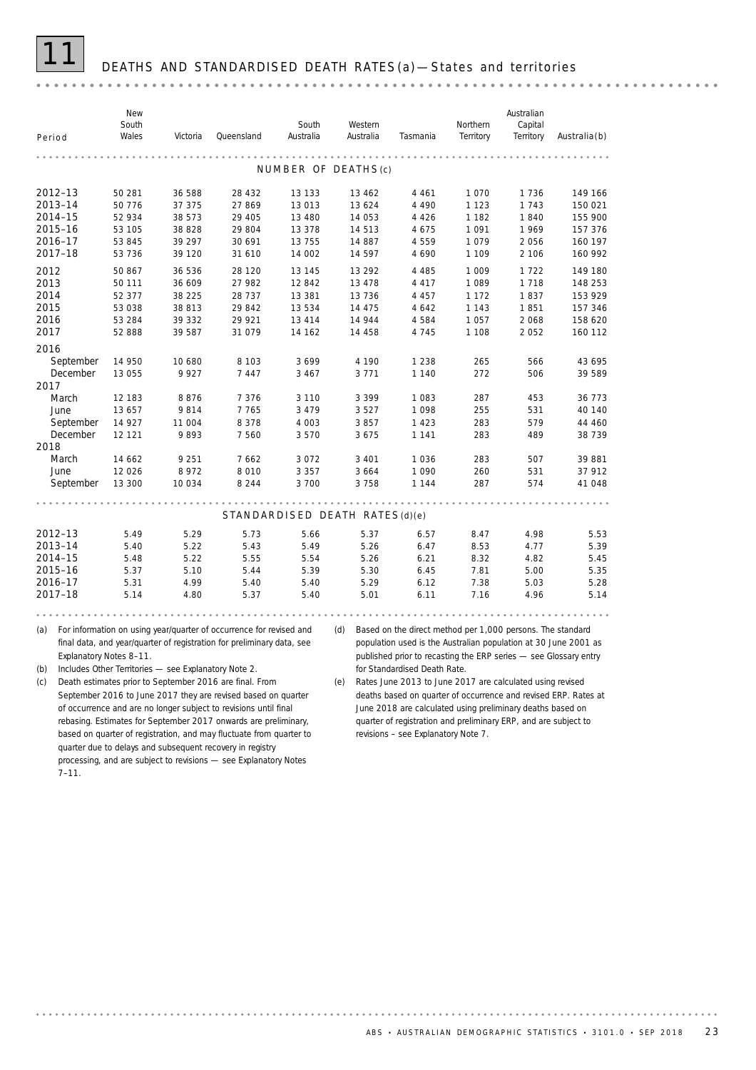# 11 DEATHS AND STANDARDISED DEATH RATES(a) — States and territories

| Period | New South Wales | Victoria | Queensland | South Australia | Western Australia | Tasmania | Northern Territory | Australian Capital Territory | Australia(b) |
|---|---|---|---|---|---|---|---|---|---|
| **NUMBER OF DEATHS(c)** | | | | | | | | | |
| 2012–13 | 50 281 | 36 588 | 28 432 | 13 133 | 13 462 | 4 461 | 1 070 | 1 736 | 149 166 |
| 2013–14 | 50 776 | 37 375 | 27 869 | 13 013 | 13 624 | 4 490 | 1 123 | 1 743 | 150 021 |
| 2014–15 | 52 934 | 38 573 | 29 405 | 13 480 | 14 053 | 4 426 | 1 182 | 1 840 | 155 900 |
| 2015–16 | 53 105 | 38 828 | 29 804 | 13 378 | 14 513 | 4 675 | 1 091 | 1 969 | 157 376 |
| 2016–17 | 53 845 | 39 297 | 30 691 | 13 755 | 14 887 | 4 559 | 1 079 | 2 056 | 160 197 |
| 2017–18 | 53 736 | 39 120 | 31 610 | 14 002 | 14 597 | 4 690 | 1 109 | 2 106 | 160 992 |
| 2012 | 50 867 | 36 536 | 28 120 | 13 145 | 13 292 | 4 485 | 1 009 | 1 722 | 149 180 |
| 2013 | 50 111 | 36 609 | 27 982 | 12 842 | 13 478 | 4 417 | 1 089 | 1 718 | 148 253 |
| 2014 | 52 377 | 38 225 | 28 737 | 13 381 | 13 736 | 4 457 | 1 172 | 1 837 | 153 929 |
| 2015 | 53 038 | 38 813 | 29 842 | 13 534 | 14 475 | 4 642 | 1 143 | 1 851 | 157 346 |
| 2016 | 53 284 | 39 332 | 29 921 | 13 414 | 14 944 | 4 584 | 1 057 | 2 068 | 158 620 |
| 2017 | 52 888 | 39 587 | 31 079 | 14 162 | 14 458 | 4 745 | 1 108 | 2 052 | 160 112 |
| **2016** | | | | | | | | | |
| September | 14 950 | 10 680 | 8 103 | 3 699 | 4 190 | 1 238 | 265 | 566 | 43 695 |
| December | 13 055 | 9 927 | 7 447 | 3 467 | 3 771 | 1 140 | 272 | 506 | 39 589 |
| **2017** | | | | | | | | | |
| March | 12 183 | 8 876 | 7 376 | 3 110 | 3 399 | 1 083 | 287 | 453 | 36 773 |
| June | 13 657 | 9 814 | 7 765 | 3 479 | 3 527 | 1 098 | 255 | 531 | 40 140 |
| September | 14 927 | 11 004 | 8 378 | 4 003 | 3 857 | 1 423 | 283 | 579 | 44 460 |
| December | 12 121 | 9 893 | 7 560 | 3 570 | 3 675 | 1 141 | 283 | 489 | 38 739 |
| **2018** | | | | | | | | | |
| March | 14 662 | 9 251 | 7 662 | 3 072 | 3 401 | 1 036 | 283 | 507 | 39 881 |
| June | 12 026 | 8 972 | 8 010 | 3 357 | 3 664 | 1 090 | 260 | 531 | 37 912 |
| September | 13 300 | 10 034 | 8 244 | 3 700 | 3 758 | 1 144 | 287 | 574 | 41 048 |
| **STANDARDISED DEATH RATES(d)(e)** | | | | | | | | | |
| 2012–13 | 5.49 | 5.29 | 5.73 | 5.66 | 5.37 | 6.57 | 8.47 | 4.98 | 5.53 |
| 2013–14 | 5.40 | 5.22 | 5.43 | 5.49 | 5.26 | 6.47 | 8.53 | 4.77 | 5.39 |
| 2014–15 | 5.48 | 5.22 | 5.55 | 5.54 | 5.26 | 6.21 | 8.32 | 4.82 | 5.45 |
| 2015–16 | 5.37 | 5.10 | 5.44 | 5.39 | 5.30 | 6.45 | 7.81 | 5.00 | 5.35 |
| 2016–17 | 5.31 | 4.99 | 5.40 | 5.40 | 5.29 | 6.12 | 7.38 | 5.03 | 5.28 |
| 2017–18 | 5.14 | 4.80 | 5.37 | 5.40 | 5.01 | 6.11 | 7.16 | 4.96 | 5.14 |

(a) For information on using year/quarter of occurrence for revised and final data, and year/quarter of registration for preliminary data, see Explanatory Notes 8–11.

(b) Includes Other Territories — see Explanatory Note 2.

(c) Death estimates prior to September 2016 are final. From September 2016 to June 2017 they are revised based on quarter of occurrence and are no longer subject to revisions until final rebasing. Estimates for September 2017 onwards are preliminary, based on quarter of registration, and may fluctuate from quarter to quarter due to delays and subsequent recovery in registry processing, and are subject to revisions — see Explanatory Notes 7–11.

(d) Based on the direct method per 1,000 persons. The standard population used is the Australian population at 30 June 2001 as published prior to recasting the ERP series — see Glossary entry for Standardised Death Rate.

(e) Rates June 2013 to June 2017 are calculated using revised deaths based on quarter of occurrence and revised ERP. Rates at June 2018 are calculated using preliminary deaths based on quarter of registration and preliminary ERP, and are subject to revisions – see Explanatory Note 7.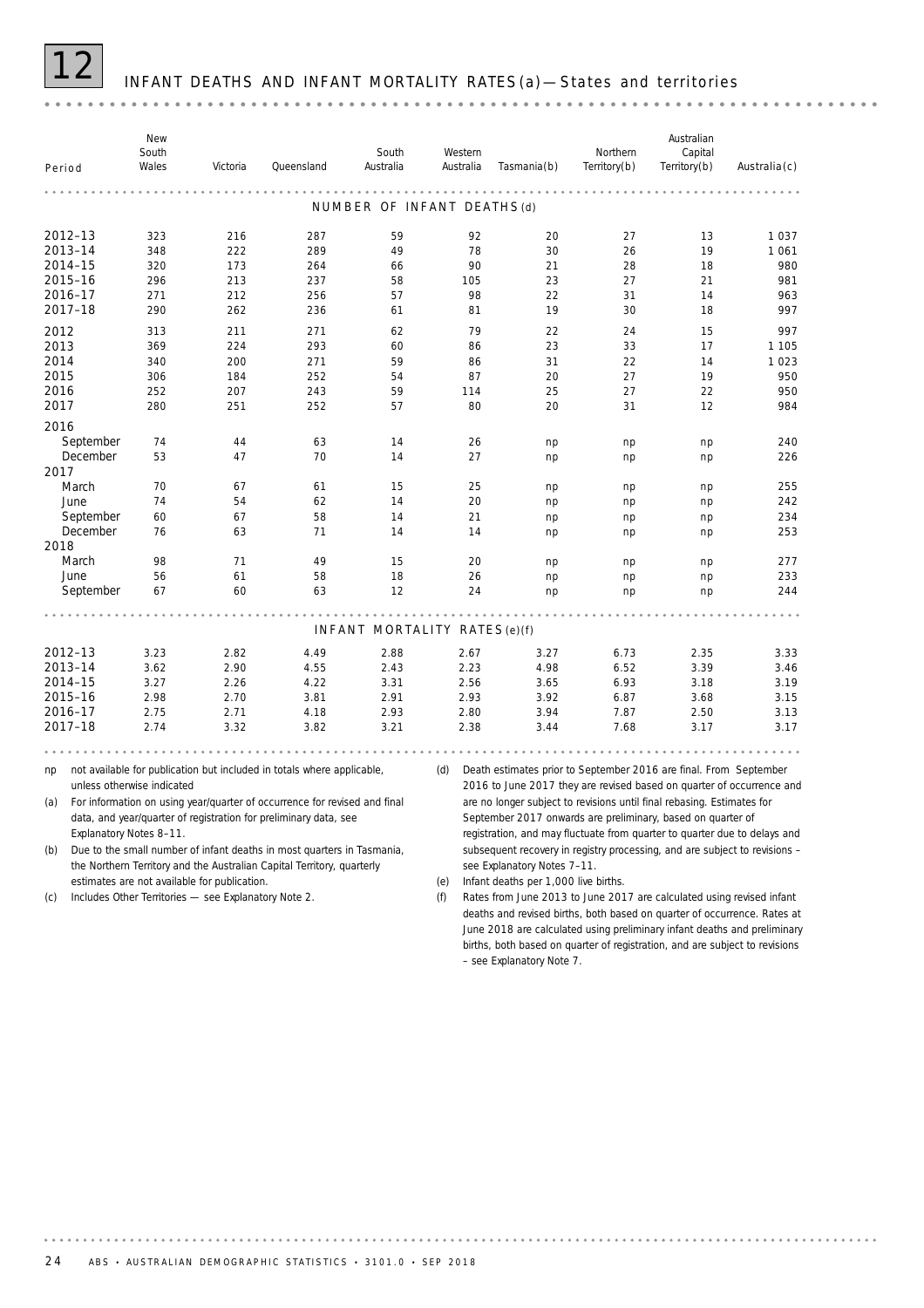# 12 INFANT DEATHS AND INFANT MORTALITY RATES(a) — States and territories

| Period | New South Wales | Victoria | Queensland | South Australia | Western Australia | Tasmania(b) | Northern Territory(b) | Australian Capital Territory(b) | Australia(c) |
|---|---|---|---|---|---|---|---|---|---|
| **NUMBER OF INFANT DEATHS(d)** | | | | | | | | | |
| 2012–13 | 323 | 216 | 287 | 59 | 92 | 20 | 27 | 13 | 1 037 |
| 2013–14 | 348 | 222 | 289 | 49 | 78 | 30 | 26 | 19 | 1 061 |
| 2014–15 | 320 | 173 | 264 | 66 | 90 | 21 | 28 | 18 | 980 |
| 2015–16 | 296 | 213 | 237 | 58 | 105 | 23 | 27 | 21 | 981 |
| 2016–17 | 271 | 212 | 256 | 57 | 98 | 22 | 31 | 14 | 963 |
| 2017–18 | 290 | 262 | 236 | 61 | 81 | 19 | 30 | 18 | 997 |
| 2012 | 313 | 211 | 271 | 62 | 79 | 22 | 24 | 15 | 997 |
| 2013 | 369 | 224 | 293 | 60 | 86 | 23 | 33 | 17 | 1 105 |
| 2014 | 340 | 200 | 271 | 59 | 86 | 31 | 22 | 14 | 1 023 |
| 2015 | 306 | 184 | 252 | 54 | 87 | 20 | 27 | 19 | 950 |
| 2016 | 252 | 207 | 243 | 59 | 114 | 25 | 27 | 22 | 950 |
| 2017 | 280 | 251 | 252 | 57 | 80 | 20 | 31 | 12 | 984 |
| 2016 | | | | | | | | | |
| September | 74 | 44 | 63 | 14 | 26 | np | np | np | 240 |
| December | 53 | 47 | 70 | 14 | 27 | np | np | np | 226 |
| 2017 | | | | | | | | | |
| March | 70 | 67 | 61 | 15 | 25 | np | np | np | 255 |
| June | 74 | 54 | 62 | 14 | 20 | np | np | np | 242 |
| September | 60 | 67 | 58 | 14 | 21 | np | np | np | 234 |
| December | 76 | 63 | 71 | 14 | 14 | np | np | np | 253 |
| 2018 | | | | | | | | | |
| March | 98 | 71 | 49 | 15 | 20 | np | np | np | 277 |
| June | 56 | 61 | 58 | 18 | 26 | np | np | np | 233 |
| September | 67 | 60 | 63 | 12 | 24 | np | np | np | 244 |
| **INFANT MORTALITY RATES(e)(f)** | | | | | | | | | |
| 2012–13 | 3.23 | 2.82 | 4.49 | 2.88 | 2.67 | 3.27 | 6.73 | 2.35 | 3.33 |
| 2013–14 | 3.62 | 2.90 | 4.55 | 2.43 | 2.23 | 4.98 | 6.52 | 3.39 | 3.46 |
| 2014–15 | 3.27 | 2.26 | 4.22 | 3.31 | 2.56 | 3.65 | 6.93 | 3.18 | 3.19 |
| 2015–16 | 2.98 | 2.70 | 3.81 | 2.91 | 2.93 | 3.92 | 6.87 | 3.68 | 3.15 |
| 2016–17 | 2.75 | 2.71 | 4.18 | 2.93 | 2.80 | 3.94 | 7.87 | 2.50 | 3.13 |
| 2017–18 | 2.74 | 3.32 | 3.82 | 3.21 | 2.38 | 3.44 | 7.68 | 3.17 | 3.17 |

np not available for publication but included in totals where applicable, unless otherwise indicated

(a) For information on using year/quarter of occurrence for revised and final data, and year/quarter of registration for preliminary data, see Explanatory Notes 8–11.

(b) Due to the small number of infant deaths in most quarters in Tasmania, the Northern Territory and the Australian Capital Territory, quarterly estimates are not available for publication.

(c) Includes Other Territories — see Explanatory Note 2.

(d) Death estimates prior to September 2016 are final. From September 2016 to June 2017 they are revised based on quarter of occurrence and are no longer subject to revisions until final rebasing. Estimates for September 2017 onwards are preliminary, based on quarter of registration, and may fluctuate from quarter to quarter due to delays and subsequent recovery in registry processing, and are subject to revisions – see Explanatory Notes 7–11.

(e) Infant deaths per 1,000 live births.

(f) Rates from June 2013 to June 2017 are calculated using revised infant deaths and revised births, both based on quarter of occurrence. Rates at June 2018 are calculated using preliminary infant deaths and preliminary births, both based on quarter of registration, and are subject to revisions – see Explanatory Note 7.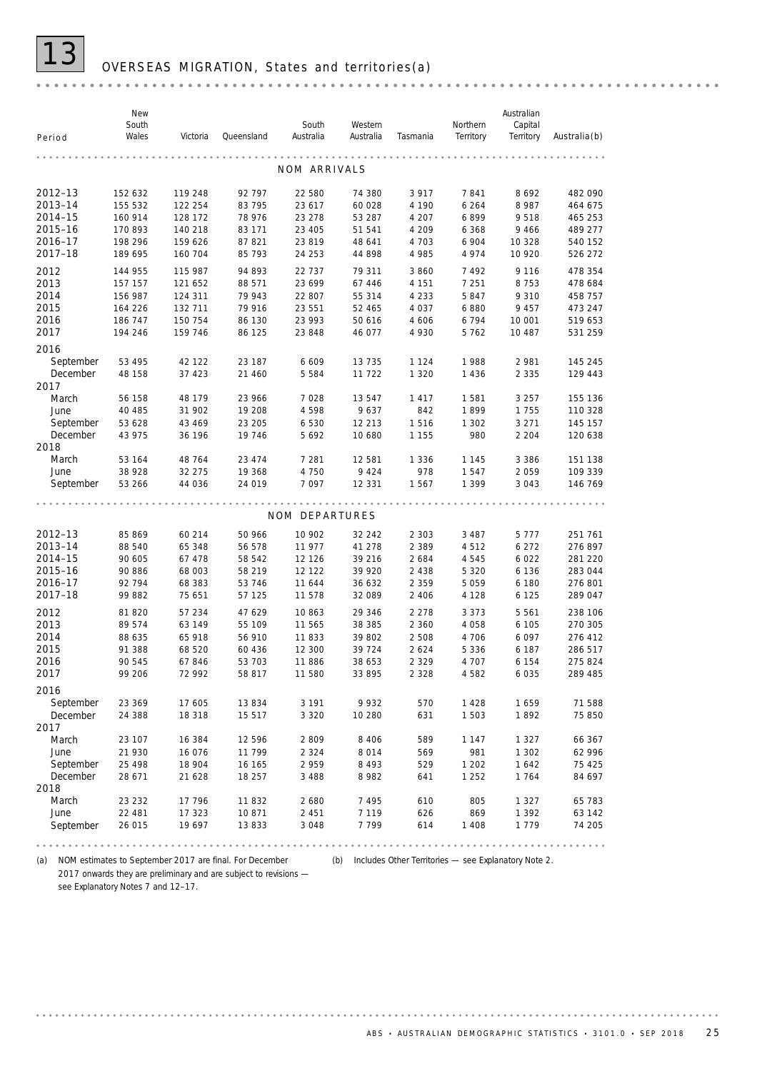# 13 OVERSEAS MIGRATION, States and territories(a)

| Period | New South Wales | Victoria | Queensland | South Australia | Western Australia | Tasmania | Northern Territory | Australian Capital Territory | Australia(b) |
|---|---|---|---|---|---|---|---|---|---|
| **NOM ARRIVALS** | | | | | | | | | |
| 2012–13 | 152 632 | 119 248 | 92 797 | 22 580 | 74 380 | 3 917 | 7 841 | 8 692 | 482 090 |
| 2013–14 | 155 532 | 122 254 | 83 795 | 23 617 | 60 028 | 4 190 | 6 264 | 8 987 | 464 675 |
| 2014–15 | 160 914 | 128 172 | 78 976 | 23 278 | 53 287 | 4 207 | 6 899 | 9 518 | 465 253 |
| 2015–16 | 170 893 | 140 218 | 83 171 | 23 405 | 51 541 | 4 209 | 6 368 | 9 466 | 489 277 |
| 2016–17 | 198 296 | 159 626 | 87 821 | 23 819 | 48 641 | 4 703 | 6 904 | 10 328 | 540 152 |
| 2017–18 | 189 695 | 160 704 | 85 793 | 24 253 | 44 898 | 4 985 | 4 974 | 10 920 | 526 272 |
| 2012 | 144 955 | 115 987 | 94 893 | 22 737 | 79 311 | 3 860 | 7 492 | 9 116 | 478 354 |
| 2013 | 157 157 | 121 652 | 88 571 | 23 699 | 67 446 | 4 151 | 7 251 | 8 753 | 478 684 |
| 2014 | 156 987 | 124 311 | 79 943 | 22 807 | 55 314 | 4 233 | 5 847 | 9 310 | 458 757 |
| 2015 | 164 226 | 132 711 | 79 916 | 23 551 | 52 465 | 4 037 | 6 880 | 9 457 | 473 247 |
| 2016 | 186 747 | 150 754 | 86 130 | 23 993 | 50 616 | 4 606 | 6 794 | 10 001 | 519 653 |
| 2017 | 194 246 | 159 746 | 86 125 | 23 848 | 46 077 | 4 930 | 5 762 | 10 487 | 531 259 |
| 2016 | | | | | | | | | |
| September | 53 495 | 42 122 | 23 187 | 6 609 | 13 735 | 1 124 | 1 988 | 2 981 | 145 245 |
| December | 48 158 | 37 423 | 21 460 | 5 584 | 11 722 | 1 320 | 1 436 | 2 335 | 129 443 |
| 2017 | | | | | | | | | |
| March | 56 158 | 48 179 | 23 966 | 7 028 | 13 547 | 1 417 | 1 581 | 3 257 | 155 136 |
| June | 40 485 | 31 902 | 19 208 | 4 598 | 9 637 | 842 | 1 899 | 1 755 | 110 328 |
| September | 53 628 | 43 469 | 23 205 | 6 530 | 12 213 | 1 516 | 1 302 | 3 271 | 145 157 |
| December | 43 975 | 36 196 | 19 746 | 5 692 | 10 680 | 1 155 | 980 | 2 204 | 120 638 |
| 2018 | | | | | | | | | |
| March | 53 164 | 48 764 | 23 474 | 7 281 | 12 581 | 1 336 | 1 145 | 3 386 | 151 138 |
| June | 38 928 | 32 275 | 19 368 | 4 750 | 9 424 | 978 | 1 547 | 2 059 | 109 339 |
| September | 53 266 | 44 036 | 24 019 | 7 097 | 12 331 | 1 567 | 1 399 | 3 043 | 146 769 |
| **NOM DEPARTURES** | | | | | | | | | |
| 2012–13 | 85 869 | 60 214 | 50 966 | 10 902 | 32 242 | 2 303 | 3 487 | 5 777 | 251 761 |
| 2013–14 | 88 540 | 65 348 | 56 578 | 11 977 | 41 278 | 2 389 | 4 512 | 6 272 | 276 897 |
| 2014–15 | 90 605 | 67 478 | 58 542 | 12 126 | 39 216 | 2 684 | 4 545 | 6 022 | 281 220 |
| 2015–16 | 90 886 | 68 003 | 58 219 | 12 122 | 39 920 | 2 438 | 5 320 | 6 136 | 283 044 |
| 2016–17 | 92 794 | 68 383 | 53 746 | 11 644 | 36 632 | 2 359 | 5 059 | 6 180 | 276 801 |
| 2017–18 | 99 882 | 75 651 | 57 125 | 11 578 | 32 089 | 2 406 | 4 128 | 6 125 | 289 047 |
| 2012 | 81 820 | 57 234 | 47 629 | 10 863 | 29 346 | 2 278 | 3 373 | 5 561 | 238 106 |
| 2013 | 89 574 | 63 149 | 55 109 | 11 565 | 38 385 | 2 360 | 4 058 | 6 105 | 270 305 |
| 2014 | 88 635 | 65 918 | 56 910 | 11 833 | 39 802 | 2 508 | 4 706 | 6 097 | 276 412 |
| 2015 | 91 388 | 68 520 | 60 436 | 12 300 | 39 724 | 2 624 | 5 336 | 6 187 | 286 517 |
| 2016 | 90 545 | 67 846 | 53 703 | 11 886 | 38 653 | 2 329 | 4 707 | 6 154 | 275 824 |
| 2017 | 99 206 | 72 992 | 58 817 | 11 580 | 33 895 | 2 328 | 4 582 | 6 035 | 289 485 |
| 2016 | | | | | | | | | |
| September | 23 369 | 17 605 | 13 834 | 3 191 | 9 932 | 570 | 1 428 | 1 659 | 71 588 |
| December | 24 388 | 18 318 | 15 517 | 3 320 | 10 280 | 631 | 1 503 | 1 892 | 75 850 |
| 2017 | | | | | | | | | |
| March | 23 107 | 16 384 | 12 596 | 2 809 | 8 406 | 589 | 1 147 | 1 327 | 66 367 |
| June | 21 930 | 16 076 | 11 799 | 2 324 | 8 014 | 569 | 981 | 1 302 | 62 996 |
| September | 25 498 | 18 904 | 16 165 | 2 959 | 8 493 | 529 | 1 202 | 1 642 | 75 425 |
| December | 28 671 | 21 628 | 18 257 | 3 488 | 8 982 | 641 | 1 252 | 1 764 | 84 697 |
| 2018 | | | | | | | | | |
| March | 23 232 | 17 796 | 11 832 | 2 680 | 7 495 | 610 | 805 | 1 327 | 65 783 |
| June | 22 481 | 17 323 | 10 871 | 2 451 | 7 119 | 626 | 869 | 1 392 | 63 142 |
| September | 26 015 | 19 697 | 13 833 | 3 048 | 7 799 | 614 | 1 408 | 1 779 | 74 205 |

(a) NOM estimates to September 2017 are final. For December 2017 onwards they are preliminary and are subject to revisions — see Explanatory Notes 7 and 12–17.

(b) Includes Other Territories — see Explanatory Note 2.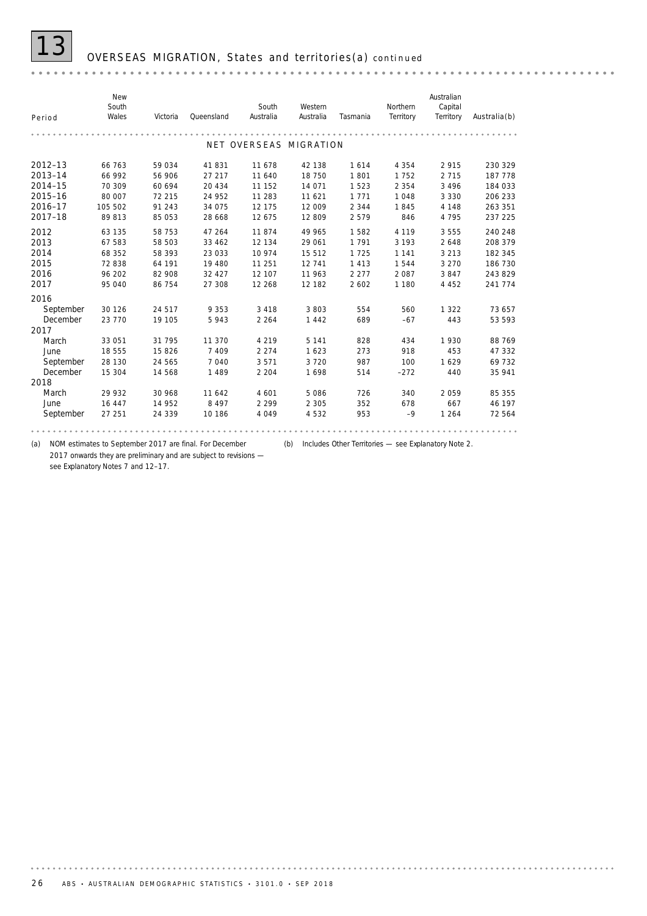# 13 OVERSEAS MIGRATION, States and territories(a) *continued*

| Period | New South Wales | Victoria | Queensland | South Australia | Western Australia | Tasmania | Northern Territory | Australian Capital Territory | Australia(b) |
|---|---|---|---|---|---|---|---|---|---|
| **NET OVERSEAS MIGRATION** | | | | | | | | | |
| 2012–13 | 66 763 | 59 034 | 41 831 | 11 678 | 42 138 | 1 614 | 4 354 | 2 915 | 230 329 |
| 2013–14 | 66 992 | 56 906 | 27 217 | 11 640 | 18 750 | 1 801 | 1 752 | 2 715 | 187 778 |
| 2014–15 | 70 309 | 60 694 | 20 434 | 11 152 | 14 071 | 1 523 | 2 354 | 3 496 | 184 033 |
| 2015–16 | 80 007 | 72 215 | 24 952 | 11 283 | 11 621 | 1 771 | 1 048 | 3 330 | 206 233 |
| 2016–17 | 105 502 | 91 243 | 34 075 | 12 175 | 12 009 | 2 344 | 1 845 | 4 148 | 263 351 |
| 2017–18 | 89 813 | 85 053 | 28 668 | 12 675 | 12 809 | 2 579 | 846 | 4 795 | 237 225 |
| 2012 | 63 135 | 58 753 | 47 264 | 11 874 | 49 965 | 1 582 | 4 119 | 3 555 | 240 248 |
| 2013 | 67 583 | 58 503 | 33 462 | 12 134 | 29 061 | 1 791 | 3 193 | 2 648 | 208 379 |
| 2014 | 68 352 | 58 393 | 23 033 | 10 974 | 15 512 | 1 725 | 1 141 | 3 213 | 182 345 |
| 2015 | 72 838 | 64 191 | 19 480 | 11 251 | 12 741 | 1 413 | 1 544 | 3 270 | 186 730 |
| 2016 | 96 202 | 82 908 | 32 427 | 12 107 | 11 963 | 2 277 | 2 087 | 3 847 | 243 829 |
| 2017 | 95 040 | 86 754 | 27 308 | 12 268 | 12 182 | 2 602 | 1 180 | 4 452 | 241 774 |
| **2016** | | | | | | | | | |
| September | 30 126 | 24 517 | 9 353 | 3 418 | 3 803 | 554 | 560 | 1 322 | 73 657 |
| December | 23 770 | 19 105 | 5 943 | 2 264 | 1 442 | 689 | –67 | 443 | 53 593 |
| **2017** | | | | | | | | | |
| March | 33 051 | 31 795 | 11 370 | 4 219 | 5 141 | 828 | 434 | 1 930 | 88 769 |
| June | 18 555 | 15 826 | 7 409 | 2 274 | 1 623 | 273 | 918 | 453 | 47 332 |
| September | 28 130 | 24 565 | 7 040 | 3 571 | 3 720 | 987 | 100 | 1 629 | 69 732 |
| December | 15 304 | 14 568 | 1 489 | 2 204 | 1 698 | 514 | –272 | 440 | 35 941 |
| **2018** | | | | | | | | | |
| March | 29 932 | 30 968 | 11 642 | 4 601 | 5 086 | 726 | 340 | 2 059 | 85 355 |
| June | 16 447 | 14 952 | 8 497 | 2 299 | 2 305 | 352 | 678 | 667 | 46 197 |
| September | 27 251 | 24 339 | 10 186 | 4 049 | 4 532 | 953 | –9 | 1 264 | 72 564 |

(a) NOM estimates to September 2017 are final. For December 2017 onwards they are preliminary and are subject to revisions — see Explanatory Notes 7 and 12–17.

(b) Includes Other Territories — see Explanatory Note 2.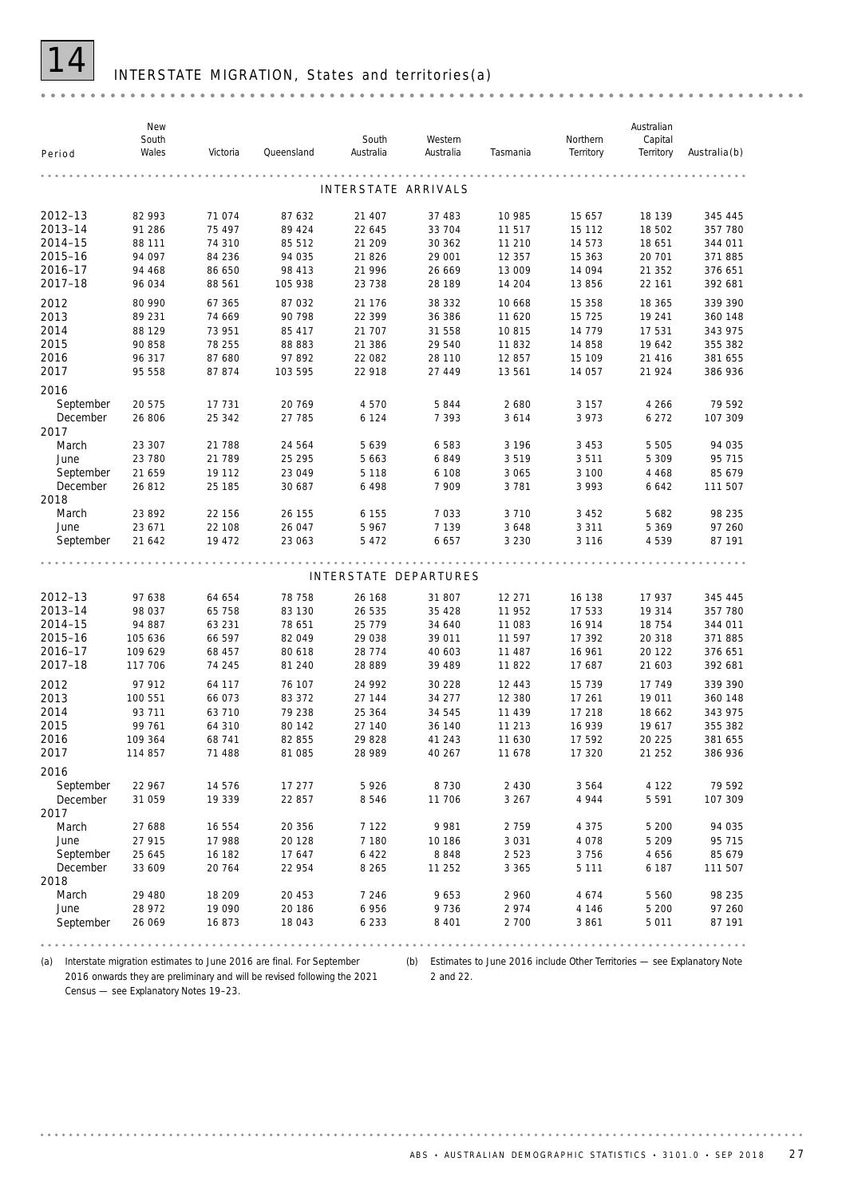# 14 INTERSTATE MIGRATION, States and territories(a)

| Period | New South Wales | Victoria | Queensland | South Australia | Western Australia | Tasmania | Northern Territory | Australian Capital Territory | Australia(b) |
|---|---|---|---|---|---|---|---|---|---|
| **INTERSTATE ARRIVALS** | | | | | | | | | |
| 2012–13 | 82 993 | 71 074 | 87 632 | 21 407 | 37 483 | 10 985 | 15 657 | 18 139 | 345 445 |
| 2013–14 | 91 286 | 75 497 | 89 424 | 22 645 | 33 704 | 11 517 | 15 112 | 18 502 | 357 780 |
| 2014–15 | 88 111 | 74 310 | 85 512 | 21 209 | 30 362 | 11 210 | 14 573 | 18 651 | 344 011 |
| 2015–16 | 94 097 | 84 236 | 94 035 | 21 826 | 29 001 | 12 357 | 15 363 | 20 701 | 371 885 |
| 2016–17 | 94 468 | 86 650 | 98 413 | 21 996 | 26 669 | 13 009 | 14 094 | 21 352 | 376 651 |
| 2017–18 | 96 034 | 88 561 | 105 938 | 23 738 | 28 189 | 14 204 | 13 856 | 22 161 | 392 681 |
| 2012 | 80 990 | 67 365 | 87 032 | 21 176 | 38 332 | 10 668 | 15 358 | 18 365 | 339 390 |
| 2013 | 89 231 | 74 669 | 90 798 | 22 399 | 36 386 | 11 620 | 15 725 | 19 241 | 360 148 |
| 2014 | 88 129 | 73 951 | 85 417 | 21 707 | 31 558 | 10 815 | 14 779 | 17 531 | 343 975 |
| 2015 | 90 858 | 78 255 | 88 883 | 21 386 | 29 540 | 11 832 | 14 858 | 19 642 | 355 382 |
| 2016 | 96 317 | 87 680 | 97 892 | 22 082 | 28 110 | 12 857 | 15 109 | 21 416 | 381 655 |
| 2017 | 95 558 | 87 874 | 103 595 | 22 918 | 27 449 | 13 561 | 14 057 | 21 924 | 386 936 |
| 2016 | | | | | | | | | |
| September | 20 575 | 17 731 | 20 769 | 4 570 | 5 844 | 2 680 | 3 157 | 4 266 | 79 592 |
| December | 26 806 | 25 342 | 27 785 | 6 124 | 7 393 | 3 614 | 3 973 | 6 272 | 107 309 |
| 2017 | | | | | | | | | |
| March | 23 307 | 21 788 | 24 564 | 5 639 | 6 583 | 3 196 | 3 453 | 5 505 | 94 035 |
| June | 23 780 | 21 789 | 25 295 | 5 663 | 6 849 | 3 519 | 3 511 | 5 309 | 95 715 |
| September | 21 659 | 19 112 | 23 049 | 5 118 | 6 108 | 3 065 | 3 100 | 4 468 | 85 679 |
| December | 26 812 | 25 185 | 30 687 | 6 498 | 7 909 | 3 781 | 3 993 | 6 642 | 111 507 |
| 2018 | | | | | | | | | |
| March | 23 892 | 22 156 | 26 155 | 6 155 | 7 033 | 3 710 | 3 452 | 5 682 | 98 235 |
| June | 23 671 | 22 108 | 26 047 | 5 967 | 7 139 | 3 648 | 3 311 | 5 369 | 97 260 |
| September | 21 642 | 19 472 | 23 063 | 5 472 | 6 657 | 3 230 | 3 116 | 4 539 | 87 191 |
| **INTERSTATE DEPARTURES** | | | | | | | | | |
| 2012–13 | 97 638 | 64 654 | 78 758 | 26 168 | 31 807 | 12 271 | 16 138 | 17 937 | 345 445 |
| 2013–14 | 98 037 | 65 758 | 83 130 | 26 535 | 35 428 | 11 952 | 17 533 | 19 314 | 357 780 |
| 2014–15 | 94 887 | 63 231 | 78 651 | 25 779 | 34 640 | 11 083 | 16 914 | 18 754 | 344 011 |
| 2015–16 | 105 636 | 66 597 | 82 049 | 29 038 | 39 011 | 11 597 | 17 392 | 20 318 | 371 885 |
| 2016–17 | 109 629 | 68 457 | 80 618 | 28 774 | 40 603 | 11 487 | 16 961 | 20 122 | 376 651 |
| 2017–18 | 117 706 | 74 245 | 81 240 | 28 889 | 39 489 | 11 822 | 17 687 | 21 603 | 392 681 |
| 2012 | 97 912 | 64 117 | 76 107 | 24 992 | 30 228 | 12 443 | 15 739 | 17 749 | 339 390 |
| 2013 | 100 551 | 66 073 | 83 372 | 27 144 | 34 277 | 12 380 | 17 261 | 19 011 | 360 148 |
| 2014 | 93 711 | 63 710 | 79 238 | 25 364 | 34 545 | 11 439 | 17 218 | 18 662 | 343 975 |
| 2015 | 99 761 | 64 310 | 80 142 | 27 140 | 36 140 | 11 213 | 16 939 | 19 617 | 355 382 |
| 2016 | 109 364 | 68 741 | 82 855 | 29 828 | 41 243 | 11 630 | 17 592 | 20 225 | 381 655 |
| 2017 | 114 857 | 71 488 | 81 085 | 28 989 | 40 267 | 11 678 | 17 320 | 21 252 | 386 936 |
| 2016 | | | | | | | | | |
| September | 22 967 | 14 576 | 17 277 | 5 926 | 8 730 | 2 430 | 3 564 | 4 122 | 79 592 |
| December | 31 059 | 19 339 | 22 857 | 8 546 | 11 706 | 3 267 | 4 944 | 5 591 | 107 309 |
| 2017 | | | | | | | | | |
| March | 27 688 | 16 554 | 20 356 | 7 122 | 9 981 | 2 759 | 4 375 | 5 200 | 94 035 |
| June | 27 915 | 17 988 | 20 128 | 7 180 | 10 186 | 3 031 | 4 078 | 5 209 | 95 715 |
| September | 25 645 | 16 182 | 17 647 | 6 422 | 8 848 | 2 523 | 3 756 | 4 656 | 85 679 |
| December | 33 609 | 20 764 | 22 954 | 8 265 | 11 252 | 3 365 | 5 111 | 6 187 | 111 507 |
| 2018 | | | | | | | | | |
| March | 29 480 | 18 209 | 20 453 | 7 246 | 9 653 | 2 960 | 4 674 | 5 560 | 98 235 |
| June | 28 972 | 19 090 | 20 186 | 6 956 | 9 736 | 2 974 | 4 146 | 5 200 | 97 260 |
| September | 26 069 | 16 873 | 18 043 | 6 233 | 8 401 | 2 700 | 3 861 | 5 011 | 87 191 |

(a) Interstate migration estimates to June 2016 are final. For September 2016 onwards they are preliminary and will be revised following the 2021 Census — see Explanatory Notes 19–23.

(b) Estimates to June 2016 include Other Territories — see Explanatory Note 2 and 22.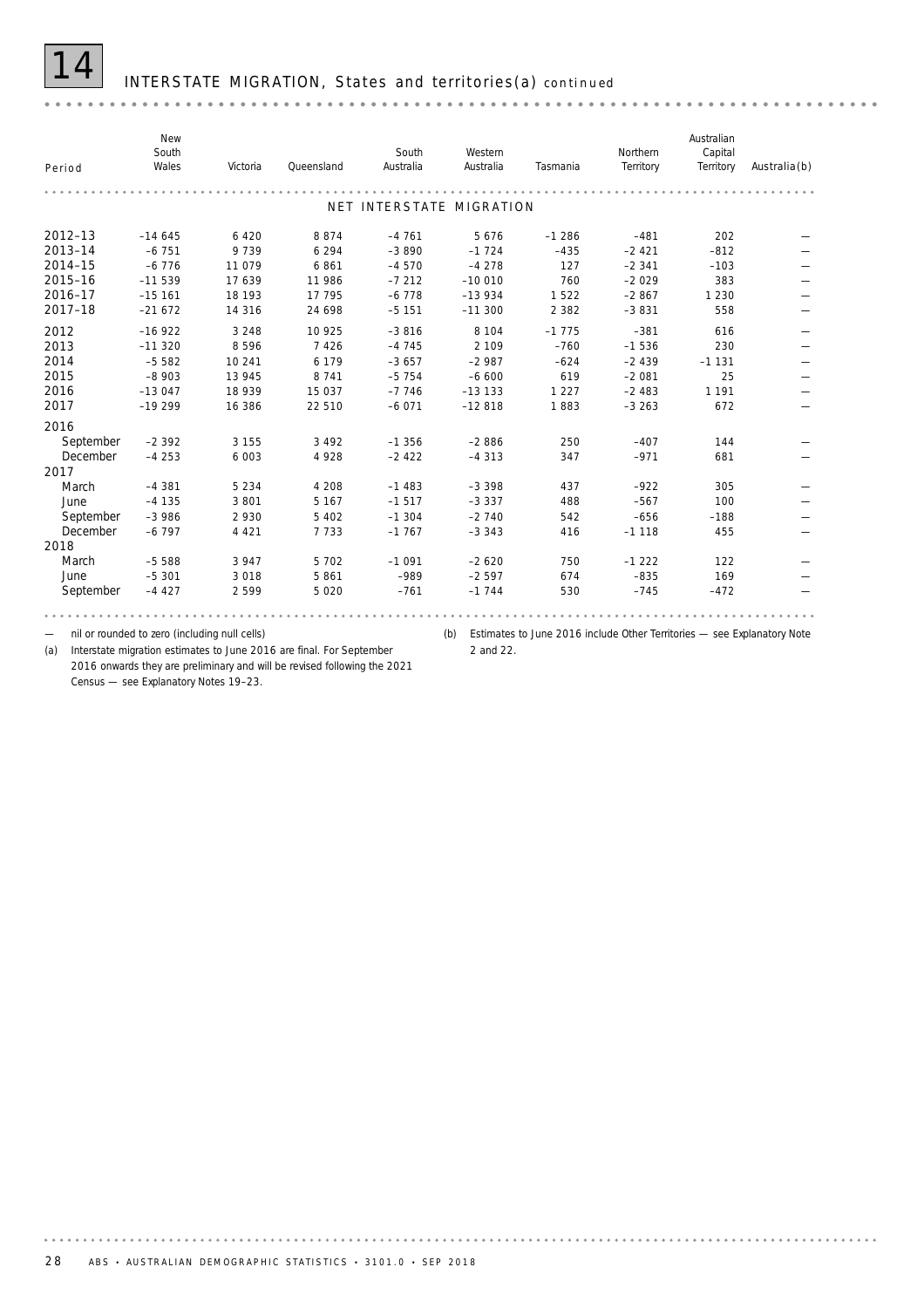# 14 INTERSTATE MIGRATION, States and territories(a) *continued*

| Period | New South Wales | Victoria | Queensland | South Australia | Western Australia | Tasmania | Northern Territory | Australian Capital Territory | Australia(b) |
|---|---|---|---|---|---|---|---|---|---|
| | | | | NET INTERSTATE MIGRATION | | | | | |
| 2012–13 | –14 645 | 6 420 | 8 874 | –4 761 | 5 676 | –1 286 | –481 | 202 | — |
| 2013–14 | –6 751 | 9 739 | 6 294 | –3 890 | –1 724 | –435 | –2 421 | –812 | — |
| 2014–15 | –6 776 | 11 079 | 6 861 | –4 570 | –4 278 | 127 | –2 341 | –103 | — |
| 2015–16 | –11 539 | 17 639 | 11 986 | –7 212 | –10 010 | 760 | –2 029 | 383 | — |
| 2016–17 | –15 161 | 18 193 | 17 795 | –6 778 | –13 934 | 1 522 | –2 867 | 1 230 | — |
| 2017–18 | –21 672 | 14 316 | 24 698 | –5 151 | –11 300 | 2 382 | –3 831 | 558 | — |
| 2012 | –16 922 | 3 248 | 10 925 | –3 816 | 8 104 | –1 775 | –381 | 616 | — |
| 2013 | –11 320 | 8 596 | 7 426 | –4 745 | 2 109 | –760 | –1 536 | 230 | — |
| 2014 | –5 582 | 10 241 | 6 179 | –3 657 | –2 987 | –624 | –2 439 | –1 131 | — |
| 2015 | –8 903 | 13 945 | 8 741 | –5 754 | –6 600 | 619 | –2 081 | 25 | — |
| 2016 | –13 047 | 18 939 | 15 037 | –7 746 | –13 133 | 1 227 | –2 483 | 1 191 | — |
| 2017 | –19 299 | 16 386 | 22 510 | –6 071 | –12 818 | 1 883 | –3 263 | 672 | — |
| **2016** | | | | | | | | | |
| September | –2 392 | 3 155 | 3 492 | –1 356 | –2 886 | 250 | –407 | 144 | — |
| December | –4 253 | 6 003 | 4 928 | –2 422 | –4 313 | 347 | –971 | 681 | — |
| **2017** | | | | | | | | | |
| March | –4 381 | 5 234 | 4 208 | –1 483 | –3 398 | 437 | –922 | 305 | — |
| June | –4 135 | 3 801 | 5 167 | –1 517 | –3 337 | 488 | –567 | 100 | — |
| September | –3 986 | 2 930 | 5 402 | –1 304 | –2 740 | 542 | –656 | –188 | — |
| December | –6 797 | 4 421 | 7 733 | –1 767 | –3 343 | 416 | –1 118 | 455 | — |
| **2018** | | | | | | | | | |
| March | –5 588 | 3 947 | 5 702 | –1 091 | –2 620 | 750 | –1 222 | 122 | — |
| June | –5 301 | 3 018 | 5 861 | –989 | –2 597 | 674 | –835 | 169 | — |
| September | –4 427 | 2 599 | 5 020 | –761 | –1 744 | 530 | –745 | –472 | — |

— nil or rounded to zero (including null cells)

(a) Interstate migration estimates to June 2016 are final. For September 2016 onwards they are preliminary and will be revised following the 2021 Census — see Explanatory Notes 19–23.

(b) Estimates to June 2016 include Other Territories — see Explanatory Note 2 and 22.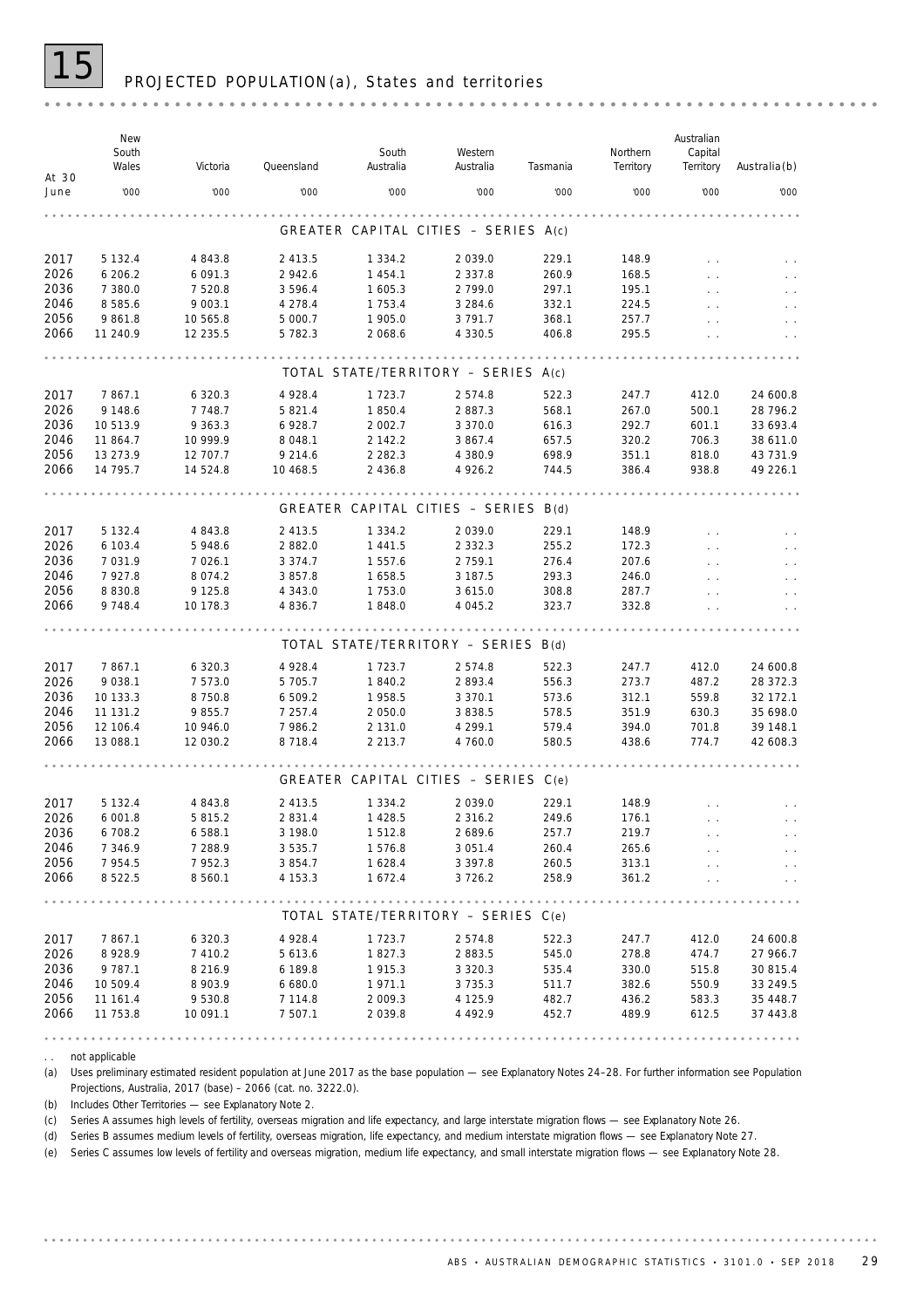# 15 PROJECTED POPULATION(a), States and territories

| At 30 June | New South Wales | Victoria | Queensland | South Australia | Western Australia | Tasmania | Northern Territory | Australian Capital Territory | Australia(b) |
|---|---|---|---|---|---|---|---|---|---|
| | '000 | '000 | '000 | '000 | '000 | '000 | '000 | '000 | '000 |
| **GREATER CAPITAL CITIES – SERIES A(c)** | | | | | | | | | |
| 2017 | 5 132.4 | 4 843.8 | 2 413.5 | 1 334.2 | 2 039.0 | 229.1 | 148.9 | . . | . . |
| 2026 | 6 206.2 | 6 091.3 | 2 942.6 | 1 454.1 | 2 337.8 | 260.9 | 168.5 | . . | . . |
| 2036 | 7 380.0 | 7 520.8 | 3 596.4 | 1 605.3 | 2 799.0 | 297.1 | 195.1 | . . | . . |
| 2046 | 8 585.6 | 9 003.1 | 4 278.4 | 1 753.4 | 3 284.6 | 332.1 | 224.5 | . . | . . |
| 2056 | 9 861.8 | 10 565.8 | 5 000.7 | 1 905.0 | 3 791.7 | 368.1 | 257.7 | . . | . . |
| 2066 | 11 240.9 | 12 235.5 | 5 782.3 | 2 068.6 | 4 330.5 | 406.8 | 295.5 | . . | . . |
| **TOTAL STATE/TERRITORY – SERIES A(c)** | | | | | | | | | |
| 2017 | 7 867.1 | 6 320.3 | 4 928.4 | 1 723.7 | 2 574.8 | 522.3 | 247.7 | 412.0 | 24 600.8 |
| 2026 | 9 148.6 | 7 748.7 | 5 821.4 | 1 850.4 | 2 887.3 | 568.1 | 267.0 | 500.1 | 28 796.2 |
| 2036 | 10 513.9 | 9 363.3 | 6 928.7 | 2 002.7 | 3 370.0 | 616.3 | 292.7 | 601.1 | 33 693.4 |
| 2046 | 11 864.7 | 10 999.9 | 8 048.1 | 2 142.2 | 3 867.4 | 657.5 | 320.2 | 706.3 | 38 611.0 |
| 2056 | 13 273.9 | 12 707.7 | 9 214.6 | 2 282.3 | 4 380.9 | 698.9 | 351.1 | 818.0 | 43 731.9 |
| 2066 | 14 795.7 | 14 524.8 | 10 468.5 | 2 436.8 | 4 926.2 | 744.5 | 386.4 | 938.8 | 49 226.1 |
| **GREATER CAPITAL CITIES – SERIES B(d)** | | | | | | | | | |
| 2017 | 5 132.4 | 4 843.8 | 2 413.5 | 1 334.2 | 2 039.0 | 229.1 | 148.9 | . . | . . |
| 2026 | 6 103.4 | 5 948.6 | 2 882.0 | 1 441.5 | 2 332.3 | 255.2 | 172.3 | . . | . . |
| 2036 | 7 031.9 | 7 026.1 | 3 374.7 | 1 557.6 | 2 759.1 | 276.4 | 207.6 | . . | . . |
| 2046 | 7 927.8 | 8 074.2 | 3 857.8 | 1 658.5 | 3 187.5 | 293.3 | 246.0 | . . | . . |
| 2056 | 8 830.8 | 9 125.8 | 4 343.0 | 1 753.0 | 3 615.0 | 308.8 | 287.7 | . . | . . |
| 2066 | 9 748.4 | 10 178.3 | 4 836.7 | 1 848.0 | 4 045.2 | 323.7 | 332.8 | . . | . . |
| **TOTAL STATE/TERRITORY – SERIES B(d)** | | | | | | | | | |
| 2017 | 7 867.1 | 6 320.3 | 4 928.4 | 1 723.7 | 2 574.8 | 522.3 | 247.7 | 412.0 | 24 600.8 |
| 2026 | 9 038.1 | 7 573.0 | 5 705.7 | 1 840.2 | 2 893.4 | 556.3 | 273.7 | 487.2 | 28 372.3 |
| 2036 | 10 133.3 | 8 750.8 | 6 509.2 | 1 958.5 | 3 370.1 | 573.6 | 312.1 | 559.8 | 32 172.1 |
| 2046 | 11 131.2 | 9 855.7 | 7 257.4 | 2 050.0 | 3 838.5 | 578.5 | 351.9 | 630.3 | 35 698.0 |
| 2056 | 12 106.4 | 10 946.0 | 7 986.2 | 2 131.0 | 4 299.1 | 579.4 | 394.0 | 701.8 | 39 148.1 |
| 2066 | 13 088.1 | 12 030.2 | 8 718.4 | 2 213.7 | 4 760.0 | 580.5 | 438.6 | 774.7 | 42 608.3 |
| **GREATER CAPITAL CITIES – SERIES C(e)** | | | | | | | | | |
| 2017 | 5 132.4 | 4 843.8 | 2 413.5 | 1 334.2 | 2 039.0 | 229.1 | 148.9 | . . | . . |
| 2026 | 6 001.8 | 5 815.2 | 2 831.4 | 1 428.5 | 2 316.2 | 249.6 | 176.1 | . . | . . |
| 2036 | 6 708.2 | 6 588.1 | 3 198.0 | 1 512.8 | 2 689.6 | 257.7 | 219.7 | . . | . . |
| 2046 | 7 346.9 | 7 288.9 | 3 535.7 | 1 576.8 | 3 051.4 | 260.4 | 265.6 | . . | . . |
| 2056 | 7 954.5 | 7 952.3 | 3 854.7 | 1 628.4 | 3 397.8 | 260.5 | 313.1 | . . | . . |
| 2066 | 8 522.5 | 8 560.1 | 4 153.3 | 1 672.4 | 3 726.2 | 258.9 | 361.2 | . . | . . |
| **TOTAL STATE/TERRITORY – SERIES C(e)** | | | | | | | | | |
| 2017 | 7 867.1 | 6 320.3 | 4 928.4 | 1 723.7 | 2 574.8 | 522.3 | 247.7 | 412.0 | 24 600.8 |
| 2026 | 8 928.9 | 7 410.2 | 5 613.6 | 1 827.3 | 2 883.5 | 545.0 | 278.8 | 474.7 | 27 966.7 |
| 2036 | 9 787.1 | 8 216.9 | 6 189.8 | 1 915.3 | 3 320.3 | 535.4 | 330.0 | 515.8 | 30 815.4 |
| 2046 | 10 509.4 | 8 903.9 | 6 680.0 | 1 971.1 | 3 735.3 | 511.7 | 382.6 | 550.9 | 33 249.5 |
| 2056 | 11 161.4 | 9 530.8 | 7 114.8 | 2 009.3 | 4 125.9 | 482.7 | 436.2 | 583.3 | 35 448.7 |
| 2066 | 11 753.8 | 10 091.1 | 7 507.1 | 2 039.8 | 4 492.9 | 452.7 | 489.9 | 612.5 | 37 443.8 |

. . not applicable

(a) Uses preliminary estimated resident population at June 2017 as the base population — see Explanatory Notes 24–28. For further information see Population Projections, Australia, 2017 (base) – 2066 (cat. no. 3222.0).

(b) Includes Other Territories — see Explanatory Note 2.

(c) Series A assumes high levels of fertility, overseas migration and life expectancy, and large interstate migration flows — see Explanatory Note 26.

(d) Series B assumes medium levels of fertility, overseas migration, life expectancy, and medium interstate migration flows — see Explanatory Note 27.

(e) Series C assumes low levels of fertility and overseas migration, medium life expectancy, and small interstate migration flows — see Explanatory Note 28.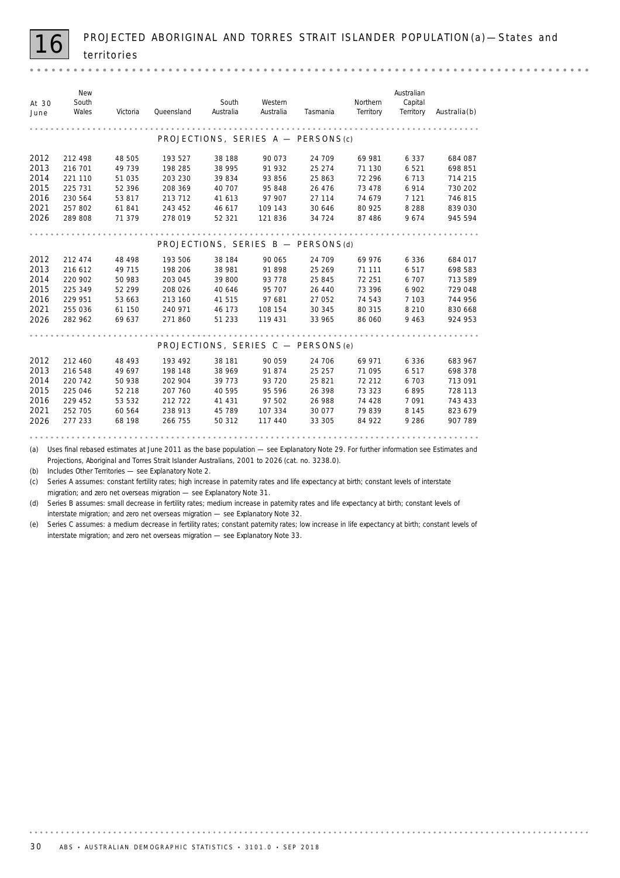# 16 PROJECTED ABORIGINAL AND TORRES STRAIT ISLANDER POPULATION(a)—States and territories

| At 30 June | New South Wales | Victoria | Queensland | South Australia | Western Australia | Tasmania | Northern Territory | Australian Capital Territory | Australia(b) |
|---|---|---|---|---|---|---|---|---|---|
| **PROJECTIONS, SERIES A — PERSONS(c)** | | | | | | | | | |
| 2012 | 212 498 | 48 505 | 193 527 | 38 188 | 90 073 | 24 709 | 69 981 | 6 337 | 684 087 |
| 2013 | 216 701 | 49 739 | 198 285 | 38 995 | 91 932 | 25 274 | 71 130 | 6 521 | 698 851 |
| 2014 | 221 110 | 51 035 | 203 230 | 39 834 | 93 856 | 25 863 | 72 296 | 6 713 | 714 215 |
| 2015 | 225 731 | 52 396 | 208 369 | 40 707 | 95 848 | 26 476 | 73 478 | 6 914 | 730 202 |
| 2016 | 230 564 | 53 817 | 213 712 | 41 613 | 97 907 | 27 114 | 74 679 | 7 121 | 746 815 |
| 2021 | 257 802 | 61 841 | 243 452 | 46 617 | 109 143 | 30 646 | 80 925 | 8 288 | 839 030 |
| 2026 | 289 808 | 71 379 | 278 019 | 52 321 | 121 836 | 34 724 | 87 486 | 9 674 | 945 594 |
| **PROJECTIONS, SERIES B — PERSONS(d)** | | | | | | | | | |
| 2012 | 212 474 | 48 498 | 193 506 | 38 184 | 90 065 | 24 709 | 69 976 | 6 336 | 684 017 |
| 2013 | 216 612 | 49 715 | 198 206 | 38 981 | 91 898 | 25 269 | 71 111 | 6 517 | 698 583 |
| 2014 | 220 902 | 50 983 | 203 045 | 39 800 | 93 778 | 25 845 | 72 251 | 6 707 | 713 589 |
| 2015 | 225 349 | 52 299 | 208 026 | 40 646 | 95 707 | 26 440 | 73 396 | 6 902 | 729 048 |
| 2016 | 229 951 | 53 663 | 213 160 | 41 515 | 97 681 | 27 052 | 74 543 | 7 103 | 744 956 |
| 2021 | 255 036 | 61 150 | 240 971 | 46 173 | 108 154 | 30 345 | 80 315 | 8 210 | 830 668 |
| 2026 | 282 962 | 69 637 | 271 860 | 51 233 | 119 431 | 33 965 | 86 060 | 9 463 | 924 953 |
| **PROJECTIONS, SERIES C — PERSONS(e)** | | | | | | | | | |
| 2012 | 212 460 | 48 493 | 193 492 | 38 181 | 90 059 | 24 706 | 69 971 | 6 336 | 683 967 |
| 2013 | 216 548 | 49 697 | 198 148 | 38 969 | 91 874 | 25 257 | 71 095 | 6 517 | 698 378 |
| 2014 | 220 742 | 50 938 | 202 904 | 39 773 | 93 720 | 25 821 | 72 212 | 6 703 | 713 091 |
| 2015 | 225 046 | 52 218 | 207 760 | 40 595 | 95 596 | 26 398 | 73 323 | 6 895 | 728 113 |
| 2016 | 229 452 | 53 532 | 212 722 | 41 431 | 97 502 | 26 988 | 74 428 | 7 091 | 743 433 |
| 2021 | 252 705 | 60 564 | 238 913 | 45 789 | 107 334 | 30 077 | 79 839 | 8 145 | 823 679 |
| 2026 | 277 233 | 68 198 | 266 755 | 50 312 | 117 440 | 33 305 | 84 922 | 9 286 | 907 789 |

(a) Uses final rebased estimates at June 2011 as the base population — see Explanatory Note 29. For further information see Estimates and Projections, Aboriginal and Torres Strait Islander Australians, 2001 to 2026 (cat. no. 3238.0).

(b) Includes Other Territories — see Explanatory Note 2.

(c) Series A assumes: constant fertility rates; high increase in paternity rates and life expectancy at birth; constant levels of interstate migration; and zero net overseas migration — see Explanatory Note 31.

(d) Series B assumes: small decrease in fertility rates; medium increase in paternity rates and life expectancy at birth; constant levels of interstate migration; and zero net overseas migration — see Explanatory Note 32.

(e) Series C assumes: a medium decrease in fertility rates; constant paternity rates; low increase in life expectancy at birth; constant levels of interstate migration; and zero net overseas migration — see Explanatory Note 33.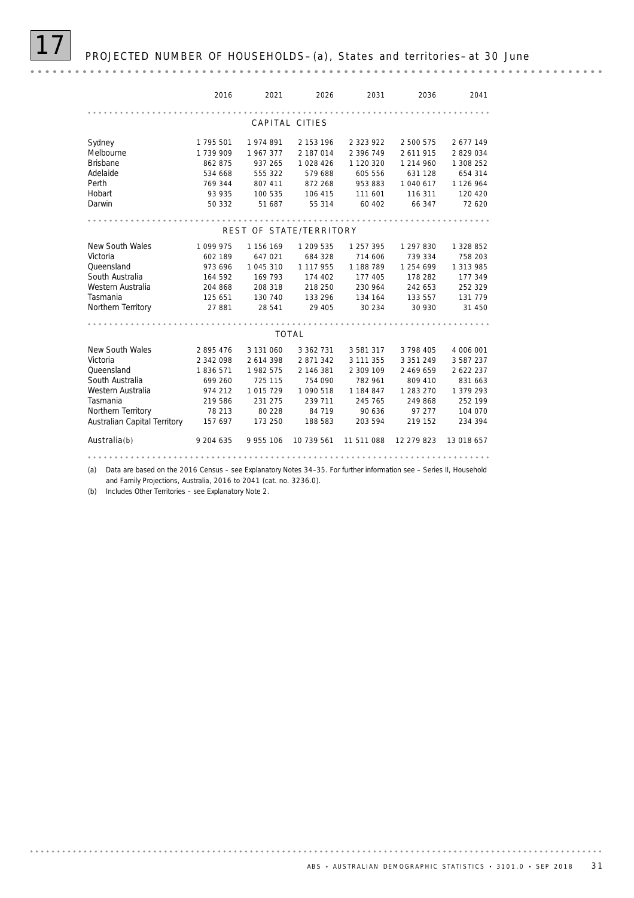# 17 PROJECTED NUMBER OF HOUSEHOLDS–(a), States and territories–at 30 June

| | 2016 | 2021 | 2026 | 2031 | 2036 | 2041 |
|---|---|---|---|---|---|---|
| **CAPITAL CITIES** | | | | | | |
| Sydney | 1 795 501 | 1 974 891 | 2 153 196 | 2 323 922 | 2 500 575 | 2 677 149 |
| Melbourne | 1 739 909 | 1 967 377 | 2 187 014 | 2 396 749 | 2 611 915 | 2 829 034 |
| Brisbane | 862 875 | 937 265 | 1 028 426 | 1 120 320 | 1 214 960 | 1 308 252 |
| Adelaide | 534 668 | 555 322 | 579 688 | 605 556 | 631 128 | 654 314 |
| Perth | 769 344 | 807 411 | 872 268 | 953 883 | 1 040 617 | 1 126 964 |
| Hobart | 93 935 | 100 535 | 106 415 | 111 601 | 116 311 | 120 420 |
| Darwin | 50 332 | 51 687 | 55 314 | 60 402 | 66 347 | 72 620 |
| **REST OF STATE/TERRITORY** | | | | | | |
| New South Wales | 1 099 975 | 1 156 169 | 1 209 535 | 1 257 395 | 1 297 830 | 1 328 852 |
| Victoria | 602 189 | 647 021 | 684 328 | 714 606 | 739 334 | 758 203 |
| Queensland | 973 696 | 1 045 310 | 1 117 955 | 1 188 789 | 1 254 699 | 1 313 985 |
| South Australia | 164 592 | 169 793 | 174 402 | 177 405 | 178 282 | 177 349 |
| Western Australia | 204 868 | 208 318 | 218 250 | 230 964 | 242 653 | 252 329 |
| Tasmania | 125 651 | 130 740 | 133 296 | 134 164 | 133 557 | 131 779 |
| Northern Territory | 27 881 | 28 541 | 29 405 | 30 234 | 30 930 | 31 450 |
| **TOTAL** | | | | | | |
| New South Wales | 2 895 476 | 3 131 060 | 3 362 731 | 3 581 317 | 3 798 405 | 4 006 001 |
| Victoria | 2 342 098 | 2 614 398 | 2 871 342 | 3 111 355 | 3 351 249 | 3 587 237 |
| Queensland | 1 836 571 | 1 982 575 | 2 146 381 | 2 309 109 | 2 469 659 | 2 622 237 |
| South Australia | 699 260 | 725 115 | 754 090 | 782 961 | 809 410 | 831 663 |
| Western Australia | 974 212 | 1 015 729 | 1 090 518 | 1 184 847 | 1 283 270 | 1 379 293 |
| Tasmania | 219 586 | 231 275 | 239 711 | 245 765 | 249 868 | 252 199 |
| Northern Territory | 78 213 | 80 228 | 84 719 | 90 636 | 97 277 | 104 070 |
| Australian Capital Territory | 157 697 | 173 250 | 188 583 | 203 594 | 219 152 | 234 394 |
| Australia(b) | 9 204 635 | 9 955 106 | 10 739 561 | 11 511 088 | 12 279 823 | 13 018 657 |

(a) Data are based on the 2016 Census – see Explanatory Notes 34–35. For further information see – Series II, Household and Family Projections, Australia, 2016 to 2041 (cat. no. 3236.0).

(b) Includes Other Territories – see Explanatory Note 2.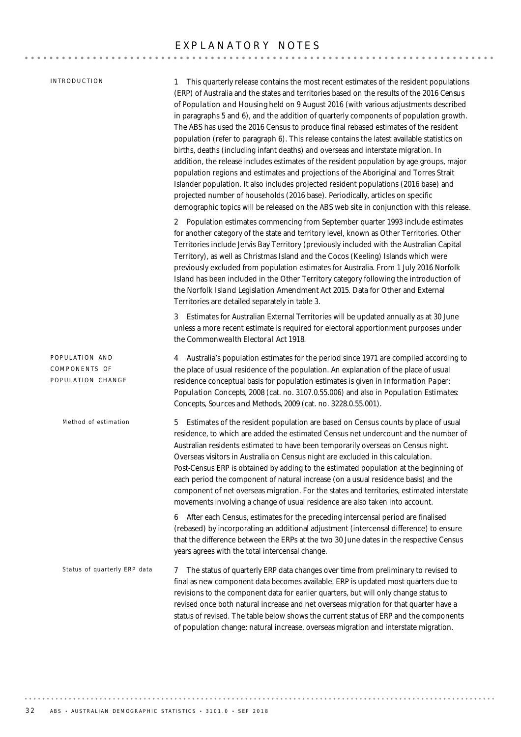# EXPLANATORY NOTES

## INTRODUCTION

1 This quarterly release contains the most recent estimates of the resident populations (ERP) of Australia and the states and territories based on the results of the 2016 *Census of Population and Housing* held on 9 August 2016 (with various adjustments described in paragraphs 5 and 6), and the addition of quarterly components of population growth. The ABS has used the 2016 Census to produce final rebased estimates of the resident population (refer to paragraph 6). This release contains the latest available statistics on births, deaths (including infant deaths) and overseas and interstate migration. In addition, the release includes estimates of the resident population by age groups, major population regions and estimates and projections of the Aboriginal and Torres Strait Islander population. It also includes projected resident populations (2016 base) and projected number of households (2016 base). Periodically, articles on specific demographic topics will be released on the ABS web site in conjunction with this release.

2 Population estimates commencing from September quarter 1993 include estimates for another category of the state and territory level, known as Other Territories. Other Territories include Jervis Bay Territory (previously included with the Australian Capital Territory), as well as Christmas Island and the Cocos (Keeling) Islands which were previously excluded from population estimates for Australia. From 1 July 2016 Norfolk Island has been included in the Other Territory category following the introduction of the *Norfolk Island Legislation Amendment Act 2015*. Data for Other and External Territories are detailed separately in table 3.

3 Estimates for Australian External Territories will be updated annually as at 30 June unless a more recent estimate is required for electoral apportionment purposes under the *Commonwealth Electoral Act 1918*.

## POPULATION AND COMPONENTS OF POPULATION CHANGE

4 Australia's population estimates for the period since 1971 are compiled according to the place of usual residence of the population. An explanation of the place of usual residence conceptual basis for population estimates is given in *Information Paper: Population Concepts, 2008* (cat. no. 3107.0.55.006) and also in *Population Estimates: Concepts, Sources and Methods, 2009* (cat. no. 3228.0.55.001).

### Method of estimation

5 Estimates of the resident population are based on Census counts by place of usual residence, to which are added the estimated Census net undercount and the number of Australian residents estimated to have been temporarily overseas on Census night. Overseas visitors in Australia on Census night are excluded in this calculation. Post-Census ERP is obtained by adding to the estimated population at the beginning of each period the component of natural increase (on a usual residence basis) and the component of net overseas migration. For the states and territories, estimated interstate movements involving a change of usual residence are also taken into account.

6 After each Census, estimates for the preceding intercensal period are finalised (rebased) by incorporating an additional adjustment (intercensal difference) to ensure that the difference between the ERPs at the two 30 June dates in the respective Census years agrees with the total intercensal change.

### Status of quarterly ERP data

7 The status of quarterly ERP data changes over time from preliminary to revised to final as new component data becomes available. ERP is updated most quarters due to revisions to the component data for earlier quarters, but will only change status to revised once both natural increase and net overseas migration for that quarter have a status of revised. The table below shows the current status of ERP and the components of population change: natural increase, overseas migration and interstate migration.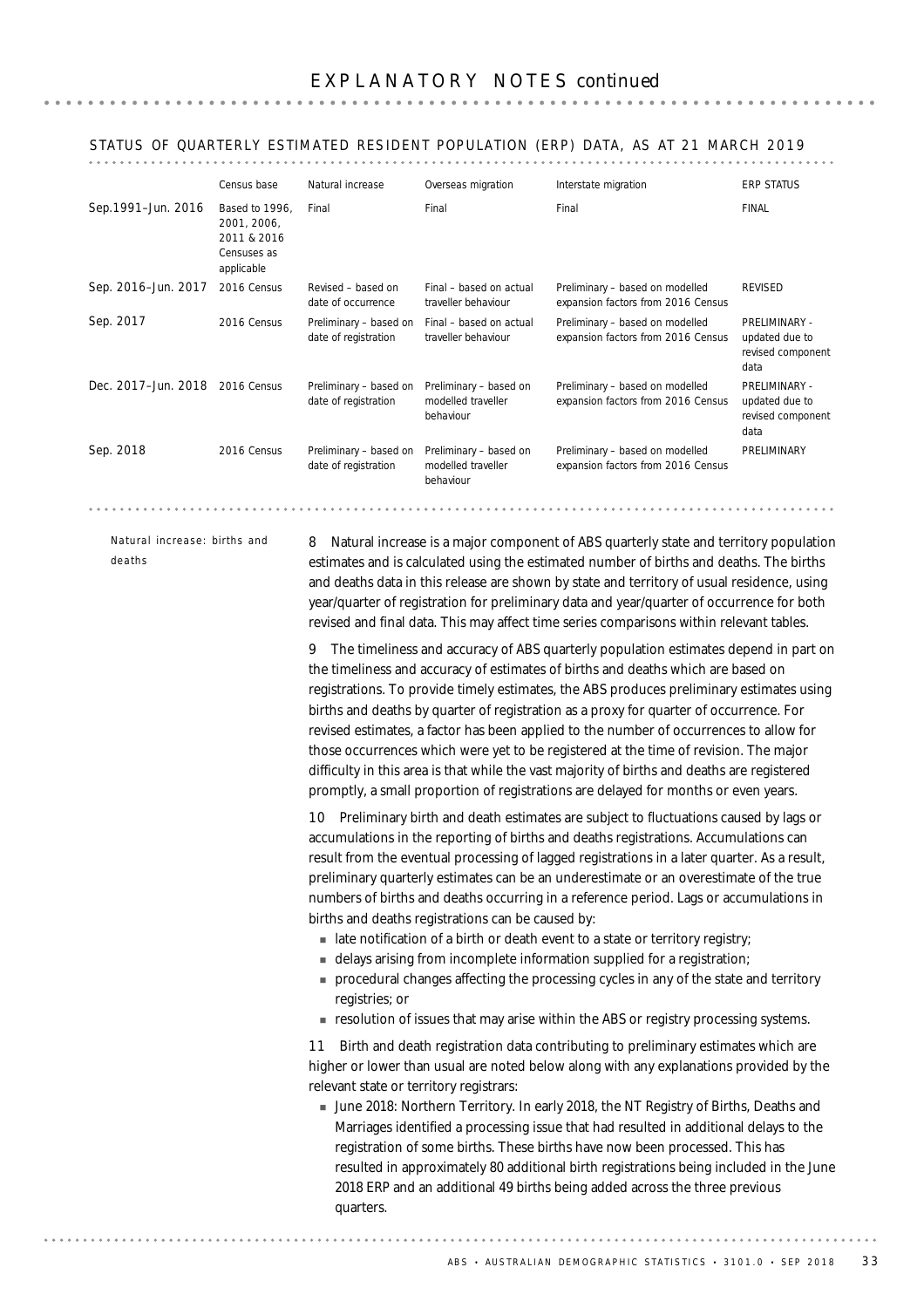# EXPLANATORY NOTES *continued*

## STATUS OF QUARTERLY ESTIMATED RESIDENT POPULATION (ERP) DATA, AS AT 21 MARCH 2019

| | Census base | Natural increase | Overseas migration | Interstate migration | ERP STATUS |
|---|---|---|---|---|---|
| Sep.1991–Jun. 2016 | Based to 1996, 2001, 2006, 2011 & 2016 Censuses as applicable | Final | Final | Final | FINAL |
| Sep. 2016–Jun. 2017 | 2016 Census | Revised – based on date of occurrence | Final – based on actual traveller behaviour | Preliminary – based on modelled expansion factors from 2016 Census | REVISED |
| Sep. 2017 | 2016 Census | Preliminary – based on date of registration | Final – based on actual traveller behaviour | Preliminary – based on modelled expansion factors from 2016 Census | PRELIMINARY - updated due to revised component data |
| Dec. 2017–Jun. 2018 | 2016 Census | Preliminary – based on date of registration | Preliminary – based on modelled traveller behaviour | Preliminary – based on modelled expansion factors from 2016 Census | PRELIMINARY - updated due to revised component data |
| Sep. 2018 | 2016 Census | Preliminary – based on date of registration | Preliminary – based on modelled traveller behaviour | Preliminary – based on modelled expansion factors from 2016 Census | PRELIMINARY |

### Natural increase: births and deaths

8 Natural increase is a major component of ABS quarterly state and territory population estimates and is calculated using the estimated number of births and deaths. The births and deaths data in this release are shown by state and territory of usual residence, using year/quarter of registration for preliminary data and year/quarter of occurrence for both revised and final data. This may affect time series comparisons within relevant tables.

9 The timeliness and accuracy of ABS quarterly population estimates depend in part on the timeliness and accuracy of estimates of births and deaths which are based on registrations. To provide timely estimates, the ABS produces preliminary estimates using births and deaths by quarter of registration as a proxy for quarter of occurrence. For revised estimates, a factor has been applied to the number of occurrences to allow for those occurrences which were yet to be registered at the time of revision. The major difficulty in this area is that while the vast majority of births and deaths are registered promptly, a small proportion of registrations are delayed for months or even years.

10 Preliminary birth and death estimates are subject to fluctuations caused by lags or accumulations in the reporting of births and deaths registrations. Accumulations can result from the eventual processing of lagged registrations in a later quarter. As a result, preliminary quarterly estimates can be an underestimate or an overestimate of the true numbers of births and deaths occurring in a reference period. Lags or accumulations in births and deaths registrations can be caused by:

- late notification of a birth or death event to a state or territory registry;
- delays arising from incomplete information supplied for a registration;
- procedural changes affecting the processing cycles in any of the state and territory registries; or
- resolution of issues that may arise within the ABS or registry processing systems.

11 Birth and death registration data contributing to preliminary estimates which are higher or lower than usual are noted below along with any explanations provided by the relevant state or territory registrars:

- June 2018: Northern Territory. In early 2018, the NT Registry of Births, Deaths and Marriages identified a processing issue that had resulted in additional delays to the registration of some births. These births have now been processed. This has resulted in approximately 80 additional birth registrations being included in the June 2018 ERP and an additional 49 births being added across the three previous quarters.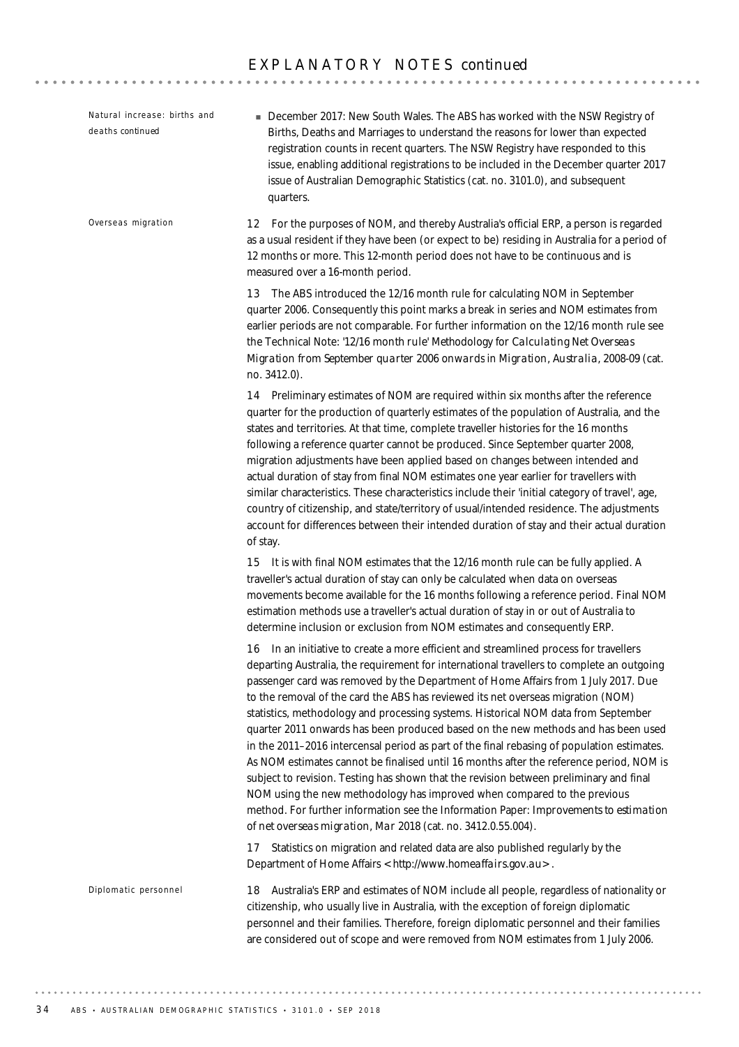*Natural increase: births and deaths continued*

- December 2017: New South Wales. The ABS has worked with the NSW Registry of Births, Deaths and Marriages to understand the reasons for lower than expected registration counts in recent quarters. The NSW Registry have responded to this issue, enabling additional registrations to be included in the December quarter 2017 issue of Australian Demographic Statistics (cat. no. 3101.0), and subsequent quarters.

*Overseas migration*

12 For the purposes of NOM, and thereby Australia's official ERP, a person is regarded as a usual resident if they have been (or expect to be) residing in Australia for a period of 12 months or more. This 12-month period does not have to be continuous and is measured over a 16-month period.

13 The ABS introduced the 12/16 month rule for calculating NOM in September quarter 2006. Consequently this point marks a break in series and NOM estimates from earlier periods are not comparable. For further information on the 12/16 month rule see the Technical Note: '12/16 month rule' Methodology for *Calculating Net Overseas Migration from September quarter 2006 onwards* in *Migration, Australia*, 2008-09 (cat. no. 3412.0).

14 Preliminary estimates of NOM are required within six months after the reference quarter for the production of quarterly estimates of the population of Australia, and the states and territories. At that time, complete traveller histories for the 16 months following a reference quarter cannot be produced. Since September quarter 2008, migration adjustments have been applied based on changes between intended and actual duration of stay from final NOM estimates one year earlier for travellers with similar characteristics. These characteristics include their 'initial category of travel', age, country of citizenship, and state/territory of usual/intended residence. The adjustments account for differences between their intended duration of stay and their actual duration of stay.

15 It is with final NOM estimates that the 12/16 month rule can be fully applied. A traveller's actual duration of stay can only be calculated when data on overseas movements become available for the 16 months following a reference period. Final NOM estimation methods use a traveller's actual duration of stay in or out of Australia to determine inclusion or exclusion from NOM estimates and consequently ERP.

16 In an initiative to create a more efficient and streamlined process for travellers departing Australia, the requirement for international travellers to complete an outgoing passenger card was removed by the Department of Home Affairs from 1 July 2017. Due to the removal of the card the ABS has reviewed its net overseas migration (NOM) statistics, methodology and processing systems. Historical NOM data from September quarter 2011 onwards has been produced based on the new methods and has been used in the 2011–2016 intercensal period as part of the final rebasing of population estimates. As NOM estimates cannot be finalised until 16 months after the reference period, NOM is subject to revision. Testing has shown that the revision between preliminary and final NOM using the new methodology has improved when compared to the previous method. For further information see the Information Paper: *Improvements to estimation of net overseas migration, Mar 2018* (cat. no. 3412.0.55.004).

17 Statistics on migration and related data are also published regularly by the Department of Home Affairs <*http://www.homeaffairs.gov.au*>.

*Diplomatic personnel*

18 Australia's ERP and estimates of NOM include all people, regardless of nationality or citizenship, who usually live in Australia, with the exception of foreign diplomatic personnel and their families. Therefore, foreign diplomatic personnel and their families are considered out of scope and were removed from NOM estimates from 1 July 2006.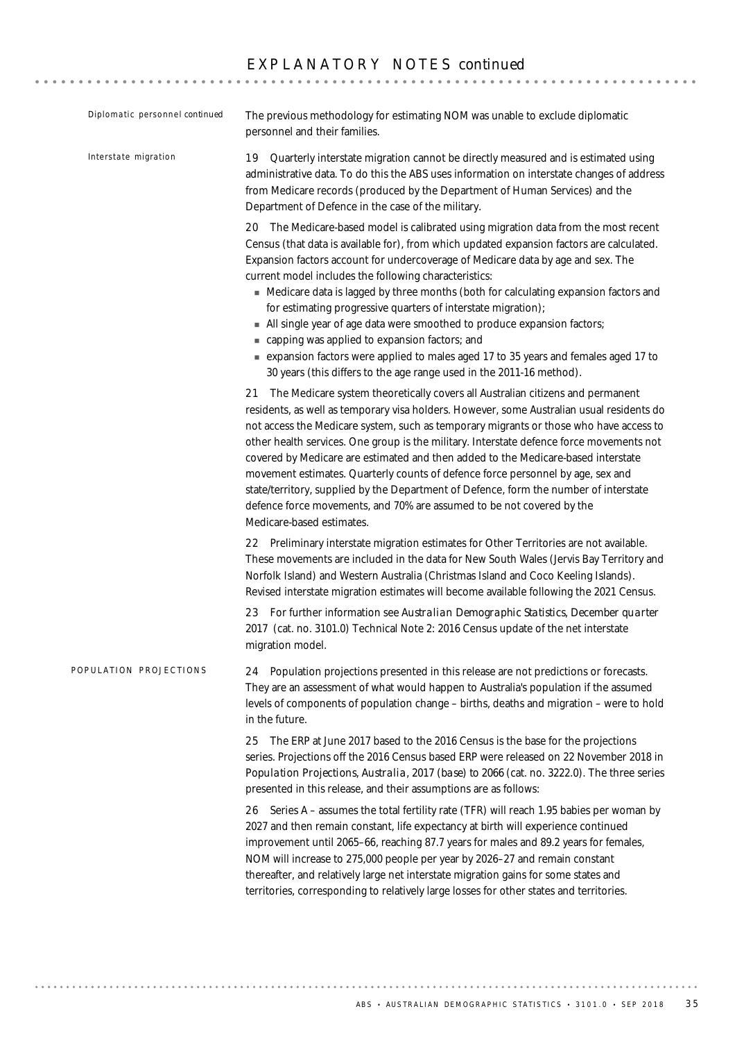## EXPLANATORY NOTES *continued*

*Diplomatic personnel continued*

The previous methodology for estimating NOM was unable to exclude diplomatic personnel and their families.

*Interstate migration*

19 Quarterly interstate migration cannot be directly measured and is estimated using administrative data. To do this the ABS uses information on interstate changes of address from Medicare records (produced by the Department of Human Services) and the Department of Defence in the case of the military.

20 The Medicare-based model is calibrated using migration data from the most recent Census (that data is available for), from which updated expansion factors are calculated. Expansion factors account for undercoverage of Medicare data by age and sex. The current model includes the following characteristics:

- Medicare data is lagged by three months (both for calculating expansion factors and for estimating progressive quarters of interstate migration);
- All single year of age data were smoothed to produce expansion factors;
- capping was applied to expansion factors; and
- expansion factors were applied to males aged 17 to 35 years and females aged 17 to 30 years (this differs to the age range used in the 2011-16 method).

21 The Medicare system theoretically covers all Australian citizens and permanent residents, as well as temporary visa holders. However, some Australian usual residents do not access the Medicare system, such as temporary migrants or those who have access to other health services. One group is the military. Interstate defence force movements not covered by Medicare are estimated and then added to the Medicare-based interstate movement estimates. Quarterly counts of defence force personnel by age, sex and state/territory, supplied by the Department of Defence, form the number of interstate defence force movements, and 70% are assumed to be not covered by the Medicare-based estimates.

22 Preliminary interstate migration estimates for Other Territories are not available. These movements are included in the data for New South Wales (Jervis Bay Territory and Norfolk Island) and Western Australia (Christmas Island and Coco Keeling Islands). Revised interstate migration estimates will become available following the 2021 Census.

23 For further information see *Australian Demographic Statistics, December quarter 2017* (cat. no. 3101.0) Technical Note 2: 2016 Census update of the net interstate migration model.

### POPULATION PROJECTIONS

24 Population projections presented in this release are not predictions or forecasts. They are an assessment of what would happen to Australia's population if the assumed levels of components of population change – births, deaths and migration – were to hold in the future.

25 The ERP at June 2017 based to the 2016 Census is the base for the projections series. Projections off the 2016 Census based ERP were released on 22 November 2018 in *Population Projections, Australia, 2017 (base) to 2066* (cat. no. 3222.0). The three series presented in this release, and their assumptions are as follows:

26 Series A – assumes the total fertility rate (TFR) will reach 1.95 babies per woman by 2027 and then remain constant, life expectancy at birth will experience continued improvement until 2065–66, reaching 87.7 years for males and 89.2 years for females, NOM will increase to 275,000 people per year by 2026–27 and remain constant thereafter, and relatively large net interstate migration gains for some states and territories, corresponding to relatively large losses for other states and territories.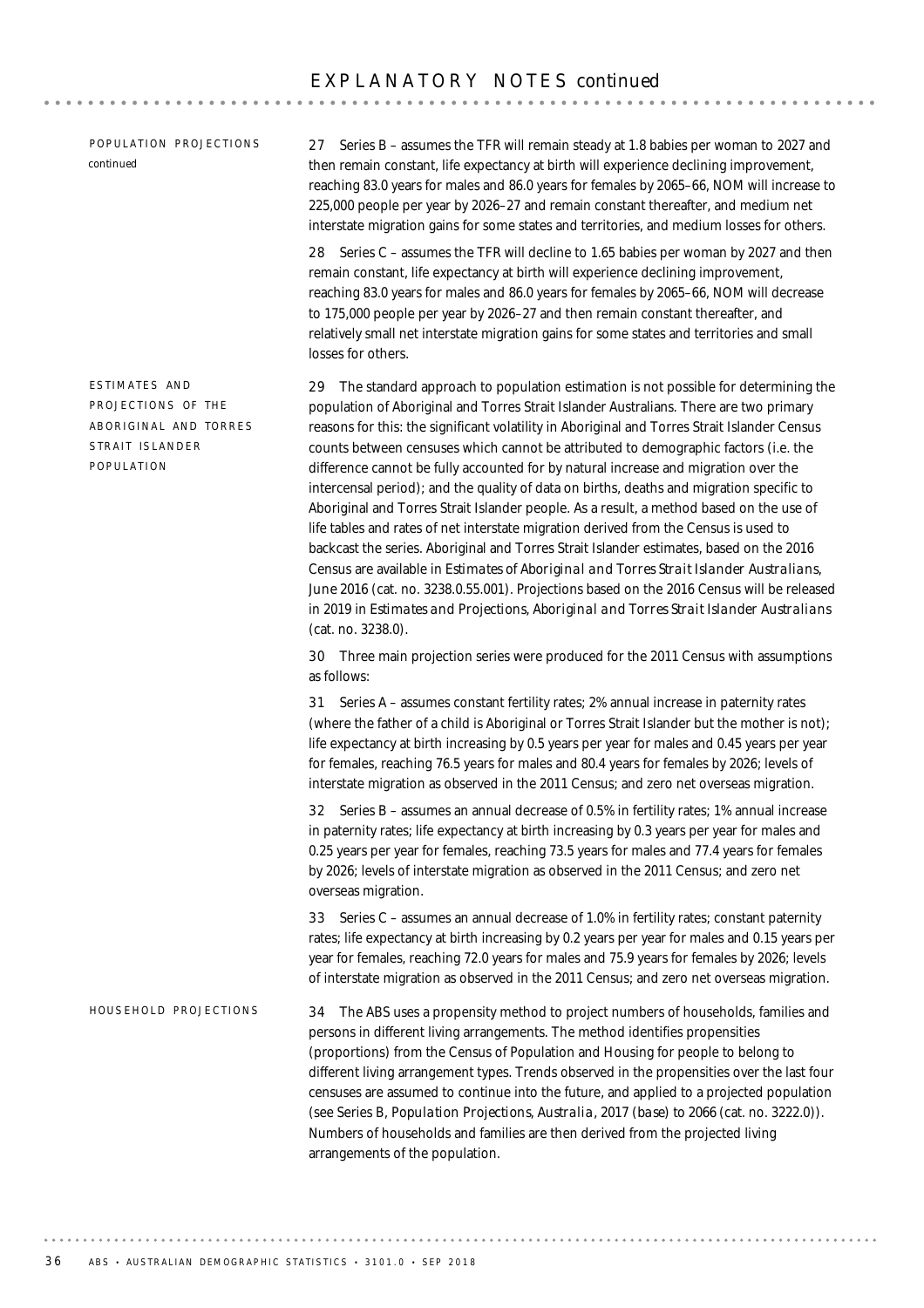## EXPLANATORY NOTES *continued*

### POPULATION PROJECTIONS *continued*

27 Series B – assumes the TFR will remain steady at 1.8 babies per woman to 2027 and then remain constant, life expectancy at birth will experience declining improvement, reaching 83.0 years for males and 86.0 years for females by 2065–66, NOM will increase to 225,000 people per year by 2026–27 and remain constant thereafter, and medium net interstate migration gains for some states and territories, and medium losses for others.

28 Series C – assumes the TFR will decline to 1.65 babies per woman by 2027 and then remain constant, life expectancy at birth will experience declining improvement, reaching 83.0 years for males and 86.0 years for females by 2065–66, NOM will decrease to 175,000 people per year by 2026–27 and then remain constant thereafter, and relatively small net interstate migration gains for some states and territories and small losses for others.

### ESTIMATES AND PROJECTIONS OF THE ABORIGINAL AND TORRES STRAIT ISLANDER POPULATION

29 The standard approach to population estimation is not possible for determining the population of Aboriginal and Torres Strait Islander Australians. There are two primary reasons for this: the significant volatility in Aboriginal and Torres Strait Islander Census counts between censuses which cannot be attributed to demographic factors (i.e. the difference cannot be fully accounted for by natural increase and migration over the intercensal period); and the quality of data on births, deaths and migration specific to Aboriginal and Torres Strait Islander people. As a result, a method based on the use of life tables and rates of net interstate migration derived from the Census is used to backcast the series. Aboriginal and Torres Strait Islander estimates, based on the 2016 Census are available in *Estimates of Aboriginal and Torres Strait Islander Australians, June 2016* (cat. no. 3238.0.55.001). Projections based on the 2016 Census will be released in 2019 in *Estimates and Projections, Aboriginal and Torres Strait Islander Australians* (cat. no. 3238.0).

30 Three main projection series were produced for the 2011 Census with assumptions as follows:

31 Series A – assumes constant fertility rates; 2% annual increase in paternity rates (where the father of a child is Aboriginal or Torres Strait Islander but the mother is not); life expectancy at birth increasing by 0.5 years per year for males and 0.45 years per year for females, reaching 76.5 years for males and 80.4 years for females by 2026; levels of interstate migration as observed in the 2011 Census; and zero net overseas migration.

32 Series B – assumes an annual decrease of 0.5% in fertility rates; 1% annual increase in paternity rates; life expectancy at birth increasing by 0.3 years per year for males and 0.25 years per year for females, reaching 73.5 years for males and 77.4 years for females by 2026; levels of interstate migration as observed in the 2011 Census; and zero net overseas migration.

33 Series C – assumes an annual decrease of 1.0% in fertility rates; constant paternity rates; life expectancy at birth increasing by 0.2 years per year for males and 0.15 years per year for females, reaching 72.0 years for males and 75.9 years for females by 2026; levels of interstate migration as observed in the 2011 Census; and zero net overseas migration.

### HOUSEHOLD PROJECTIONS

34 The ABS uses a propensity method to project numbers of households, families and persons in different living arrangements. The method identifies propensities (proportions) from the Census of Population and Housing for people to belong to different living arrangement types. Trends observed in the propensities over the last four censuses are assumed to continue into the future, and applied to a projected population (see Series B, *Population Projections, Australia, 2017 (base) to 2066* (cat. no. 3222.0)). Numbers of households and families are then derived from the projected living arrangements of the population.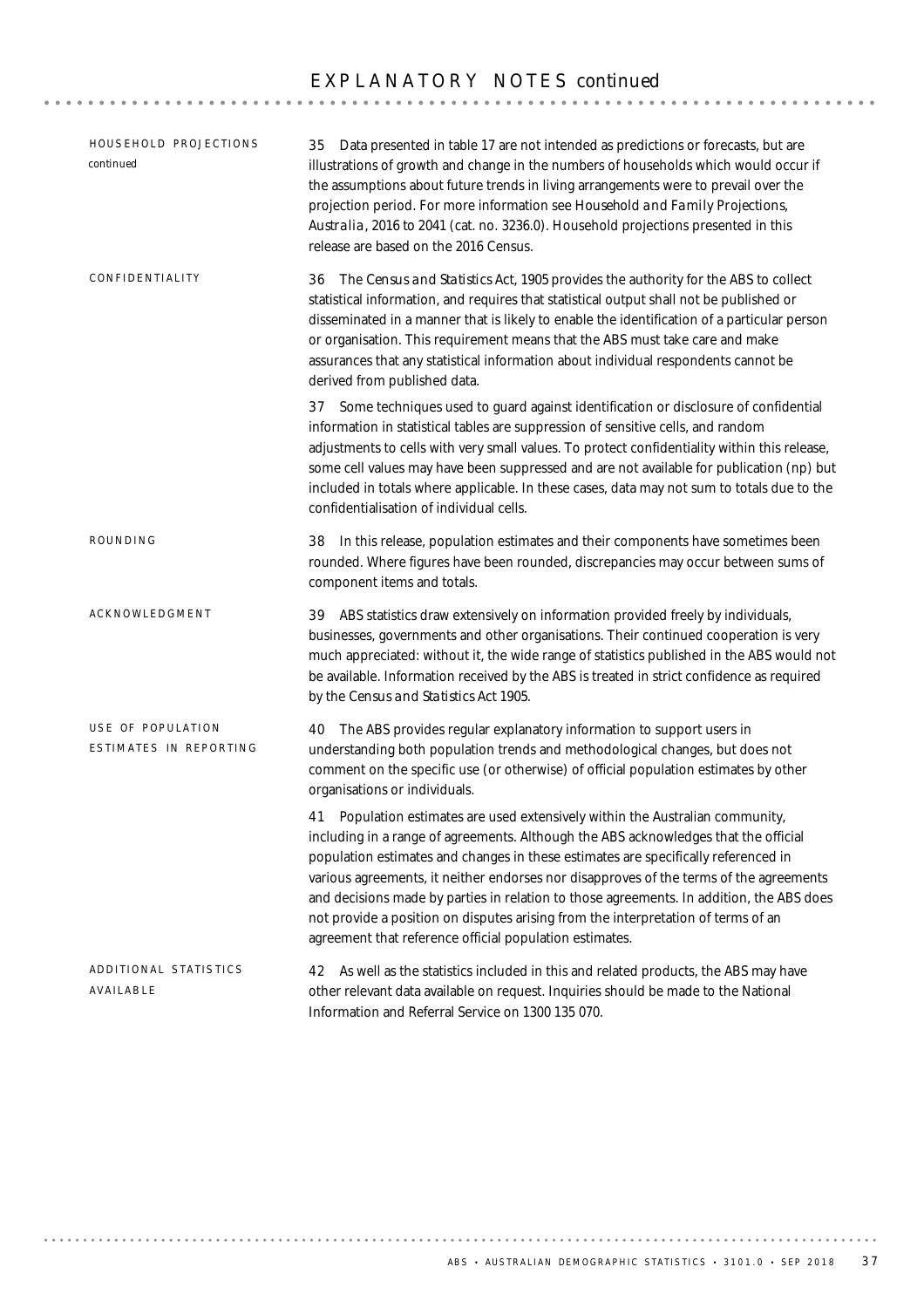# EXPLANATORY NOTES *continued*

## HOUSEHOLD PROJECTIONS *continued*

35 Data presented in table 17 are not intended as predictions or forecasts, but are illustrations of growth and change in the numbers of households which would occur if the assumptions about future trends in living arrangements were to prevail over the projection period. For more information see *Household and Family Projections, Australia, 2016 to 2041* (cat. no. 3236.0). Household projections presented in this release are based on the 2016 Census.

## CONFIDENTIALITY

36 The *Census and Statistics Act, 1905* provides the authority for the ABS to collect statistical information, and requires that statistical output shall not be published or disseminated in a manner that is likely to enable the identification of a particular person or organisation. This requirement means that the ABS must take care and make assurances that any statistical information about individual respondents cannot be derived from published data.

37 Some techniques used to guard against identification or disclosure of confidential information in statistical tables are suppression of sensitive cells, and random adjustments to cells with very small values. To protect confidentiality within this release, some cell values may have been suppressed and are not available for publication (np) but included in totals where applicable. In these cases, data may not sum to totals due to the confidentialisation of individual cells.

## ROUNDING

38 In this release, population estimates and their components have sometimes been rounded. Where figures have been rounded, discrepancies may occur between sums of component items and totals.

## ACKNOWLEDGMENT

39 ABS statistics draw extensively on information provided freely by individuals, businesses, governments and other organisations. Their continued cooperation is very much appreciated: without it, the wide range of statistics published in the ABS would not be available. Information received by the ABS is treated in strict confidence as required by the *Census and Statistics Act 1905*.

## USE OF POPULATION ESTIMATES IN REPORTING

40 The ABS provides regular explanatory information to support users in understanding both population trends and methodological changes, but does not comment on the specific use (or otherwise) of official population estimates by other organisations or individuals.

41 Population estimates are used extensively within the Australian community, including in a range of agreements. Although the ABS acknowledges that the official population estimates and changes in these estimates are specifically referenced in various agreements, it neither endorses nor disapproves of the terms of the agreements and decisions made by parties in relation to those agreements. In addition, the ABS does not provide a position on disputes arising from the interpretation of terms of an agreement that reference official population estimates.

## ADDITIONAL STATISTICS AVAILABLE

42 As well as the statistics included in this and related products, the ABS may have other relevant data available on request. Inquiries should be made to the National Information and Referral Service on 1300 135 070.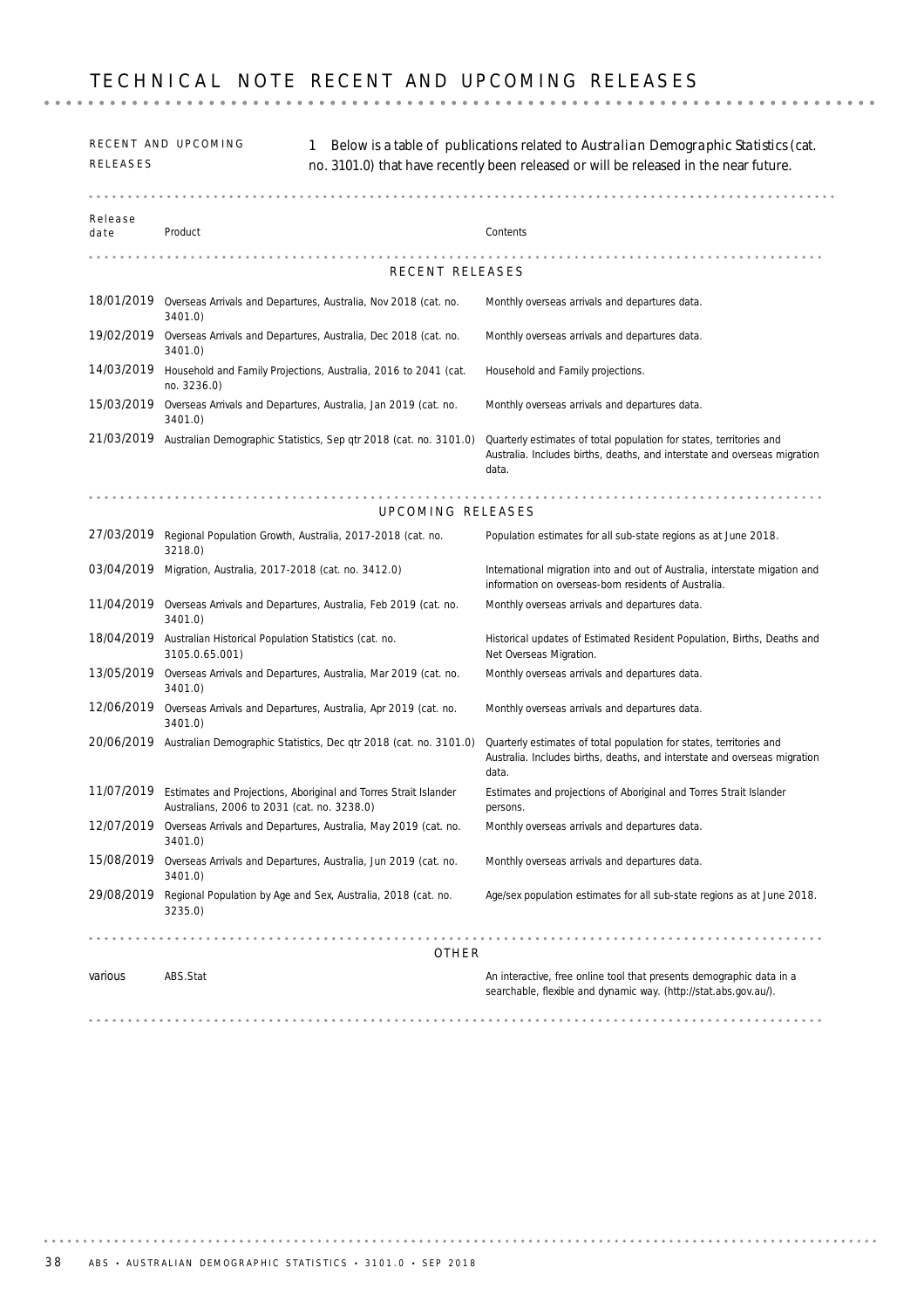# TECHNICAL NOTE RECENT AND UPCOMING RELEASES

RECENT AND UPCOMING RELEASES

1 Below is a table of publications related to *Australian Demographic Statistics* (cat. no. 3101.0) that have recently been released or will be released in the near future.

| Release date | Product | Contents |
|---|---|---|
| | RECENT RELEASES | |
| 18/01/2019 | Overseas Arrivals and Departures, Australia, Nov 2018 (cat. no. 3401.0) | Monthly overseas arrivals and departures data. |
| 19/02/2019 | Overseas Arrivals and Departures, Australia, Dec 2018 (cat. no. 3401.0) | Monthly overseas arrivals and departures data. |
| 14/03/2019 | Household and Family Projections, Australia, 2016 to 2041 (cat. no. 3236.0) | Household and Family projections. |
| 15/03/2019 | Overseas Arrivals and Departures, Australia, Jan 2019 (cat. no. 3401.0) | Monthly overseas arrivals and departures data. |
| 21/03/2019 | Australian Demographic Statistics, Sep qtr 2018 (cat. no. 3101.0) | Quarterly estimates of total population for states, territories and Australia. Includes births, deaths, and interstate and overseas migration data. |
| | UPCOMING RELEASES | |
| 27/03/2019 | Regional Population Growth, Australia, 2017-2018 (cat. no. 3218.0) | Population estimates for all sub-state regions as at June 2018. |
| 03/04/2019 | Migration, Australia, 2017-2018 (cat. no. 3412.0) | International migration into and out of Australia, interstate migation and information on overseas-born residents of Australia. |
| 11/04/2019 | Overseas Arrivals and Departures, Australia, Feb 2019 (cat. no. 3401.0) | Monthly overseas arrivals and departures data. |
| 18/04/2019 | Australian Historical Population Statistics (cat. no. 3105.0.65.001) | Historical updates of Estimated Resident Population, Births, Deaths and Net Overseas Migration. |
| 13/05/2019 | Overseas Arrivals and Departures, Australia, Mar 2019 (cat. no. 3401.0) | Monthly overseas arrivals and departures data. |
| 12/06/2019 | Overseas Arrivals and Departures, Australia, Apr 2019 (cat. no. 3401.0) | Monthly overseas arrivals and departures data. |
| 20/06/2019 | Australian Demographic Statistics, Dec qtr 2018 (cat. no. 3101.0) | Quarterly estimates of total population for states, territories and Australia. Includes births, deaths, and interstate and overseas migration data. |
| 11/07/2019 | Estimates and Projections, Aboriginal and Torres Strait Islander Australians, 2006 to 2031 (cat. no. 3238.0) | Estimates and projections of Aboriginal and Torres Strait Islander persons. |
| 12/07/2019 | Overseas Arrivals and Departures, Australia, May 2019 (cat. no. 3401.0) | Monthly overseas arrivals and departures data. |
| 15/08/2019 | Overseas Arrivals and Departures, Australia, Jun 2019 (cat. no. 3401.0) | Monthly overseas arrivals and departures data. |
| 29/08/2019 | Regional Population by Age and Sex, Australia, 2018 (cat. no. 3235.0) | Age/sex population estimates for all sub-state regions as at June 2018. |
| | OTHER | |
| various | ABS.Stat | An interactive, free online tool that presents demographic data in a searchable, flexible and dynamic way. (http://stat.abs.gov.au/). |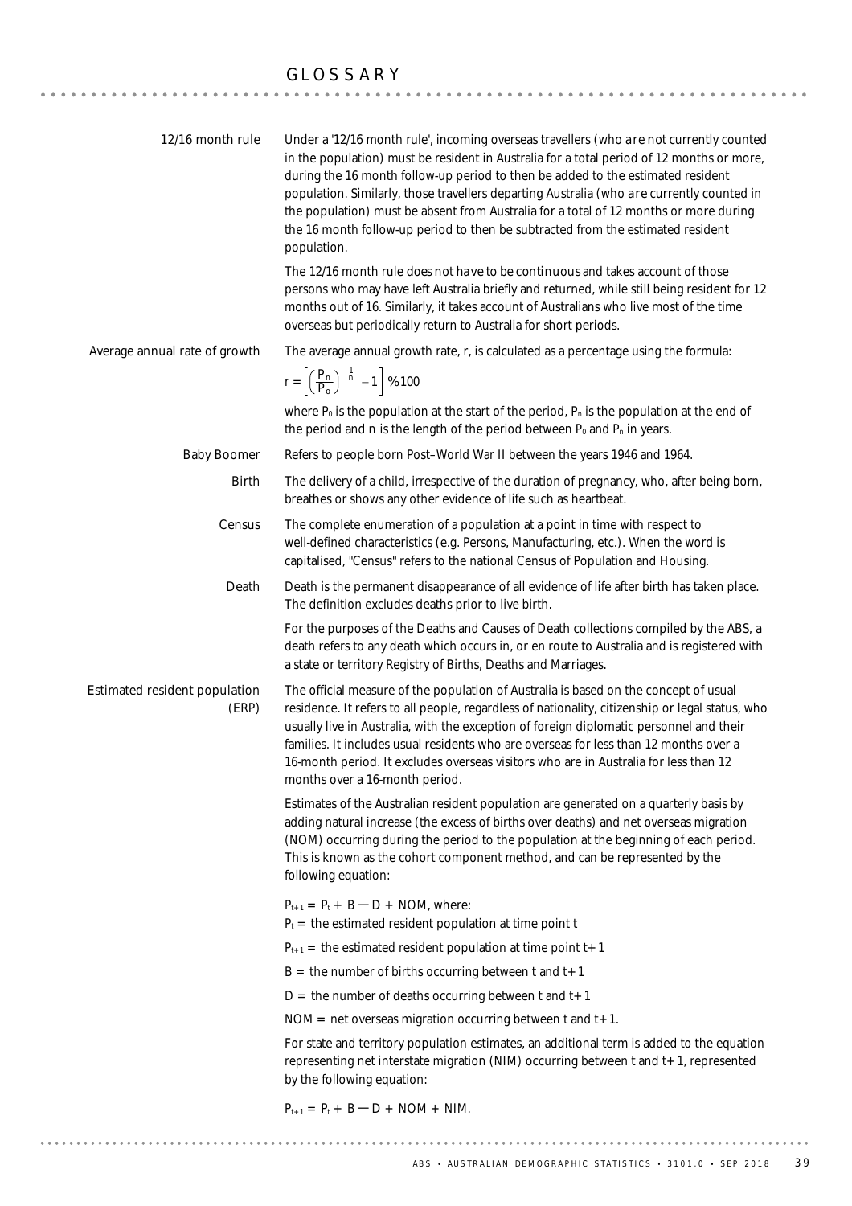# GLOSSARY

**12/16 month rule**

Under a '12/16 month rule', incoming overseas travellers (who *are not* currently counted in the population) must be resident in Australia for a total period of 12 months or more, during the 16 month follow-up period to then be added to the estimated resident population. Similarly, those travellers departing Australia (who *are* currently counted in the population) must be absent from Australia for a total of 12 months or more during the 16 month follow-up period to then be subtracted from the estimated resident population.

The 12/16 month rule does not have to be *continuous* and takes account of those persons who may have left Australia briefly and returned, while still being resident for 12 months out of 16. Similarly, it takes account of Australians who live most of the time overseas but periodically return to Australia for short periods.

**Average annual rate of growth**

The average annual growth rate, r, is calculated as a percentage using the formula:

$$r = \left[\left(\frac{P_n}{P_o}\right)^{\frac{1}{n}} - 1\right] \% 100$$

where $P_0$ is the population at the start of the period, $P_n$ is the population at the end of the period and n is the length of the period between $P_0$ and $P_n$ in years.

**Baby Boomer**

Refers to people born Post–World War II between the years 1946 and 1964.

**Birth**

The delivery of a child, irrespective of the duration of pregnancy, who, after being born, breathes or shows any other evidence of life such as heartbeat.

**Census**

The complete enumeration of a population at a point in time with respect to well-defined characteristics (e.g. Persons, Manufacturing, etc.). When the word is capitalised, "Census" refers to the national Census of Population and Housing.

**Death**

Death is the permanent disappearance of all evidence of life after birth has taken place. The definition excludes deaths prior to live birth.

For the purposes of the Deaths and Causes of Death collections compiled by the ABS, a death refers to any death which occurs in, or en route to Australia and is registered with a state or territory Registry of Births, Deaths and Marriages.

**Estimated resident population (ERP)**

The official measure of the population of Australia is based on the concept of usual residence. It refers to all people, regardless of nationality, citizenship or legal status, who usually live in Australia, with the exception of foreign diplomatic personnel and their families. It includes usual residents who are overseas for less than 12 months over a 16-month period. It excludes overseas visitors who are in Australia for less than 12 months over a 16-month period.

Estimates of the Australian resident population are generated on a quarterly basis by adding natural increase (the excess of births over deaths) and net overseas migration (NOM) occurring during the period to the population at the beginning of each period. This is known as the cohort component method, and can be represented by the following equation:

$P_{t+1} = P_t + B - D + NOM$, where:

$P_t$ = the estimated resident population at time point t

$P_{t+1}$ = the estimated resident population at time point t+1

B = the number of births occurring between t and t+1

D = the number of deaths occurring between t and t+1

NOM = net overseas migration occurring between t and t+1.

For state and territory population estimates, an additional term is added to the equation representing net interstate migration (NIM) occurring between t and t+1, represented by the following equation:

$P_{t+1} = P_t + B - D + NOM + NIM$.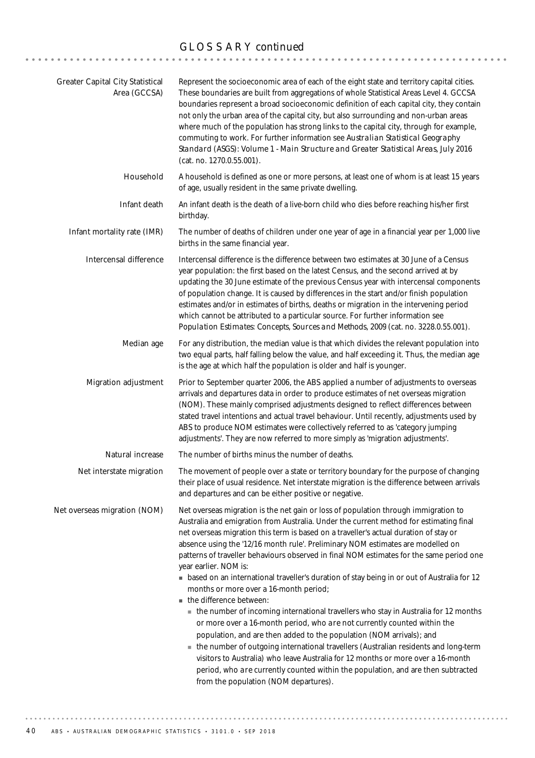## GLOSSARY *continued*

**Greater Capital City Statistical Area (GCCSA)**
Represent the socioeconomic area of each of the eight state and territory capital cities. These boundaries are built from aggregations of whole Statistical Areas Level 4. GCCSA boundaries represent a broad socioeconomic definition of each capital city, they contain not only the urban area of the capital city, but also surrounding and non-urban areas where much of the population has strong links to the capital city, through for example, commuting to work. For further information see *Australian Statistical Geography Standard (ASGS): Volume 1 - Main Structure and Greater Statistical Areas, July 2016* (cat. no. 1270.0.55.001).

**Household**
A household is defined as one or more persons, at least one of whom is at least 15 years of age, usually resident in the same private dwelling.

**Infant death**
An infant death is the death of a live-born child who dies before reaching his/her first birthday.

**Infant mortality rate (IMR)**
The number of deaths of children under one year of age in a financial year per 1,000 live births in the same financial year.

**Intercensal difference**
Intercensal difference is the difference between two estimates at 30 June of a Census year population: the first based on the latest Census, and the second arrived at by updating the 30 June estimate of the previous Census year with intercensal components of population change. It is caused by differences in the start and/or finish population estimates and/or in estimates of births, deaths or migration in the intervening period which cannot be attributed to a particular source. For further information see *Population Estimates: Concepts, Sources and Methods, 2009* (cat. no. 3228.0.55.001).

**Median age**
For any distribution, the median value is that which divides the relevant population into two equal parts, half falling below the value, and half exceeding it. Thus, the median age is the age at which half the population is older and half is younger.

**Migration adjustment**
Prior to September quarter 2006, the ABS applied a number of adjustments to overseas arrivals and departures data in order to produce estimates of net overseas migration (NOM). These mainly comprised adjustments designed to reflect differences between stated travel intentions and actual travel behaviour. Until recently, adjustments used by ABS to produce NOM estimates were collectively referred to as 'category jumping adjustments'. They are now referred to more simply as 'migration adjustments'.

**Natural increase**
The number of births minus the number of deaths.

**Net interstate migration**
The movement of people over a state or territory boundary for the purpose of changing their place of usual residence. Net interstate migration is the difference between arrivals and departures and can be either positive or negative.

**Net overseas migration (NOM)**
Net overseas migration is the net gain or loss of population through immigration to Australia and emigration from Australia. Under the current method for estimating final net overseas migration this term is based on a traveller's actual duration of stay or absence using the '12/16 month rule'. Preliminary NOM estimates are modelled on patterns of traveller behaviours observed in final NOM estimates for the same period one year earlier. NOM is:

- based on an international traveller's duration of stay being in or out of Australia for 12 months or more over a 16-month period;
- the difference between:
  - the number of incoming international travellers who stay in Australia for 12 months or more over a 16-month period, who *are not* currently counted within the population, and are then added to the population (NOM arrivals); and
  - the number of outgoing international travellers (Australian residents and long-term visitors to Australia) who leave Australia for 12 months or more over a 16-month period, who *are* currently counted within the population, and are then subtracted from the population (NOM departures).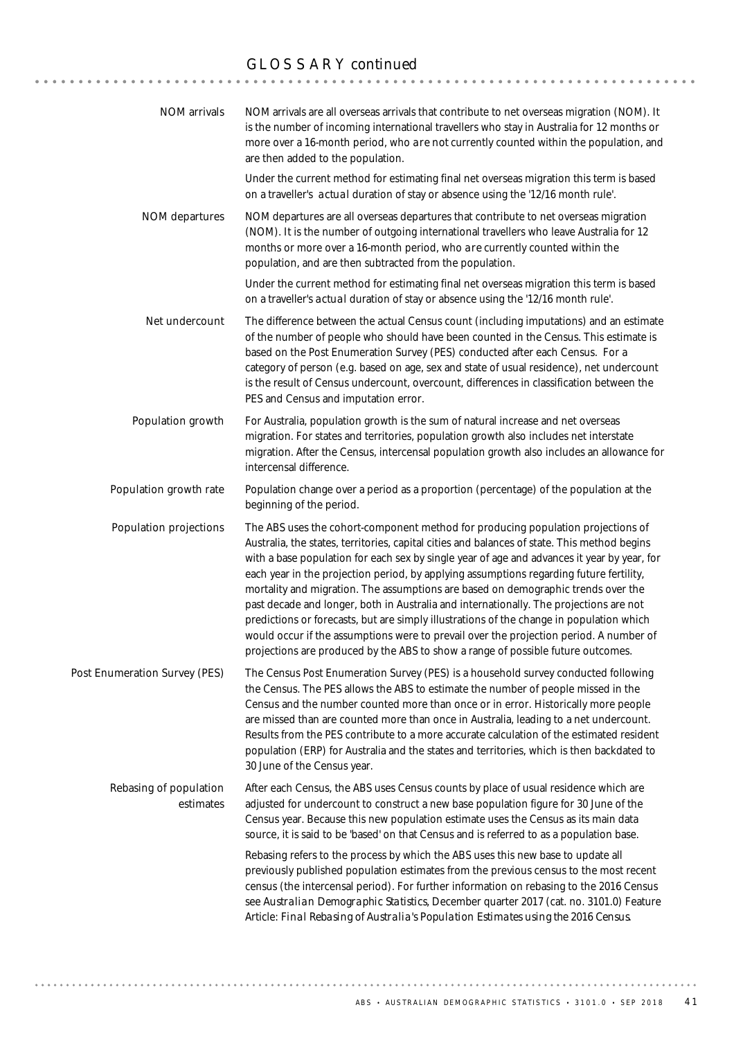## GLOSSARY *continued*

**NOM arrivals**

NOM arrivals are all overseas arrivals that contribute to net overseas migration (NOM). It is the number of incoming international travellers who stay in Australia for 12 months or more over a 16-month period, who *are not* currently counted within the population, and are then added to the population.

Under the current method for estimating final net overseas migration this term is based on a traveller's *actual* duration of stay or absence using the '12/16 month rule'.

**NOM departures**

NOM departures are all overseas departures that contribute to net overseas migration (NOM). It is the number of outgoing international travellers who leave Australia for 12 months or more over a 16-month period, who *are* currently counted within the population, and are then subtracted from the population.

Under the current method for estimating final net overseas migration this term is based on a traveller's *actual* duration of stay or absence using the '12/16 month rule'.

**Net undercount**

The difference between the actual Census count (including imputations) and an estimate of the number of people who should have been counted in the Census. This estimate is based on the Post Enumeration Survey (PES) conducted after each Census. For a category of person (e.g. based on age, sex and state of usual residence), net undercount is the result of Census undercount, overcount, differences in classification between the PES and Census and imputation error.

**Population growth**

For Australia, population growth is the sum of natural increase and net overseas migration. For states and territories, population growth also includes net interstate migration. After the Census, intercensal population growth also includes an allowance for intercensal difference.

**Population growth rate**

Population change over a period as a proportion (percentage) of the population at the beginning of the period.

**Population projections**

The ABS uses the cohort-component method for producing population projections of Australia, the states, territories, capital cities and balances of state. This method begins with a base population for each sex by single year of age and advances it year by year, for each year in the projection period, by applying assumptions regarding future fertility, mortality and migration. The assumptions are based on demographic trends over the past decade and longer, both in Australia and internationally. The projections are not predictions or forecasts, but are simply illustrations of the change in population which would occur if the assumptions were to prevail over the projection period. A number of projections are produced by the ABS to show a range of possible future outcomes.

**Post Enumeration Survey (PES)**

The Census Post Enumeration Survey (PES) is a household survey conducted following the Census. The PES allows the ABS to estimate the number of people missed in the Census and the number counted more than once or in error. Historically more people are missed than are counted more than once in Australia, leading to a net undercount. Results from the PES contribute to a more accurate calculation of the estimated resident population (ERP) for Australia and the states and territories, which is then backdated to 30 June of the Census year.

**Rebasing of population estimates**

After each Census, the ABS uses Census counts by place of usual residence which are adjusted for undercount to construct a new base population figure for 30 June of the Census year. Because this new population estimate uses the Census as its main data source, it is said to be 'based' on that Census and is referred to as a population base.

Rebasing refers to the process by which the ABS uses this new base to update all previously published population estimates from the previous census to the most recent census (the intercensal period). For further information on rebasing to the 2016 Census see *Australian Demographic Statistics*, December quarter 2017 (cat. no. 3101.0) Feature Article: *Final Rebasing of Australia's Population Estimates using the 2016 Census*.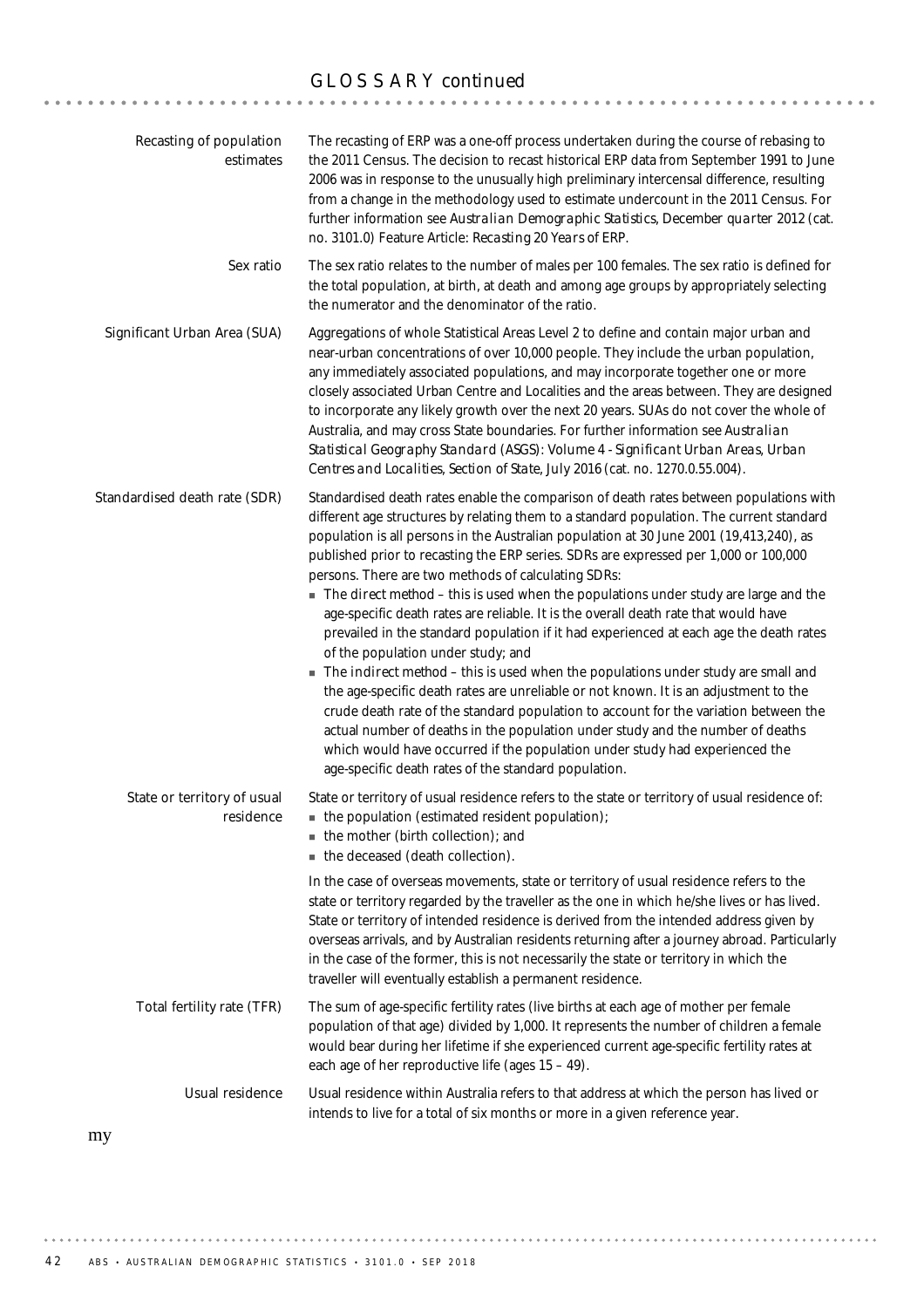## GLOSSARY *continued*

**Recasting of population estimates**

The recasting of ERP was a one-off process undertaken during the course of rebasing to the 2011 Census. The decision to recast historical ERP data from September 1991 to June 2006 was in response to the unusually high preliminary intercensal difference, resulting from a change in the methodology used to estimate undercount in the 2011 Census. For further information see *Australian Demographic Statistics, December quarter 2012* (cat. no. 3101.0) Feature Article: *Recasting 20 Years of ERP*.

**Sex ratio**

The sex ratio relates to the number of males per 100 females. The sex ratio is defined for the total population, at birth, at death and among age groups by appropriately selecting the numerator and the denominator of the ratio.

**Significant Urban Area (SUA)**

Aggregations of whole Statistical Areas Level 2 to define and contain major urban and near-urban concentrations of over 10,000 people. They include the urban population, any immediately associated populations, and may incorporate together one or more closely associated Urban Centre and Localities and the areas between. They are designed to incorporate any likely growth over the next 20 years. SUAs do not cover the whole of Australia, and may cross State boundaries. For further information see *Australian Statistical Geography Standard (ASGS): Volume 4 - Significant Urban Areas, Urban Centres and Localities, Section of State, July 2016* (cat. no. 1270.0.55.004).

**Standardised death rate (SDR)**

Standardised death rates enable the comparison of death rates between populations with different age structures by relating them to a standard population. The current standard population is all persons in the Australian population at 30 June 2001 (19,413,240), as published prior to recasting the ERP series. SDRs are expressed per 1,000 or 100,000 persons. There are two methods of calculating SDRs:

- The *direct method* – this is used when the populations under study are large and the age-specific death rates are reliable. It is the overall death rate that would have prevailed in the standard population if it had experienced at each age the death rates of the population under study; and
- The *indirect method* – this is used when the populations under study are small and the age-specific death rates are unreliable or not known. It is an adjustment to the crude death rate of the standard population to account for the variation between the actual number of deaths in the population under study and the number of deaths which would have occurred if the population under study had experienced the age-specific death rates of the standard population.

**State or territory of usual residence**

State or territory of usual residence refers to the state or territory of usual residence of:

- the population (estimated resident population);
- the mother (birth collection); and
- the deceased (death collection).

In the case of overseas movements, state or territory of usual residence refers to the state or territory regarded by the traveller as the one in which he/she lives or has lived. State or territory of intended residence is derived from the intended address given by overseas arrivals, and by Australian residents returning after a journey abroad. Particularly in the case of the former, this is not necessarily the state or territory in which the traveller will eventually establish a permanent residence.

**Total fertility rate (TFR)**

The sum of age-specific fertility rates (live births at each age of mother per female population of that age) divided by 1,000. It represents the number of children a female would bear during her lifetime if she experienced current age-specific fertility rates at each age of her reproductive life (ages 15 – 49).

**Usual residence**

Usual residence within Australia refers to that address at which the person has lived or intends to live for a total of six months or more in a given reference year.

my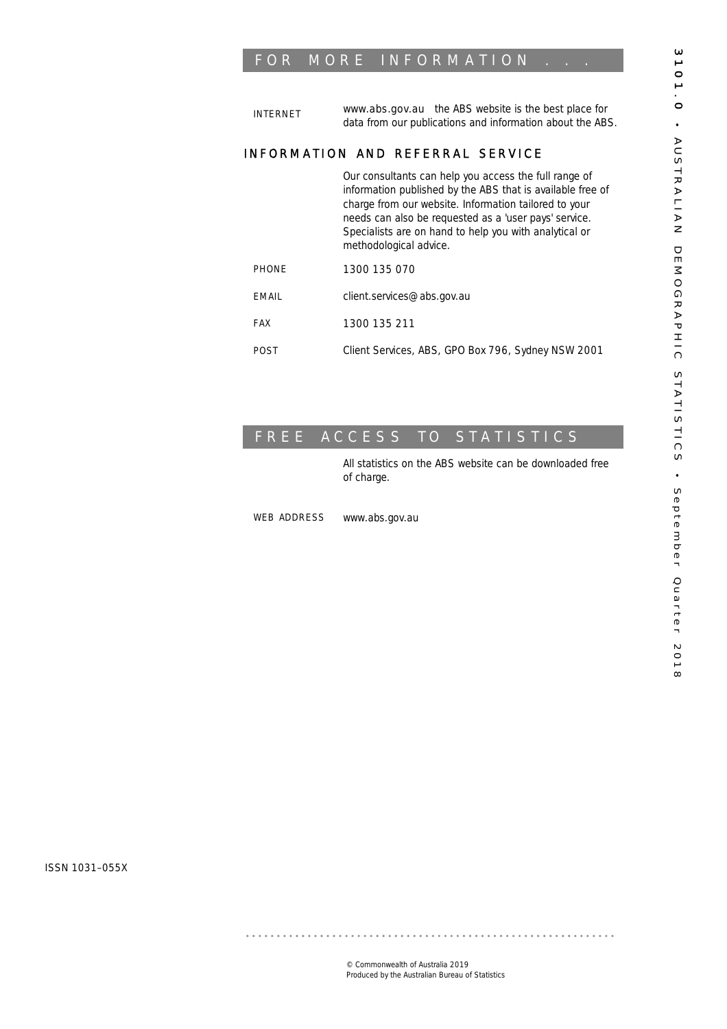## FOR MORE INFORMATION . . .

| | |
|---|---|
| INTERNET | www.abs.gov.au the ABS website is the best place for data from our publications and information about the ABS. |

## INFORMATION AND REFERRAL SERVICE

Our consultants can help you access the full range of information published by the ABS that is available free of charge from our website. Information tailored to your needs can also be requested as a 'user pays' service. Specialists are on hand to help you with analytical or methodological advice.

| | |
|---|---|
| PHONE | 1300 135 070 |
| EMAIL | client.services@abs.gov.au |
| FAX | 1300 135 211 |
| POST | Client Services, ABS, GPO Box 796, Sydney NSW 2001 |

## FREE ACCESS TO STATISTICS

All statistics on the ABS website can be downloaded free of charge.

| | |
|---|---|
| WEB ADDRESS | www.abs.gov.au |

ISSN 1031–055X

© Commonwealth of Australia 2019
Produced by the Australian Bureau of Statistics